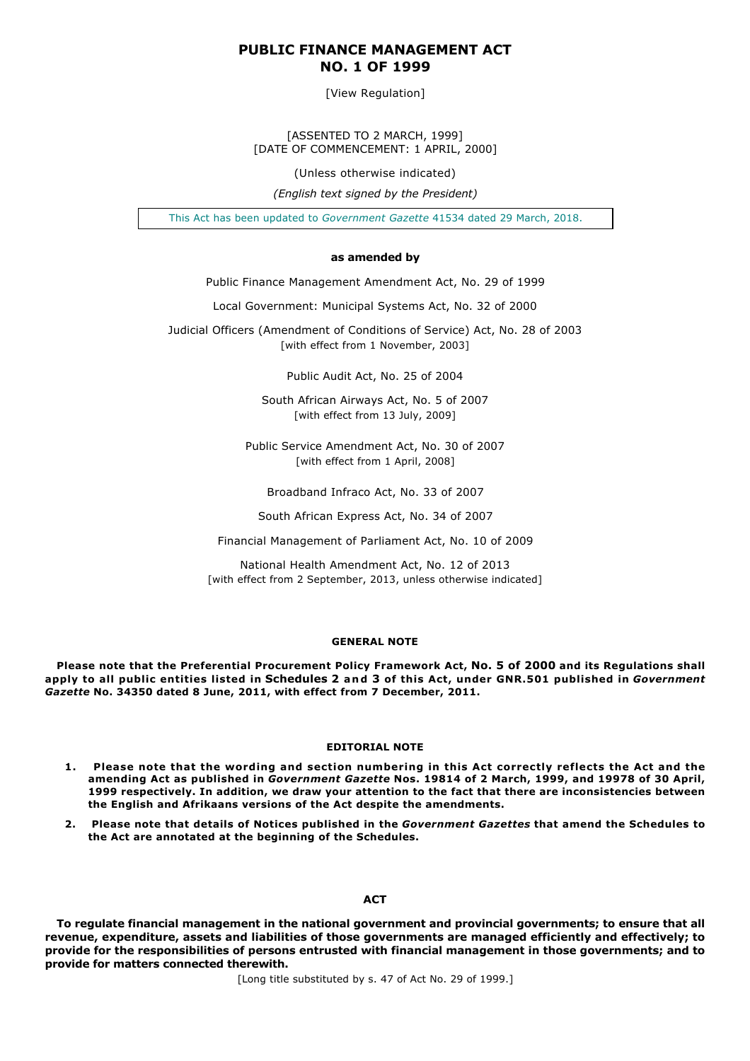# PUBLIC FINANCE MANAGEMENT ACT
# NO. 1 OF 1999

[View Regulation]

[ASSENTED TO 2 MARCH, 1999]
[DATE OF COMMENCEMENT: 1 APRIL, 2000]

(Unless otherwise indicated)

*(English text signed by the President)*

This Act has been updated to *Government Gazette* 41534 dated 29 March, 2018.

**as amended by**

Public Finance Management Amendment Act, No. 29 of 1999

Local Government: Municipal Systems Act, No. 32 of 2000

Judicial Officers (Amendment of Conditions of Service) Act, No. 28 of 2003
[with effect from 1 November, 2003]

Public Audit Act, No. 25 of 2004

South African Airways Act, No. 5 of 2007
[with effect from 13 July, 2009]

Public Service Amendment Act, No. 30 of 2007
[with effect from 1 April, 2008]

Broadband Infraco Act, No. 33 of 2007

South African Express Act, No. 34 of 2007

Financial Management of Parliament Act, No. 10 of 2009

National Health Amendment Act, No. 12 of 2013
[with effect from 2 September, 2013, unless otherwise indicated]

#### GENERAL NOTE

**Please note that the Preferential Procurement Policy Framework Act, No. 5 of 2000 and its Regulations shall apply to all public entities listed in Schedules 2 and 3 of this Act, under GNR.501 published in *Government Gazette* No. 34350 dated 8 June, 2011, with effect from 7 December, 2011.**

#### EDITORIAL NOTE

1. **Please note that the wording and section numbering in this Act correctly reflects the Act and the amending Act as published in *Government Gazette* Nos. 19814 of 2 March, 1999, and 19978 of 30 April, 1999 respectively. In addition, we draw your attention to the fact that there are inconsistencies between the English and Afrikaans versions of the Act despite the amendments.**
2. **Please note that details of Notices published in the *Government Gazettes* that amend the Schedules to the Act are annotated at the beginning of the Schedules.**

## ACT

**To regulate financial management in the national government and provincial governments; to ensure that all revenue, expenditure, assets and liabilities of those governments are managed efficiently and effectively; to provide for the responsibilities of persons entrusted with financial management in those governments; and to provide for matters connected therewith.**

[Long title substituted by s. 47 of Act No. 29 of 1999.]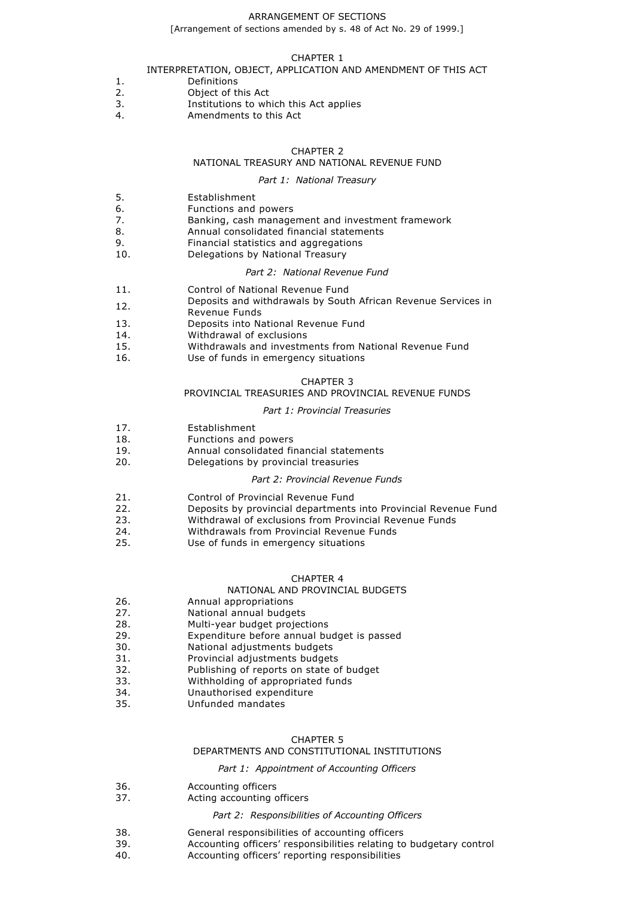# ARRANGEMENT OF SECTIONS

[Arrangement of sections amended by s. 48 of Act No. 29 of 1999.]

## CHAPTER 1

## INTERPRETATION, OBJECT, APPLICATION AND AMENDMENT OF THIS ACT

1. Definitions
2. Object of this Act
3. Institutions to which this Act applies
4. Amendments to this Act

## CHAPTER 2

## NATIONAL TREASURY AND NATIONAL REVENUE FUND

### *Part 1: National Treasury*

5. Establishment
6. Functions and powers
7. Banking, cash management and investment framework
8. Annual consolidated financial statements
9. Financial statistics and aggregations
10. Delegations by National Treasury

### *Part 2: National Revenue Fund*

11. Control of National Revenue Fund
12. Deposits and withdrawals by South African Revenue Services in Revenue Funds
13. Deposits into National Revenue Fund
14. Withdrawal of exclusions
15. Withdrawals and investments from National Revenue Fund
16. Use of funds in emergency situations

## CHAPTER 3

## PROVINCIAL TREASURIES AND PROVINCIAL REVENUE FUNDS

### *Part 1: Provincial Treasuries*

17. Establishment
18. Functions and powers
19. Annual consolidated financial statements
20. Delegations by provincial treasuries

### *Part 2: Provincial Revenue Funds*

21. Control of Provincial Revenue Fund
22. Deposits by provincial departments into Provincial Revenue Fund
23. Withdrawal of exclusions from Provincial Revenue Funds
24. Withdrawals from Provincial Revenue Funds
25. Use of funds in emergency situations

## CHAPTER 4

## NATIONAL AND PROVINCIAL BUDGETS

26. Annual appropriations
27. National annual budgets
28. Multi-year budget projections
29. Expenditure before annual budget is passed
30. National adjustments budgets
31. Provincial adjustments budgets
32. Publishing of reports on state of budget
33. Withholding of appropriated funds
34. Unauthorised expenditure
35. Unfunded mandates

## CHAPTER 5

## DEPARTMENTS AND CONSTITUTIONAL INSTITUTIONS

### *Part 1: Appointment of Accounting Officers*

36. Accounting officers
37. Acting accounting officers

### *Part 2: Responsibilities of Accounting Officers*

38. General responsibilities of accounting officers
39. Accounting officers' responsibilities relating to budgetary control
40. Accounting officers' reporting responsibilities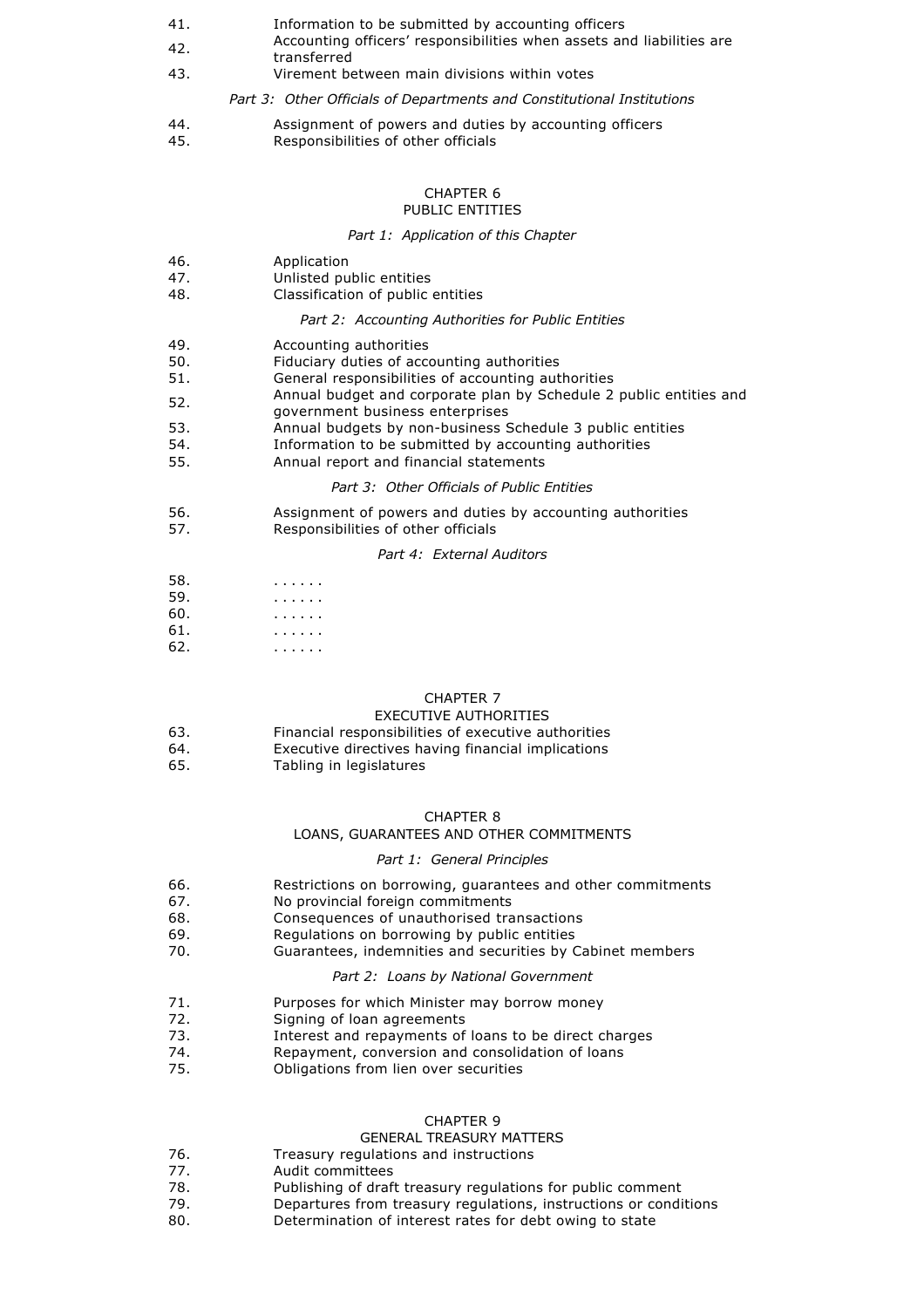41. Information to be submitted by accounting officers
42. Accounting officers' responsibilities when assets and liabilities are transferred
43. Virement between main divisions within votes

*Part 3: Other Officials of Departments and Constitutional Institutions*

44. Assignment of powers and duties by accounting officers
45. Responsibilities of other officials

## CHAPTER 6
## PUBLIC ENTITIES

*Part 1: Application of this Chapter*

46. Application
47. Unlisted public entities
48. Classification of public entities

*Part 2: Accounting Authorities for Public Entities*

49. Accounting authorities
50. Fiduciary duties of accounting authorities
51. General responsibilities of accounting authorities
52. Annual budget and corporate plan by Schedule 2 public entities and government business enterprises
53. Annual budgets by non-business Schedule 3 public entities
54. Information to be submitted by accounting authorities
55. Annual report and financial statements

*Part 3: Other Officials of Public Entities*

56. Assignment of powers and duties by accounting authorities
57. Responsibilities of other officials

*Part 4: External Auditors*

58. . . . . . .
59. . . . . . .
60. . . . . . .
61. . . . . . .
62. . . . . . .

## CHAPTER 7
## EXECUTIVE AUTHORITIES

63. Financial responsibilities of executive authorities
64. Executive directives having financial implications
65. Tabling in legislatures

## CHAPTER 8
## LOANS, GUARANTEES AND OTHER COMMITMENTS

*Part 1: General Principles*

66. Restrictions on borrowing, guarantees and other commitments
67. No provincial foreign commitments
68. Consequences of unauthorised transactions
69. Regulations on borrowing by public entities
70. Guarantees, indemnities and securities by Cabinet members

*Part 2: Loans by National Government*

71. Purposes for which Minister may borrow money
72. Signing of loan agreements
73. Interest and repayments of loans to be direct charges
74. Repayment, conversion and consolidation of loans
75. Obligations from lien over securities

## CHAPTER 9
## GENERAL TREASURY MATTERS

76. Treasury regulations and instructions
77. Audit committees
78. Publishing of draft treasury regulations for public comment
79. Departures from treasury regulations, instructions or conditions
80. Determination of interest rates for debt owing to state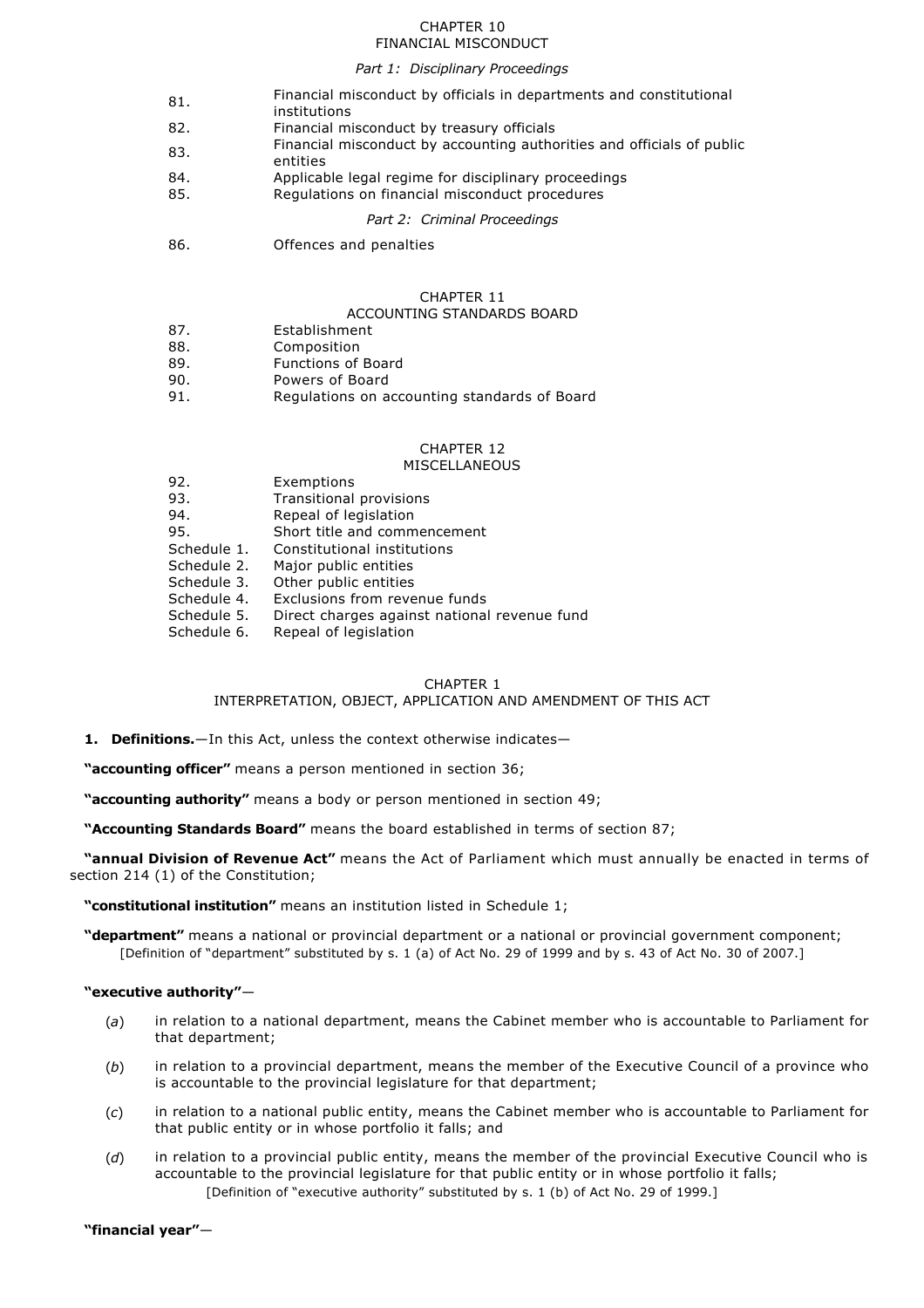CHAPTER 10
FINANCIAL MISCONDUCT

*Part 1: Disciplinary Proceedings*

81. Financial misconduct by officials in departments and constitutional institutions
82. Financial misconduct by treasury officials
83. Financial misconduct by accounting authorities and officials of public entities
84. Applicable legal regime for disciplinary proceedings
85. Regulations on financial misconduct procedures

*Part 2: Criminal Proceedings*

86. Offences and penalties

CHAPTER 11
ACCOUNTING STANDARDS BOARD

87. Establishment
88. Composition
89. Functions of Board
90. Powers of Board
91. Regulations on accounting standards of Board

CHAPTER 12
MISCELLANEOUS

92. Exemptions
93. Transitional provisions
94. Repeal of legislation
95. Short title and commencement

Schedule 1. Constitutional institutions
Schedule 2. Major public entities
Schedule 3. Other public entities
Schedule 4. Exclusions from revenue funds
Schedule 5. Direct charges against national revenue fund
Schedule 6. Repeal of legislation

CHAPTER 1
INTERPRETATION, OBJECT, APPLICATION AND AMENDMENT OF THIS ACT

**1. Definitions.**—In this Act, unless the context otherwise indicates—

**"accounting officer"** means a person mentioned in section 36;

**"accounting authority"** means a body or person mentioned in section 49;

**"Accounting Standards Board"** means the board established in terms of section 87;

**"annual Division of Revenue Act"** means the Act of Parliament which must annually be enacted in terms of section 214 (1) of the Constitution;

**"constitutional institution"** means an institution listed in Schedule 1;

**"department"** means a national or provincial department or a national or provincial government component;
[Definition of "department" substituted by s. 1 (a) of Act No. 29 of 1999 and by s. 43 of Act No. 30 of 2007.]

**"executive authority"**—

(*a*) in relation to a national department, means the Cabinet member who is accountable to Parliament for that department;

(*b*) in relation to a provincial department, means the member of the Executive Council of a province who is accountable to the provincial legislature for that department;

(*c*) in relation to a national public entity, means the Cabinet member who is accountable to Parliament for that public entity or in whose portfolio it falls; and

(*d*) in relation to a provincial public entity, means the member of the provincial Executive Council who is accountable to the provincial legislature for that public entity or in whose portfolio it falls;
[Definition of "executive authority" substituted by s. 1 (b) of Act No. 29 of 1999.]

**"financial year"**—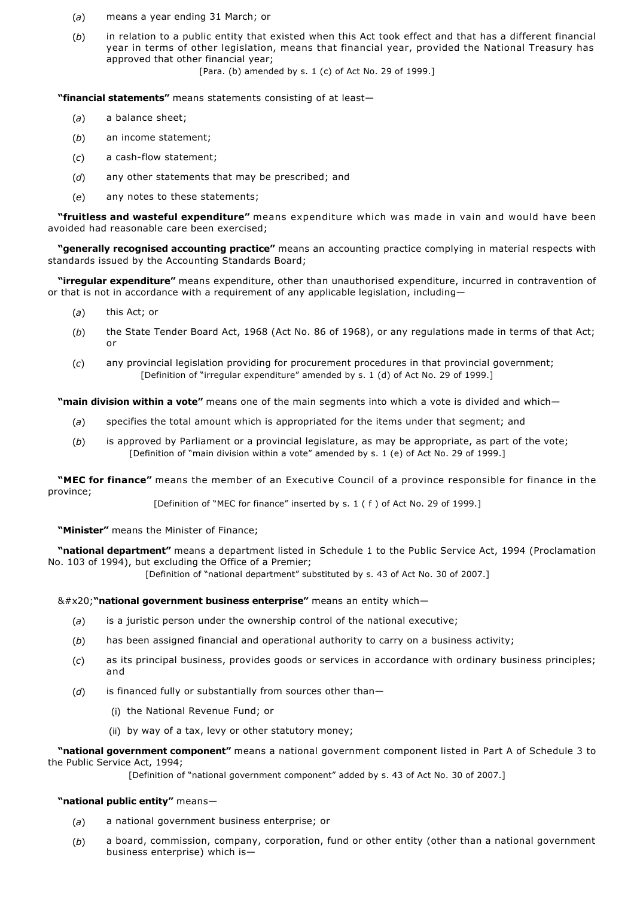(*a*) means a year ending 31 March; or

(*b*) in relation to a public entity that existed when this Act took effect and that has a different financial year in terms of other legislation, means that financial year, provided the National Treasury has approved that other financial year;

[Para. (b) amended by s. 1 (c) of Act No. 29 of 1999.]

**"financial statements"** means statements consisting of at least—

(*a*) a balance sheet;

(*b*) an income statement;

(*c*) a cash-flow statement;

(*d*) any other statements that may be prescribed; and

(*e*) any notes to these statements;

**"fruitless and wasteful expenditure"** means expenditure which was made in vain and would have been avoided had reasonable care been exercised;

**"generally recognised accounting practice"** means an accounting practice complying in material respects with standards issued by the Accounting Standards Board;

**"irregular expenditure"** means expenditure, other than unauthorised expenditure, incurred in contravention of or that is not in accordance with a requirement of any applicable legislation, including—

(*a*) this Act; or

(*b*) the State Tender Board Act, 1968 (Act No. 86 of 1968), or any regulations made in terms of that Act; or

(*c*) any provincial legislation providing for procurement procedures in that provincial government;

[Definition of "irregular expenditure" amended by s. 1 (d) of Act No. 29 of 1999.]

**"main division within a vote"** means one of the main segments into which a vote is divided and which—

(*a*) specifies the total amount which is appropriated for the items under that segment; and

(*b*) is approved by Parliament or a provincial legislature, as may be appropriate, as part of the vote;

[Definition of "main division within a vote" amended by s. 1 (e) of Act No. 29 of 1999.]

**"MEC for finance"** means the member of an Executive Council of a province responsible for finance in the province;

[Definition of "MEC for finance" inserted by s. 1 ( f ) of Act No. 29 of 1999.]

**"Minister"** means the Minister of Finance;

**"national department"** means a department listed in Schedule 1 to the Public Service Act, 1994 (Proclamation No. 103 of 1994), but excluding the Office of a Premier;

[Definition of "national department" substituted by s. 43 of Act No. 30 of 2007.]

&#x20;**"national government business enterprise"** means an entity which—

(*a*) is a juristic person under the ownership control of the national executive;

(*b*) has been assigned financial and operational authority to carry on a business activity;

(*c*) as its principal business, provides goods or services in accordance with ordinary business principles; and

(*d*) is financed fully or substantially from sources other than—

(i) the National Revenue Fund; or

(ii) by way of a tax, levy or other statutory money;

**"national government component"** means a national government component listed in Part A of Schedule 3 to the Public Service Act, 1994;

[Definition of "national government component" added by s. 43 of Act No. 30 of 2007.]

**"national public entity"** means—

(*a*) a national government business enterprise; or

(*b*) a board, commission, company, corporation, fund or other entity (other than a national government business enterprise) which is—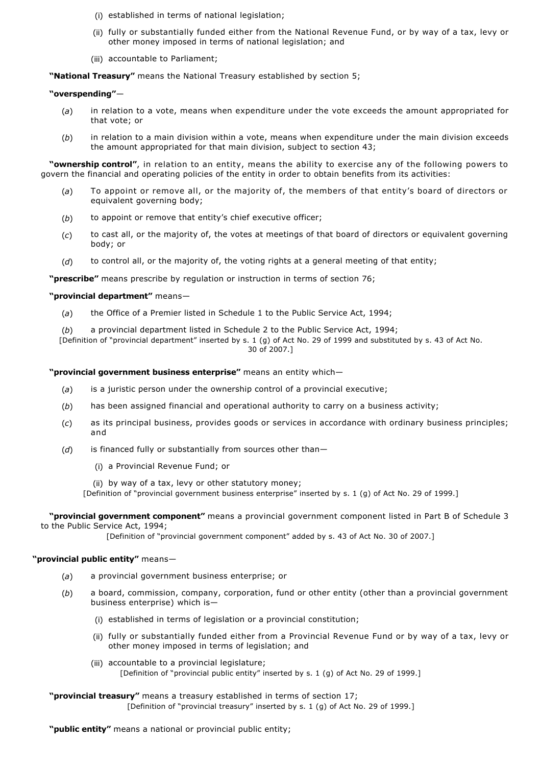(i) established in terms of national legislation;

(ii) fully or substantially funded either from the National Revenue Fund, or by way of a tax, levy or other money imposed in terms of national legislation; and

(iii) accountable to Parliament;

**"National Treasury"** means the National Treasury established by section 5;

**"overspending"**—

(*a*) in relation to a vote, means when expenditure under the vote exceeds the amount appropriated for that vote; or

(*b*) in relation to a main division within a vote, means when expenditure under the main division exceeds the amount appropriated for that main division, subject to section 43;

**"ownership control"**, in relation to an entity, means the ability to exercise any of the following powers to govern the financial and operating policies of the entity in order to obtain benefits from its activities:

(*a*) To appoint or remove all, or the majority of, the members of that entity's board of directors or equivalent governing body;

(*b*) to appoint or remove that entity's chief executive officer;

(*c*) to cast all, or the majority of, the votes at meetings of that board of directors or equivalent governing body; or

(*d*) to control all, or the majority of, the voting rights at a general meeting of that entity;

**"prescribe"** means prescribe by regulation or instruction in terms of section 76;

**"provincial department"** means—

(*a*) the Office of a Premier listed in Schedule 1 to the Public Service Act, 1994;

(*b*) a provincial department listed in Schedule 2 to the Public Service Act, 1994;

[Definition of "provincial department" inserted by s. 1 (g) of Act No. 29 of 1999 and substituted by s. 43 of Act No. 30 of 2007.]

**"provincial government business enterprise"** means an entity which—

(*a*) is a juristic person under the ownership control of a provincial executive;

(*b*) has been assigned financial and operational authority to carry on a business activity;

(*c*) as its principal business, provides goods or services in accordance with ordinary business principles; and

(*d*) is financed fully or substantially from sources other than—

(i) a Provincial Revenue Fund; or

(ii) by way of a tax, levy or other statutory money;

[Definition of "provincial government business enterprise" inserted by s. 1 (g) of Act No. 29 of 1999.]

**"provincial government component"** means a provincial government component listed in Part B of Schedule 3 to the Public Service Act, 1994;

[Definition of "provincial government component" added by s. 43 of Act No. 30 of 2007.]

**"provincial public entity"** means—

(*a*) a provincial government business enterprise; or

(*b*) a board, commission, company, corporation, fund or other entity (other than a provincial government business enterprise) which is—

(i) established in terms of legislation or a provincial constitution;

(ii) fully or substantially funded either from a Provincial Revenue Fund or by way of a tax, levy or other money imposed in terms of legislation; and

(iii) accountable to a provincial legislature;

[Definition of "provincial public entity" inserted by s. 1 (g) of Act No. 29 of 1999.]

**"provincial treasury"** means a treasury established in terms of section 17;

[Definition of "provincial treasury" inserted by s. 1 (g) of Act No. 29 of 1999.]

**"public entity"** means a national or provincial public entity;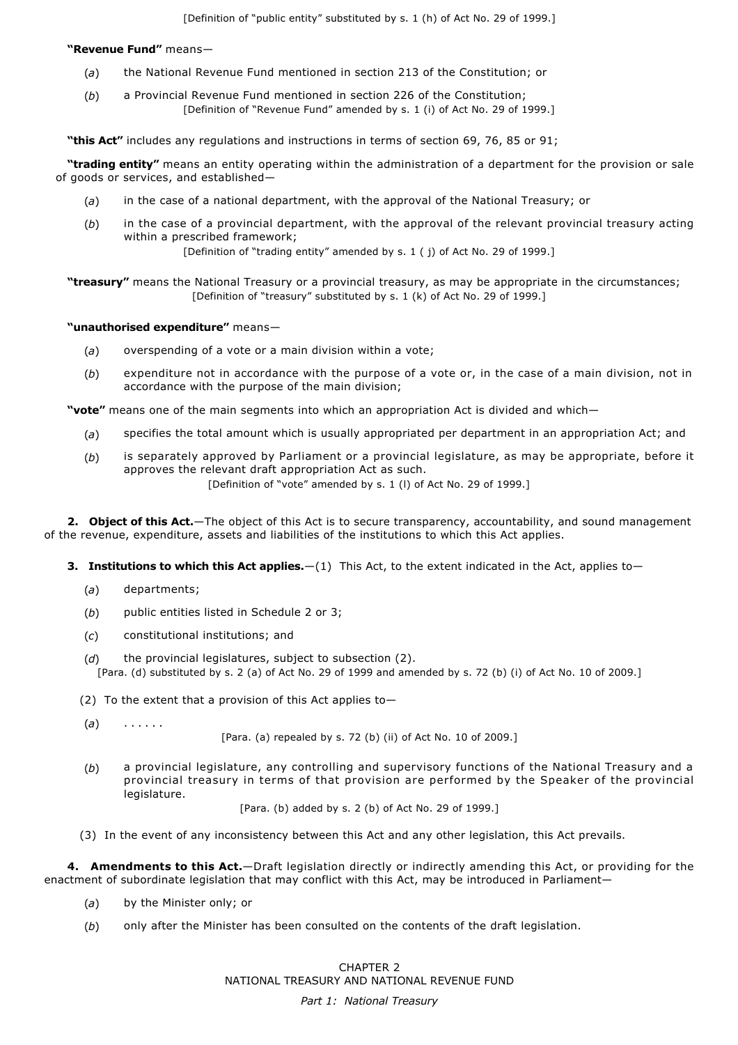[Definition of "public entity" substituted by s. 1 (h) of Act No. 29 of 1999.]

**"Revenue Fund"** means—

(*a*) the National Revenue Fund mentioned in section 213 of the Constitution; or

(*b*) a Provincial Revenue Fund mentioned in section 226 of the Constitution;

[Definition of "Revenue Fund" amended by s. 1 (i) of Act No. 29 of 1999.]

**"this Act"** includes any regulations and instructions in terms of section 69, 76, 85 or 91;

**"trading entity"** means an entity operating within the administration of a department for the provision or sale of goods or services, and established—

(*a*) in the case of a national department, with the approval of the National Treasury; or

(*b*) in the case of a provincial department, with the approval of the relevant provincial treasury acting within a prescribed framework;

[Definition of "trading entity" amended by s. 1 ( j) of Act No. 29 of 1999.]

**"treasury"** means the National Treasury or a provincial treasury, as may be appropriate in the circumstances;

[Definition of "treasury" substituted by s. 1 (k) of Act No. 29 of 1999.]

**"unauthorised expenditure"** means—

(*a*) overspending of a vote or a main division within a vote;

(*b*) expenditure not in accordance with the purpose of a vote or, in the case of a main division, not in accordance with the purpose of the main division;

**"vote"** means one of the main segments into which an appropriation Act is divided and which—

(*a*) specifies the total amount which is usually appropriated per department in an appropriation Act; and

(*b*) is separately approved by Parliament or a provincial legislature, as may be appropriate, before it approves the relevant draft appropriation Act as such.

[Definition of "vote" amended by s. 1 (l) of Act No. 29 of 1999.]

**2. Object of this Act.**—The object of this Act is to secure transparency, accountability, and sound management of the revenue, expenditure, assets and liabilities of the institutions to which this Act applies.

**3. Institutions to which this Act applies.**—(1) This Act, to the extent indicated in the Act, applies to—

(*a*) departments;

(*b*) public entities listed in Schedule 2 or 3;

(*c*) constitutional institutions; and

(*d*) the provincial legislatures, subject to subsection (2).

[Para. (d) substituted by s. 2 (a) of Act No. 29 of 1999 and amended by s. 72 (b) (i) of Act No. 10 of 2009.]

(2) To the extent that a provision of this Act applies to—

(*a*) . . . . . .

[Para. (a) repealed by s. 72 (b) (ii) of Act No. 10 of 2009.]

(*b*) a provincial legislature, any controlling and supervisory functions of the National Treasury and a provincial treasury in terms of that provision are performed by the Speaker of the provincial legislature.

[Para. (b) added by s. 2 (b) of Act No. 29 of 1999.]

(3) In the event of any inconsistency between this Act and any other legislation, this Act prevails.

**4. Amendments to this Act.**—Draft legislation directly or indirectly amending this Act, or providing for the enactment of subordinate legislation that may conflict with this Act, may be introduced in Parliament—

(*a*) by the Minister only; or

(*b*) only after the Minister has been consulted on the contents of the draft legislation.

## CHAPTER 2
## NATIONAL TREASURY AND NATIONAL REVENUE FUND

### *Part 1: National Treasury*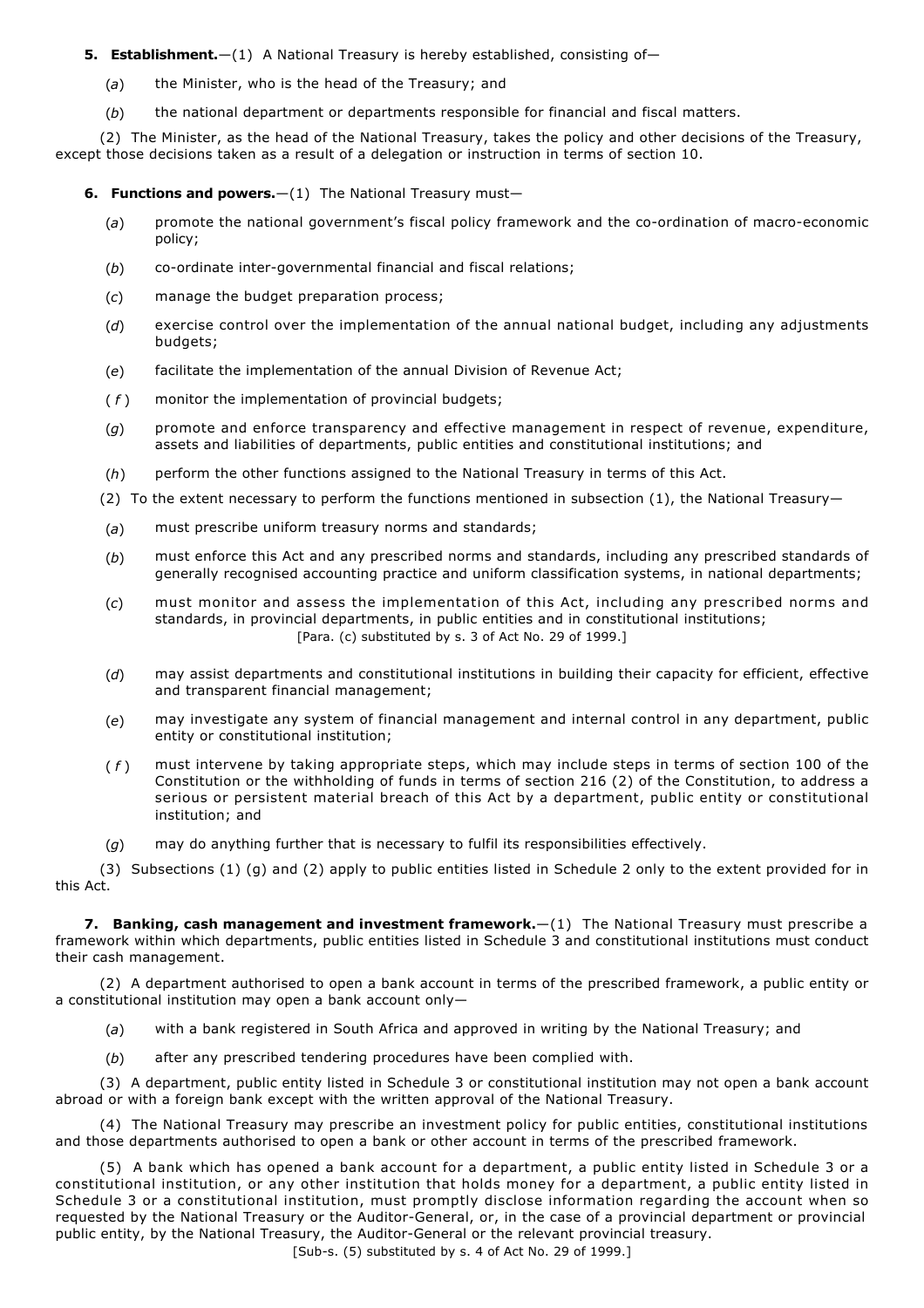**5. Establishment.**—(1) A National Treasury is hereby established, consisting of—

(*a*) the Minister, who is the head of the Treasury; and

(*b*) the national department or departments responsible for financial and fiscal matters.

(2) The Minister, as the head of the National Treasury, takes the policy and other decisions of the Treasury, except those decisions taken as a result of a delegation or instruction in terms of section 10.

**6. Functions and powers.**—(1) The National Treasury must—

(*a*) promote the national government's fiscal policy framework and the co-ordination of macro-economic policy;

(*b*) co-ordinate inter-governmental financial and fiscal relations;

(*c*) manage the budget preparation process;

(*d*) exercise control over the implementation of the annual national budget, including any adjustments budgets;

(*e*) facilitate the implementation of the annual Division of Revenue Act;

(*f*) monitor the implementation of provincial budgets;

(*g*) promote and enforce transparency and effective management in respect of revenue, expenditure, assets and liabilities of departments, public entities and constitutional institutions; and

(*h*) perform the other functions assigned to the National Treasury in terms of this Act.

(2) To the extent necessary to perform the functions mentioned in subsection (1), the National Treasury—

(*a*) must prescribe uniform treasury norms and standards;

(*b*) must enforce this Act and any prescribed norms and standards, including any prescribed standards of generally recognised accounting practice and uniform classification systems, in national departments;

(*c*) must monitor and assess the implementation of this Act, including any prescribed norms and standards, in provincial departments, in public entities and in constitutional institutions;
[Para. (c) substituted by s. 3 of Act No. 29 of 1999.]

(*d*) may assist departments and constitutional institutions in building their capacity for efficient, effective and transparent financial management;

(*e*) may investigate any system of financial management and internal control in any department, public entity or constitutional institution;

(*f*) must intervene by taking appropriate steps, which may include steps in terms of section 100 of the Constitution or the withholding of funds in terms of section 216 (2) of the Constitution, to address a serious or persistent material breach of this Act by a department, public entity or constitutional institution; and

(*g*) may do anything further that is necessary to fulfil its responsibilities effectively.

(3) Subsections (1) (g) and (2) apply to public entities listed in Schedule 2 only to the extent provided for in this Act.

**7. Banking, cash management and investment framework.**—(1) The National Treasury must prescribe a framework within which departments, public entities listed in Schedule 3 and constitutional institutions must conduct their cash management.

(2) A department authorised to open a bank account in terms of the prescribed framework, a public entity or a constitutional institution may open a bank account only—

(*a*) with a bank registered in South Africa and approved in writing by the National Treasury; and

(*b*) after any prescribed tendering procedures have been complied with.

(3) A department, public entity listed in Schedule 3 or constitutional institution may not open a bank account abroad or with a foreign bank except with the written approval of the National Treasury.

(4) The National Treasury may prescribe an investment policy for public entities, constitutional institutions and those departments authorised to open a bank or other account in terms of the prescribed framework.

(5) A bank which has opened a bank account for a department, a public entity listed in Schedule 3 or a constitutional institution, or any other institution that holds money for a department, a public entity listed in Schedule 3 or a constitutional institution, must promptly disclose information regarding the account when so requested by the National Treasury or the Auditor-General, or, in the case of a provincial department or provincial public entity, by the National Treasury, the Auditor-General or the relevant provincial treasury.
[Sub-s. (5) substituted by s. 4 of Act No. 29 of 1999.]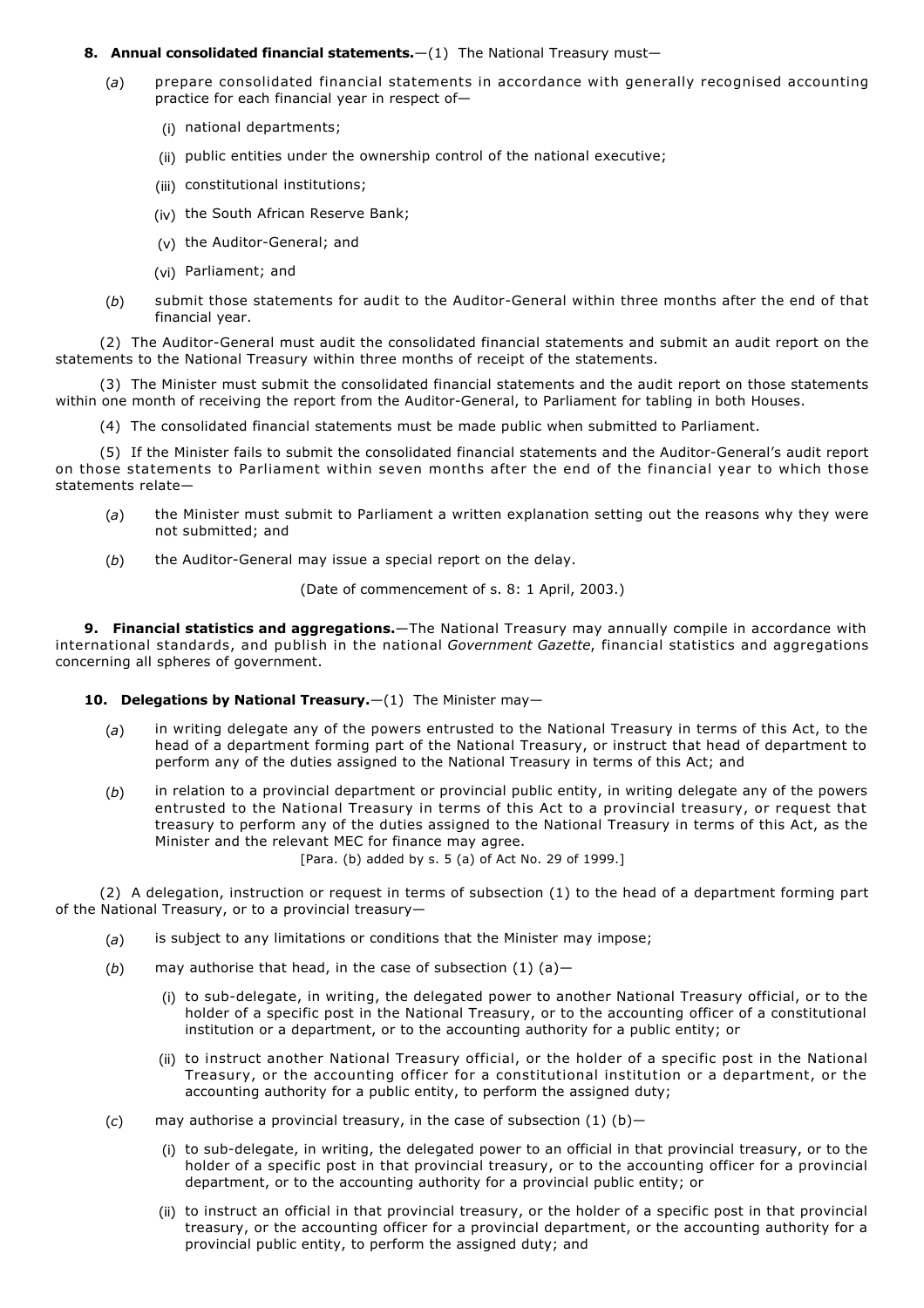**8. Annual consolidated financial statements.**—(1) The National Treasury must—

(*a*) prepare consolidated financial statements in accordance with generally recognised accounting practice for each financial year in respect of—

(i) national departments;

(ii) public entities under the ownership control of the national executive;

(iii) constitutional institutions;

(iv) the South African Reserve Bank;

(v) the Auditor-General; and

(vi) Parliament; and

(*b*) submit those statements for audit to the Auditor-General within three months after the end of that financial year.

(2) The Auditor-General must audit the consolidated financial statements and submit an audit report on the statements to the National Treasury within three months of receipt of the statements.

(3) The Minister must submit the consolidated financial statements and the audit report on those statements within one month of receiving the report from the Auditor-General, to Parliament for tabling in both Houses.

(4) The consolidated financial statements must be made public when submitted to Parliament.

(5) If the Minister fails to submit the consolidated financial statements and the Auditor-General's audit report on those statements to Parliament within seven months after the end of the financial year to which those statements relate—

(*a*) the Minister must submit to Parliament a written explanation setting out the reasons why they were not submitted; and

(*b*) the Auditor-General may issue a special report on the delay.

(Date of commencement of s. 8: 1 April, 2003.)

**9. Financial statistics and aggregations.**—The National Treasury may annually compile in accordance with international standards, and publish in the national *Government Gazette*, financial statistics and aggregations concerning all spheres of government.

**10. Delegations by National Treasury.**—(1) The Minister may—

(*a*) in writing delegate any of the powers entrusted to the National Treasury in terms of this Act, to the head of a department forming part of the National Treasury, or instruct that head of department to perform any of the duties assigned to the National Treasury in terms of this Act; and

(*b*) in relation to a provincial department or provincial public entity, in writing delegate any of the powers entrusted to the National Treasury in terms of this Act to a provincial treasury, or request that treasury to perform any of the duties assigned to the National Treasury in terms of this Act, as the Minister and the relevant MEC for finance may agree.

[Para. (b) added by s. 5 (a) of Act No. 29 of 1999.]

(2) A delegation, instruction or request in terms of subsection (1) to the head of a department forming part of the National Treasury, or to a provincial treasury—

(*a*) is subject to any limitations or conditions that the Minister may impose;

(*b*) may authorise that head, in the case of subsection (1) (a)—

(i) to sub-delegate, in writing, the delegated power to another National Treasury official, or to the holder of a specific post in the National Treasury, or to the accounting officer of a constitutional institution or a department, or to the accounting authority for a public entity; or

(ii) to instruct another National Treasury official, or the holder of a specific post in the National Treasury, or the accounting officer for a constitutional institution or a department, or the accounting authority for a public entity, to perform the assigned duty;

(*c*) may authorise a provincial treasury, in the case of subsection (1) (b)—

(i) to sub-delegate, in writing, the delegated power to an official in that provincial treasury, or to the holder of a specific post in that provincial treasury, or to the accounting officer for a provincial department, or to the accounting authority for a provincial public entity; or

(ii) to instruct an official in that provincial treasury, or the holder of a specific post in that provincial treasury, or the accounting officer for a provincial department, or the accounting authority for a provincial public entity, to perform the assigned duty; and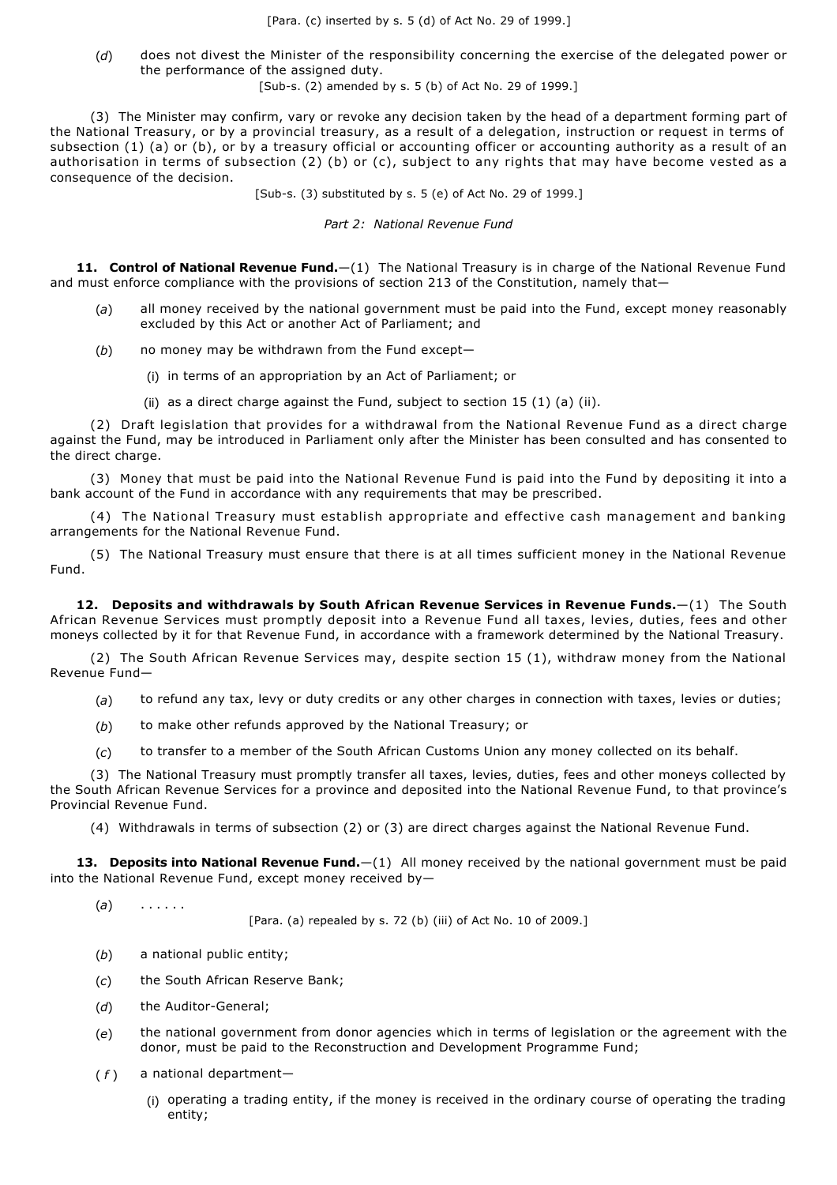[Para. (c) inserted by s. 5 (d) of Act No. 29 of 1999.]

(*d*) does not divest the Minister of the responsibility concerning the exercise of the delegated power or the performance of the assigned duty.

[Sub-s. (2) amended by s. 5 (b) of Act No. 29 of 1999.]

(3) The Minister may confirm, vary or revoke any decision taken by the head of a department forming part of the National Treasury, or by a provincial treasury, as a result of a delegation, instruction or request in terms of subsection (1) (a) or (b), or by a treasury official or accounting officer or accounting authority as a result of an authorisation in terms of subsection (2) (b) or (c), subject to any rights that may have become vested as a consequence of the decision.

[Sub-s. (3) substituted by s. 5 (e) of Act No. 29 of 1999.]

*Part 2: National Revenue Fund*

**11. Control of National Revenue Fund.**—(1) The National Treasury is in charge of the National Revenue Fund and must enforce compliance with the provisions of section 213 of the Constitution, namely that—

(*a*) all money received by the national government must be paid into the Fund, except money reasonably excluded by this Act or another Act of Parliament; and

(*b*) no money may be withdrawn from the Fund except—

(i) in terms of an appropriation by an Act of Parliament; or

(ii) as a direct charge against the Fund, subject to section 15 (1) (a) (ii).

(2) Draft legislation that provides for a withdrawal from the National Revenue Fund as a direct charge against the Fund, may be introduced in Parliament only after the Minister has been consulted and has consented to the direct charge.

(3) Money that must be paid into the National Revenue Fund is paid into the Fund by depositing it into a bank account of the Fund in accordance with any requirements that may be prescribed.

(4) The National Treasury must establish appropriate and effective cash management and banking arrangements for the National Revenue Fund.

(5) The National Treasury must ensure that there is at all times sufficient money in the National Revenue Fund.

**12. Deposits and withdrawals by South African Revenue Services in Revenue Funds.**—(1) The South African Revenue Services must promptly deposit into a Revenue Fund all taxes, levies, duties, fees and other moneys collected by it for that Revenue Fund, in accordance with a framework determined by the National Treasury.

(2) The South African Revenue Services may, despite section 15 (1), withdraw money from the National Revenue Fund—

(*a*) to refund any tax, levy or duty credits or any other charges in connection with taxes, levies or duties;

(*b*) to make other refunds approved by the National Treasury; or

(*c*) to transfer to a member of the South African Customs Union any money collected on its behalf.

(3) The National Treasury must promptly transfer all taxes, levies, duties, fees and other moneys collected by the South African Revenue Services for a province and deposited into the National Revenue Fund, to that province's Provincial Revenue Fund.

(4) Withdrawals in terms of subsection (2) or (3) are direct charges against the National Revenue Fund.

**13. Deposits into National Revenue Fund.**—(1) All money received by the national government must be paid into the National Revenue Fund, except money received by—

(*a*) . . . . . .

[Para. (a) repealed by s. 72 (b) (iii) of Act No. 10 of 2009.]

(*b*) a national public entity;

(*c*) the South African Reserve Bank;

(*d*) the Auditor-General;

(*e*) the national government from donor agencies which in terms of legislation or the agreement with the donor, must be paid to the Reconstruction and Development Programme Fund;

(*f*) a national department—

(i) operating a trading entity, if the money is received in the ordinary course of operating the trading entity;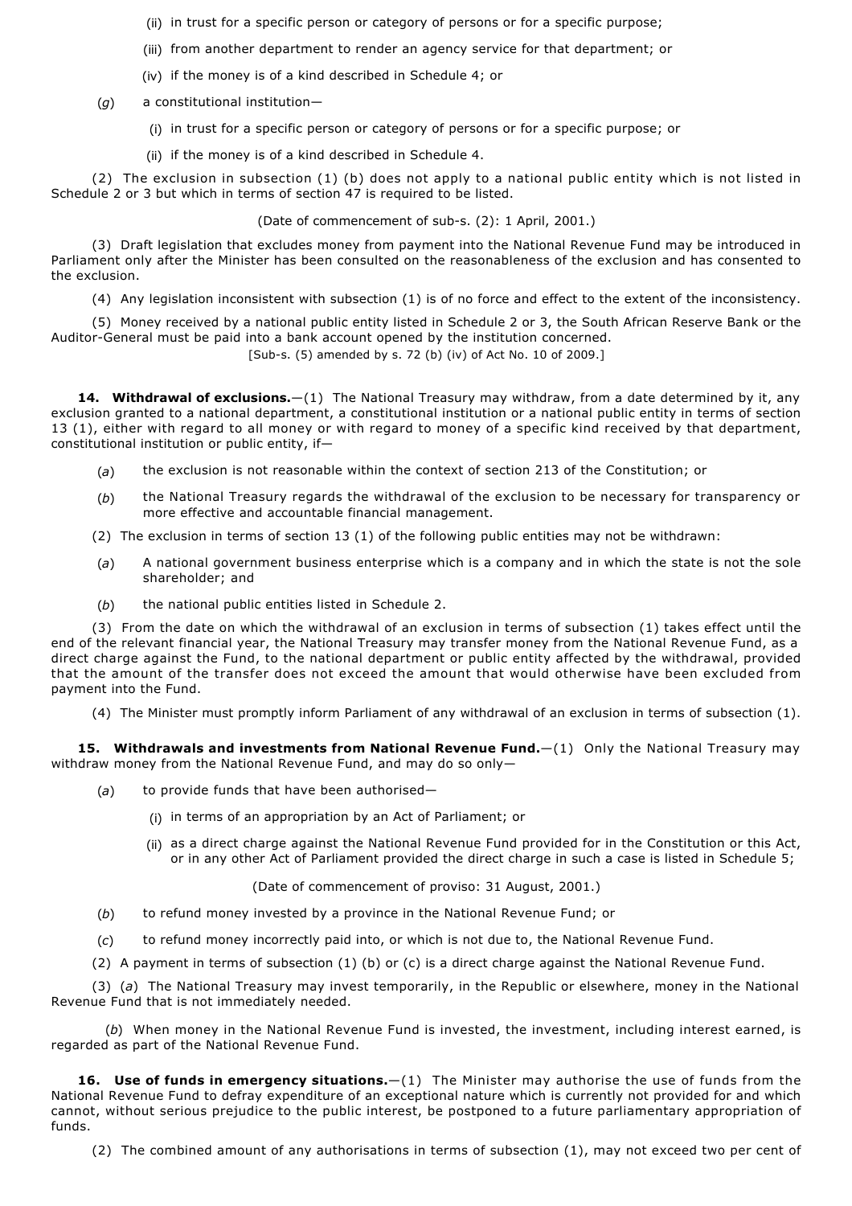(ii) in trust for a specific person or category of persons or for a specific purpose;

(iii) from another department to render an agency service for that department; or

(iv) if the money is of a kind described in Schedule 4; or

(*g*) a constitutional institution—

(i) in trust for a specific person or category of persons or for a specific purpose; or

(ii) if the money is of a kind described in Schedule 4.

(2) The exclusion in subsection (1) (b) does not apply to a national public entity which is not listed in Schedule 2 or 3 but which in terms of section 47 is required to be listed.

(Date of commencement of sub-s. (2): 1 April, 2001.)

(3) Draft legislation that excludes money from payment into the National Revenue Fund may be introduced in Parliament only after the Minister has been consulted on the reasonableness of the exclusion and has consented to the exclusion.

(4) Any legislation inconsistent with subsection (1) is of no force and effect to the extent of the inconsistency.

(5) Money received by a national public entity listed in Schedule 2 or 3, the South African Reserve Bank or the Auditor-General must be paid into a bank account opened by the institution concerned.

[Sub-s. (5) amended by s. 72 (b) (iv) of Act No. 10 of 2009.]

**14. Withdrawal of exclusions.**—(1) The National Treasury may withdraw, from a date determined by it, any exclusion granted to a national department, a constitutional institution or a national public entity in terms of section 13 (1), either with regard to all money or with regard to money of a specific kind received by that department, constitutional institution or public entity, if—

(*a*) the exclusion is not reasonable within the context of section 213 of the Constitution; or

(*b*) the National Treasury regards the withdrawal of the exclusion to be necessary for transparency or more effective and accountable financial management.

(2) The exclusion in terms of section 13 (1) of the following public entities may not be withdrawn:

(*a*) A national government business enterprise which is a company and in which the state is not the sole shareholder; and

(*b*) the national public entities listed in Schedule 2.

(3) From the date on which the withdrawal of an exclusion in terms of subsection (1) takes effect until the end of the relevant financial year, the National Treasury may transfer money from the National Revenue Fund, as a direct charge against the Fund, to the national department or public entity affected by the withdrawal, provided that the amount of the transfer does not exceed the amount that would otherwise have been excluded from payment into the Fund.

(4) The Minister must promptly inform Parliament of any withdrawal of an exclusion in terms of subsection (1).

**15. Withdrawals and investments from National Revenue Fund.**—(1) Only the National Treasury may withdraw money from the National Revenue Fund, and may do so only—

(*a*) to provide funds that have been authorised—

(i) in terms of an appropriation by an Act of Parliament; or

(ii) as a direct charge against the National Revenue Fund provided for in the Constitution or this Act, or in any other Act of Parliament provided the direct charge in such a case is listed in Schedule 5;

(Date of commencement of proviso: 31 August, 2001.)

(*b*) to refund money invested by a province in the National Revenue Fund; or

(*c*) to refund money incorrectly paid into, or which is not due to, the National Revenue Fund.

(2) A payment in terms of subsection (1) (b) or (c) is a direct charge against the National Revenue Fund.

(3) (*a*) The National Treasury may invest temporarily, in the Republic or elsewhere, money in the National Revenue Fund that is not immediately needed.

(*b*) When money in the National Revenue Fund is invested, the investment, including interest earned, is regarded as part of the National Revenue Fund.

**16. Use of funds in emergency situations.**—(1) The Minister may authorise the use of funds from the National Revenue Fund to defray expenditure of an exceptional nature which is currently not provided for and which cannot, without serious prejudice to the public interest, be postponed to a future parliamentary appropriation of funds.

(2) The combined amount of any authorisations in terms of subsection (1), may not exceed two per cent of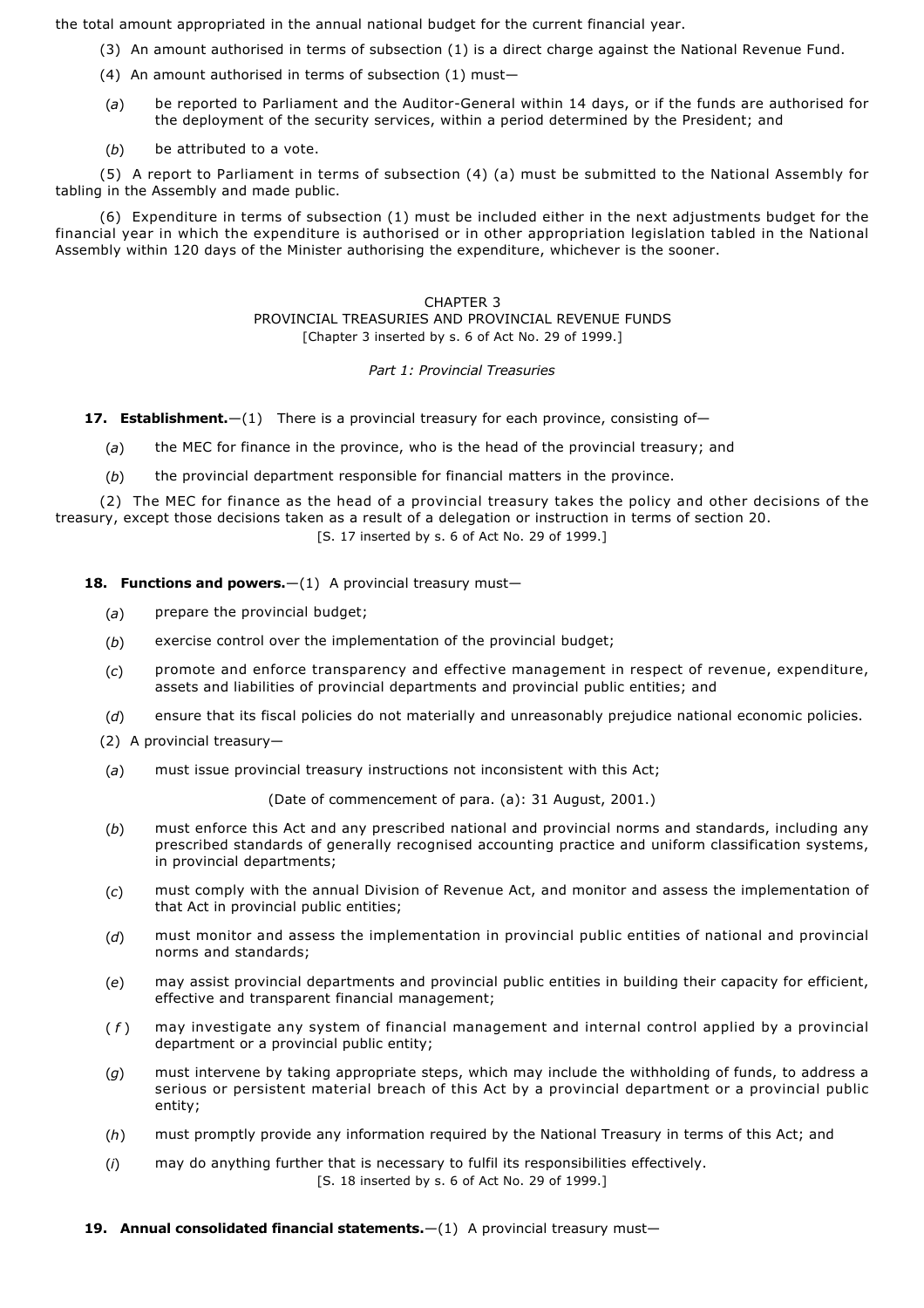the total amount appropriated in the annual national budget for the current financial year.

(3) An amount authorised in terms of subsection (1) is a direct charge against the National Revenue Fund.

(4) An amount authorised in terms of subsection (1) must—

(*a*) be reported to Parliament and the Auditor-General within 14 days, or if the funds are authorised for the deployment of the security services, within a period determined by the President; and

(*b*) be attributed to a vote.

(5) A report to Parliament in terms of subsection (4) (a) must be submitted to the National Assembly for tabling in the Assembly and made public.

(6) Expenditure in terms of subsection (1) must be included either in the next adjustments budget for the financial year in which the expenditure is authorised or in other appropriation legislation tabled in the National Assembly within 120 days of the Minister authorising the expenditure, whichever is the sooner.

## CHAPTER 3
## PROVINCIAL TREASURIES AND PROVINCIAL REVENUE FUNDS

[Chapter 3 inserted by s. 6 of Act No. 29 of 1999.]

*Part 1: Provincial Treasuries*

**17. Establishment.**—(1) There is a provincial treasury for each province, consisting of—

(*a*) the MEC for finance in the province, who is the head of the provincial treasury; and

(*b*) the provincial department responsible for financial matters in the province.

(2) The MEC for finance as the head of a provincial treasury takes the policy and other decisions of the treasury, except those decisions taken as a result of a delegation or instruction in terms of section 20.

[S. 17 inserted by s. 6 of Act No. 29 of 1999.]

**18. Functions and powers.**—(1) A provincial treasury must—

(*a*) prepare the provincial budget;

(*b*) exercise control over the implementation of the provincial budget;

(*c*) promote and enforce transparency and effective management in respect of revenue, expenditure, assets and liabilities of provincial departments and provincial public entities; and

(*d*) ensure that its fiscal policies do not materially and unreasonably prejudice national economic policies.

(2) A provincial treasury—

(*a*) must issue provincial treasury instructions not inconsistent with this Act;

(Date of commencement of para. (a): 31 August, 2001.)

(*b*) must enforce this Act and any prescribed national and provincial norms and standards, including any prescribed standards of generally recognised accounting practice and uniform classification systems, in provincial departments;

(*c*) must comply with the annual Division of Revenue Act, and monitor and assess the implementation of that Act in provincial public entities;

(*d*) must monitor and assess the implementation in provincial public entities of national and provincial norms and standards;

(*e*) may assist provincial departments and provincial public entities in building their capacity for efficient, effective and transparent financial management;

(*f*) may investigate any system of financial management and internal control applied by a provincial department or a provincial public entity;

(*g*) must intervene by taking appropriate steps, which may include the withholding of funds, to address a serious or persistent material breach of this Act by a provincial department or a provincial public entity;

(*h*) must promptly provide any information required by the National Treasury in terms of this Act; and

(*i*) may do anything further that is necessary to fulfil its responsibilities effectively.

[S. 18 inserted by s. 6 of Act No. 29 of 1999.]

**19. Annual consolidated financial statements.**—(1) A provincial treasury must—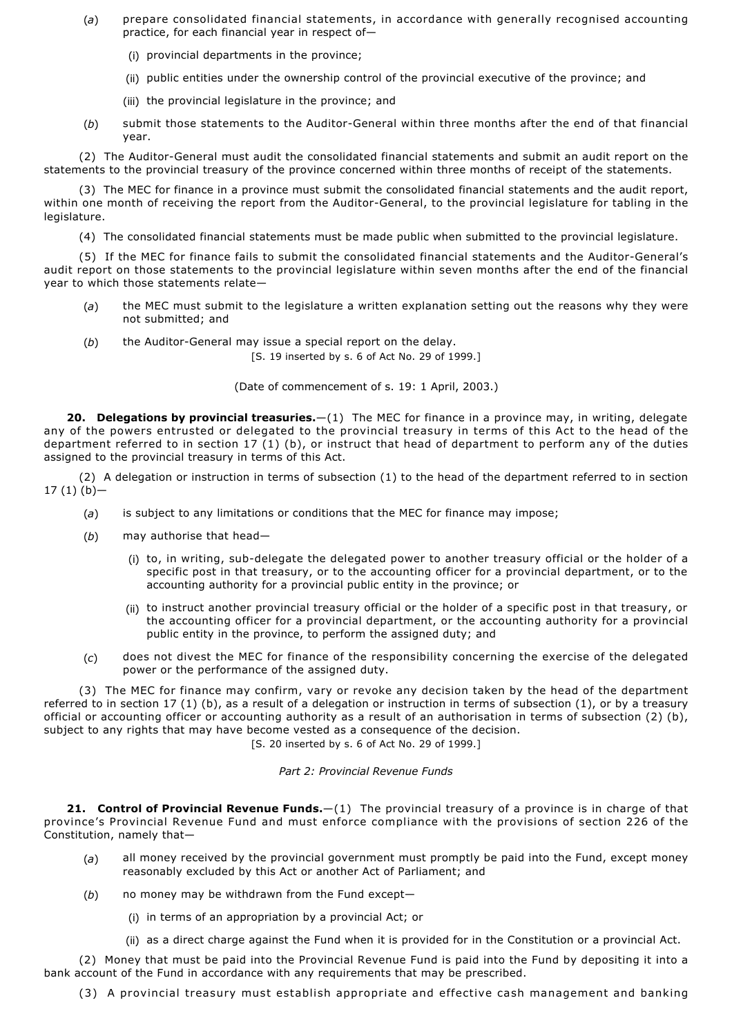(*a*) prepare consolidated financial statements, in accordance with generally recognised accounting practice, for each financial year in respect of—

(i) provincial departments in the province;

(ii) public entities under the ownership control of the provincial executive of the province; and

(iii) the provincial legislature in the province; and

(*b*) submit those statements to the Auditor-General within three months after the end of that financial year.

(2) The Auditor-General must audit the consolidated financial statements and submit an audit report on the statements to the provincial treasury of the province concerned within three months of receipt of the statements.

(3) The MEC for finance in a province must submit the consolidated financial statements and the audit report, within one month of receiving the report from the Auditor-General, to the provincial legislature for tabling in the legislature.

(4) The consolidated financial statements must be made public when submitted to the provincial legislature.

(5) If the MEC for finance fails to submit the consolidated financial statements and the Auditor-General's audit report on those statements to the provincial legislature within seven months after the end of the financial year to which those statements relate—

(*a*) the MEC must submit to the legislature a written explanation setting out the reasons why they were not submitted; and

(*b*) the Auditor-General may issue a special report on the delay.

[S. 19 inserted by s. 6 of Act No. 29 of 1999.]

(Date of commencement of s. 19: 1 April, 2003.)

**20. Delegations by provincial treasuries.**—(1) The MEC for finance in a province may, in writing, delegate any of the powers entrusted or delegated to the provincial treasury in terms of this Act to the head of the department referred to in section 17 (1) (b), or instruct that head of department to perform any of the duties assigned to the provincial treasury in terms of this Act.

(2) A delegation or instruction in terms of subsection (1) to the head of the department referred to in section 17 (1) (b)—

(*a*) is subject to any limitations or conditions that the MEC for finance may impose;

(*b*) may authorise that head—

(i) to, in writing, sub-delegate the delegated power to another treasury official or the holder of a specific post in that treasury, or to the accounting officer for a provincial department, or to the accounting authority for a provincial public entity in the province; or

(ii) to instruct another provincial treasury official or the holder of a specific post in that treasury, or the accounting officer for a provincial department, or the accounting authority for a provincial public entity in the province, to perform the assigned duty; and

(*c*) does not divest the MEC for finance of the responsibility concerning the exercise of the delegated power or the performance of the assigned duty.

(3) The MEC for finance may confirm, vary or revoke any decision taken by the head of the department referred to in section 17 (1) (b), as a result of a delegation or instruction in terms of subsection (1), or by a treasury official or accounting officer or accounting authority as a result of an authorisation in terms of subsection (2) (b), subject to any rights that may have become vested as a consequence of the decision.

[S. 20 inserted by s. 6 of Act No. 29 of 1999.]

*Part 2: Provincial Revenue Funds*

**21. Control of Provincial Revenue Funds.**—(1) The provincial treasury of a province is in charge of that province's Provincial Revenue Fund and must enforce compliance with the provisions of section 226 of the Constitution, namely that—

(*a*) all money received by the provincial government must promptly be paid into the Fund, except money reasonably excluded by this Act or another Act of Parliament; and

(*b*) no money may be withdrawn from the Fund except—

(i) in terms of an appropriation by a provincial Act; or

(ii) as a direct charge against the Fund when it is provided for in the Constitution or a provincial Act.

(2) Money that must be paid into the Provincial Revenue Fund is paid into the Fund by depositing it into a bank account of the Fund in accordance with any requirements that may be prescribed.

(3) A provincial treasury must establish appropriate and effective cash management and banking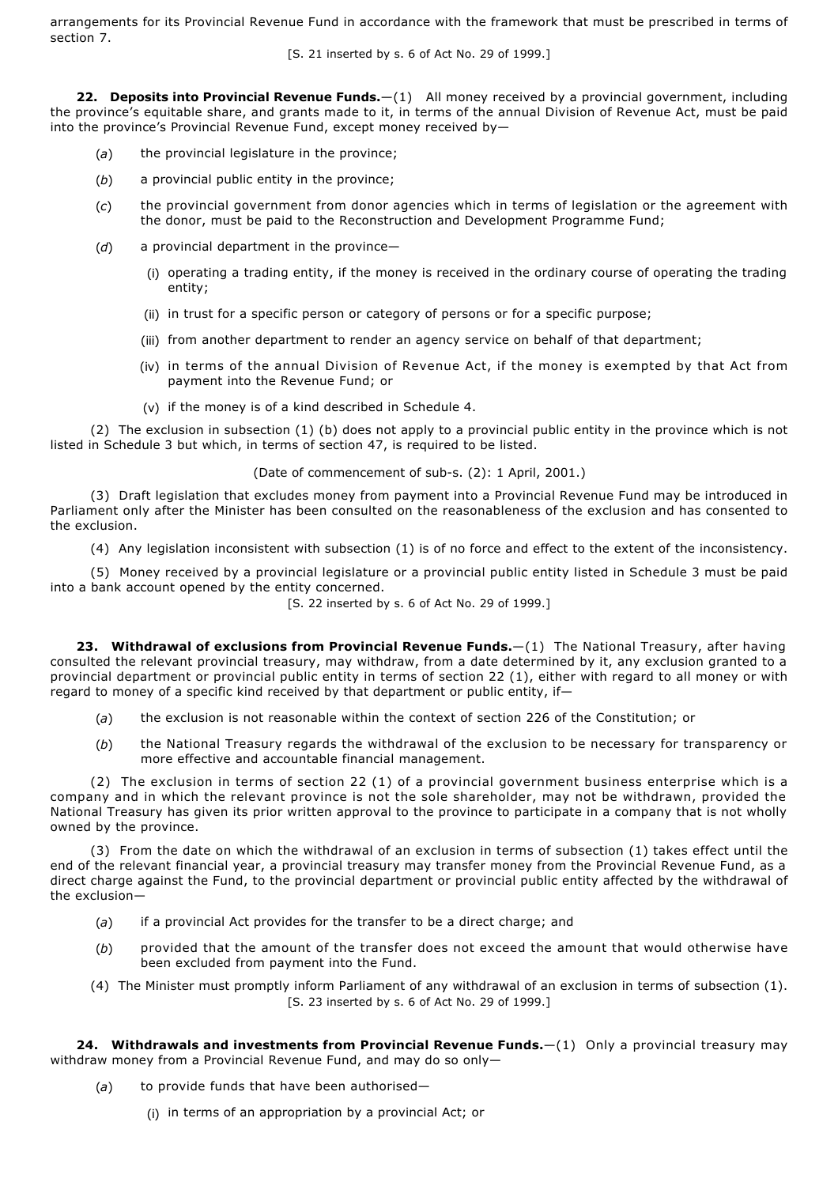arrangements for its Provincial Revenue Fund in accordance with the framework that must be prescribed in terms of section 7.

[S. 21 inserted by s. 6 of Act No. 29 of 1999.]

**22. Deposits into Provincial Revenue Funds.**—(1) All money received by a provincial government, including the province's equitable share, and grants made to it, in terms of the annual Division of Revenue Act, must be paid into the province's Provincial Revenue Fund, except money received by—

(*a*) the provincial legislature in the province;

(*b*) a provincial public entity in the province;

(*c*) the provincial government from donor agencies which in terms of legislation or the agreement with the donor, must be paid to the Reconstruction and Development Programme Fund;

(*d*) a provincial department in the province—

(i) operating a trading entity, if the money is received in the ordinary course of operating the trading entity;

(ii) in trust for a specific person or category of persons or for a specific purpose;

(iii) from another department to render an agency service on behalf of that department;

(iv) in terms of the annual Division of Revenue Act, if the money is exempted by that Act from payment into the Revenue Fund; or

(v) if the money is of a kind described in Schedule 4.

(2) The exclusion in subsection (1) (b) does not apply to a provincial public entity in the province which is not listed in Schedule 3 but which, in terms of section 47, is required to be listed.

(Date of commencement of sub-s. (2): 1 April, 2001.)

(3) Draft legislation that excludes money from payment into a Provincial Revenue Fund may be introduced in Parliament only after the Minister has been consulted on the reasonableness of the exclusion and has consented to the exclusion.

(4) Any legislation inconsistent with subsection (1) is of no force and effect to the extent of the inconsistency.

(5) Money received by a provincial legislature or a provincial public entity listed in Schedule 3 must be paid into a bank account opened by the entity concerned.

[S. 22 inserted by s. 6 of Act No. 29 of 1999.]

**23. Withdrawal of exclusions from Provincial Revenue Funds.**—(1) The National Treasury, after having consulted the relevant provincial treasury, may withdraw, from a date determined by it, any exclusion granted to a provincial department or provincial public entity in terms of section 22 (1), either with regard to all money or with regard to money of a specific kind received by that department or public entity, if—

(*a*) the exclusion is not reasonable within the context of section 226 of the Constitution; or

(*b*) the National Treasury regards the withdrawal of the exclusion to be necessary for transparency or more effective and accountable financial management.

(2) The exclusion in terms of section 22 (1) of a provincial government business enterprise which is a company and in which the relevant province is not the sole shareholder, may not be withdrawn, provided the National Treasury has given its prior written approval to the province to participate in a company that is not wholly owned by the province.

(3) From the date on which the withdrawal of an exclusion in terms of subsection (1) takes effect until the end of the relevant financial year, a provincial treasury may transfer money from the Provincial Revenue Fund, as a direct charge against the Fund, to the provincial department or provincial public entity affected by the withdrawal of the exclusion—

(*a*) if a provincial Act provides for the transfer to be a direct charge; and

(*b*) provided that the amount of the transfer does not exceed the amount that would otherwise have been excluded from payment into the Fund.

(4) The Minister must promptly inform Parliament of any withdrawal of an exclusion in terms of subsection (1).

[S. 23 inserted by s. 6 of Act No. 29 of 1999.]

**24. Withdrawals and investments from Provincial Revenue Funds.**—(1) Only a provincial treasury may withdraw money from a Provincial Revenue Fund, and may do so only—

(*a*) to provide funds that have been authorised—

(i) in terms of an appropriation by a provincial Act; or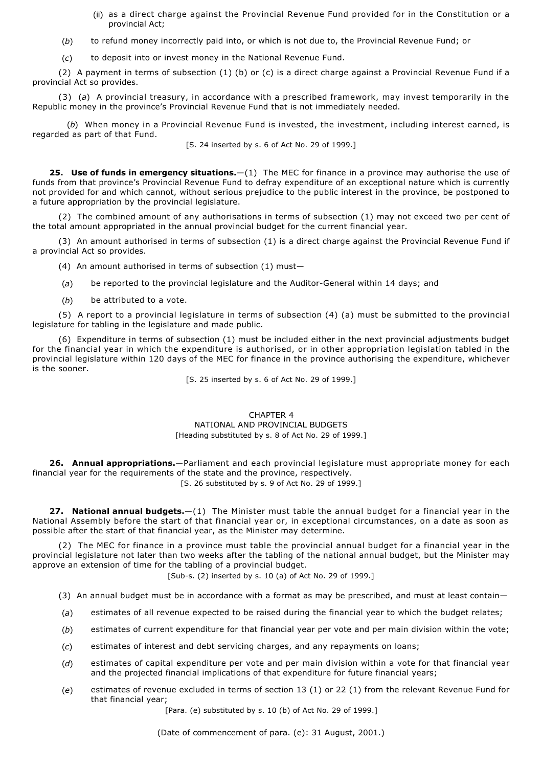(ii) as a direct charge against the Provincial Revenue Fund provided for in the Constitution or a provincial Act;

(*b*) to refund money incorrectly paid into, or which is not due to, the Provincial Revenue Fund; or

(*c*) to deposit into or invest money in the National Revenue Fund.

(2) A payment in terms of subsection (1) (b) or (c) is a direct charge against a Provincial Revenue Fund if a provincial Act so provides.

(3) (*a*) A provincial treasury, in accordance with a prescribed framework, may invest temporarily in the Republic money in the province's Provincial Revenue Fund that is not immediately needed.

(*b*) When money in a Provincial Revenue Fund is invested, the investment, including interest earned, is regarded as part of that Fund.

[S. 24 inserted by s. 6 of Act No. 29 of 1999.]

**25. Use of funds in emergency situations.**—(1) The MEC for finance in a province may authorise the use of funds from that province's Provincial Revenue Fund to defray expenditure of an exceptional nature which is currently not provided for and which cannot, without serious prejudice to the public interest in the province, be postponed to a future appropriation by the provincial legislature.

(2) The combined amount of any authorisations in terms of subsection (1) may not exceed two per cent of the total amount appropriated in the annual provincial budget for the current financial year.

(3) An amount authorised in terms of subsection (1) is a direct charge against the Provincial Revenue Fund if a provincial Act so provides.

(4) An amount authorised in terms of subsection (1) must—

(*a*) be reported to the provincial legislature and the Auditor-General within 14 days; and

(*b*) be attributed to a vote.

(5) A report to a provincial legislature in terms of subsection (4) (a) must be submitted to the provincial legislature for tabling in the legislature and made public.

(6) Expenditure in terms of subsection (1) must be included either in the next provincial adjustments budget for the financial year in which the expenditure is authorised, or in other appropriation legislation tabled in the provincial legislature within 120 days of the MEC for finance in the province authorising the expenditure, whichever is the sooner.

[S. 25 inserted by s. 6 of Act No. 29 of 1999.]

## CHAPTER 4
## NATIONAL AND PROVINCIAL BUDGETS

[Heading substituted by s. 8 of Act No. 29 of 1999.]

**26. Annual appropriations.**—Parliament and each provincial legislature must appropriate money for each financial year for the requirements of the state and the province, respectively.

[S. 26 substituted by s. 9 of Act No. 29 of 1999.]

**27. National annual budgets.**—(1) The Minister must table the annual budget for a financial year in the National Assembly before the start of that financial year or, in exceptional circumstances, on a date as soon as possible after the start of that financial year, as the Minister may determine.

(2) The MEC for finance in a province must table the provincial annual budget for a financial year in the provincial legislature not later than two weeks after the tabling of the national annual budget, but the Minister may approve an extension of time for the tabling of a provincial budget.

[Sub-s. (2) inserted by s. 10 (a) of Act No. 29 of 1999.]

(3) An annual budget must be in accordance with a format as may be prescribed, and must at least contain—

(*a*) estimates of all revenue expected to be raised during the financial year to which the budget relates;

(*b*) estimates of current expenditure for that financial year per vote and per main division within the vote;

(*c*) estimates of interest and debt servicing charges, and any repayments on loans;

(*d*) estimates of capital expenditure per vote and per main division within a vote for that financial year and the projected financial implications of that expenditure for future financial years;

(*e*) estimates of revenue excluded in terms of section 13 (1) or 22 (1) from the relevant Revenue Fund for that financial year;

[Para. (e) substituted by s. 10 (b) of Act No. 29 of 1999.]

(Date of commencement of para. (e): 31 August, 2001.)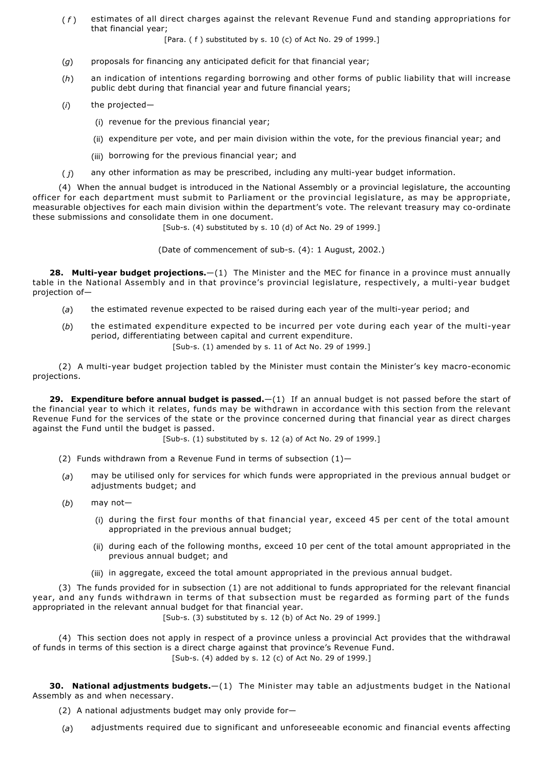(*f*) estimates of all direct charges against the relevant Revenue Fund and standing appropriations for that financial year;

[Para. (*f*) substituted by s. 10 (c) of Act No. 29 of 1999.]

(*g*) proposals for financing any anticipated deficit for that financial year;

(*h*) an indication of intentions regarding borrowing and other forms of public liability that will increase public debt during that financial year and future financial years;

(*i*) the projected—

(i) revenue for the previous financial year;

(ii) expenditure per vote, and per main division within the vote, for the previous financial year; and

(iii) borrowing for the previous financial year; and

(*j*) any other information as may be prescribed, including any multi-year budget information.

(4) When the annual budget is introduced in the National Assembly or a provincial legislature, the accounting officer for each department must submit to Parliament or the provincial legislature, as may be appropriate, measurable objectives for each main division within the department's vote. The relevant treasury may co-ordinate these submissions and consolidate them in one document.

[Sub-s. (4) substituted by s. 10 (d) of Act No. 29 of 1999.]

(Date of commencement of sub-s. (4): 1 August, 2002.)

**28. Multi-year budget projections.**—(1) The Minister and the MEC for finance in a province must annually table in the National Assembly and in that province's provincial legislature, respectively, a multi-year budget projection of—

(*a*) the estimated revenue expected to be raised during each year of the multi-year period; and

(*b*) the estimated expenditure expected to be incurred per vote during each year of the multi-year period, differentiating between capital and current expenditure.

[Sub-s. (1) amended by s. 11 of Act No. 29 of 1999.]

(2) A multi-year budget projection tabled by the Minister must contain the Minister's key macro-economic projections.

**29. Expenditure before annual budget is passed.**—(1) If an annual budget is not passed before the start of the financial year to which it relates, funds may be withdrawn in accordance with this section from the relevant Revenue Fund for the services of the state or the province concerned during that financial year as direct charges against the Fund until the budget is passed.

[Sub-s. (1) substituted by s. 12 (a) of Act No. 29 of 1999.]

(2) Funds withdrawn from a Revenue Fund in terms of subsection (1)—

(*a*) may be utilised only for services for which funds were appropriated in the previous annual budget or adjustments budget; and

(*b*) may not—

(i) during the first four months of that financial year, exceed 45 per cent of the total amount appropriated in the previous annual budget;

(ii) during each of the following months, exceed 10 per cent of the total amount appropriated in the previous annual budget; and

(iii) in aggregate, exceed the total amount appropriated in the previous annual budget.

(3) The funds provided for in subsection (1) are not additional to funds appropriated for the relevant financial year, and any funds withdrawn in terms of that subsection must be regarded as forming part of the funds appropriated in the relevant annual budget for that financial year.

[Sub-s. (3) substituted by s. 12 (b) of Act No. 29 of 1999.]

(4) This section does not apply in respect of a province unless a provincial Act provides that the withdrawal of funds in terms of this section is a direct charge against that province's Revenue Fund.

[Sub-s. (4) added by s. 12 (c) of Act No. 29 of 1999.]

**30. National adjustments budgets.**—(1) The Minister may table an adjustments budget in the National Assembly as and when necessary.

(2) A national adjustments budget may only provide for—

(*a*) adjustments required due to significant and unforeseeable economic and financial events affecting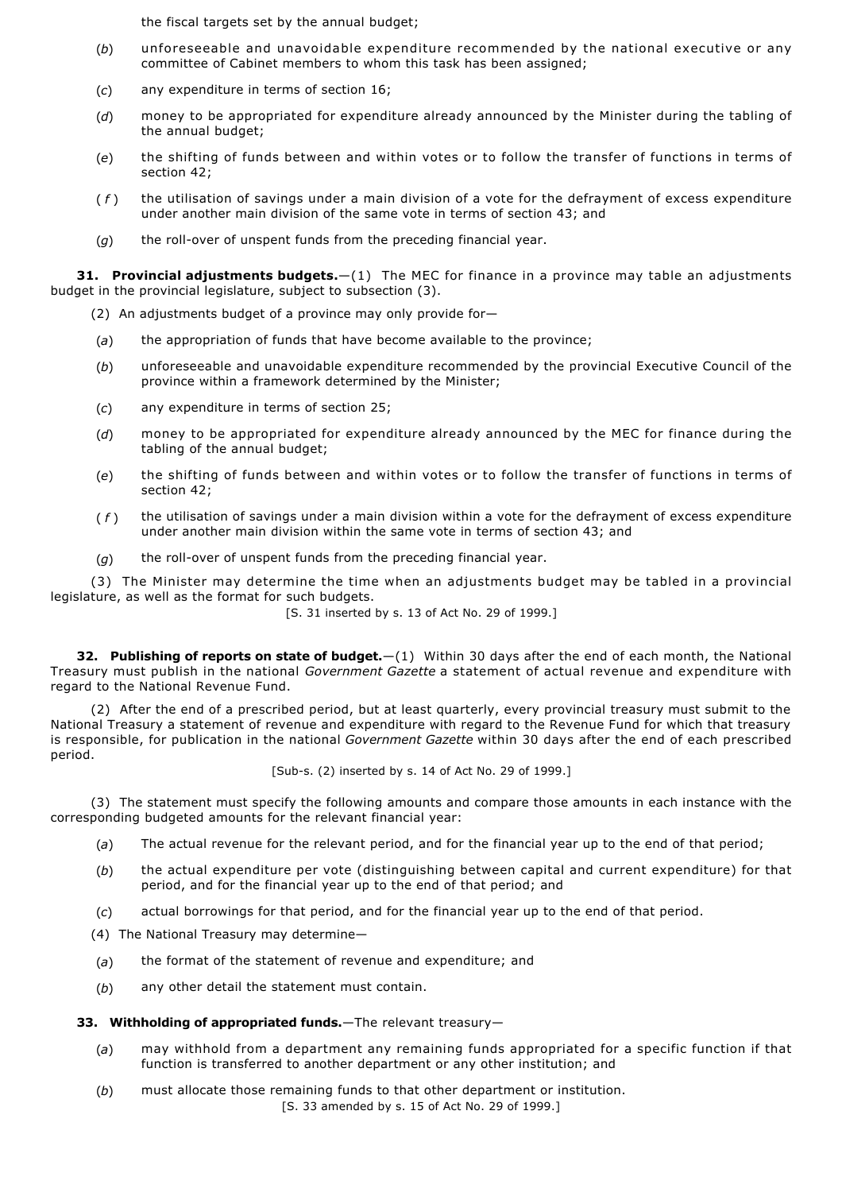the fiscal targets set by the annual budget;

(*b*) unforeseeable and unavoidable expenditure recommended by the national executive or any committee of Cabinet members to whom this task has been assigned;

(*c*) any expenditure in terms of section 16;

(*d*) money to be appropriated for expenditure already announced by the Minister during the tabling of the annual budget;

(*e*) the shifting of funds between and within votes or to follow the transfer of functions in terms of section 42;

(*f*) the utilisation of savings under a main division of a vote for the defrayment of excess expenditure under another main division of the same vote in terms of section 43; and

(*g*) the roll-over of unspent funds from the preceding financial year.

**31. Provincial adjustments budgets.**—(1) The MEC for finance in a province may table an adjustments budget in the provincial legislature, subject to subsection (3).

(2) An adjustments budget of a province may only provide for—

(*a*) the appropriation of funds that have become available to the province;

(*b*) unforeseeable and unavoidable expenditure recommended by the provincial Executive Council of the province within a framework determined by the Minister;

(*c*) any expenditure in terms of section 25;

(*d*) money to be appropriated for expenditure already announced by the MEC for finance during the tabling of the annual budget;

(*e*) the shifting of funds between and within votes or to follow the transfer of functions in terms of section 42;

(*f*) the utilisation of savings under a main division within a vote for the defrayment of excess expenditure under another main division within the same vote in terms of section 43; and

(*g*) the roll-over of unspent funds from the preceding financial year.

(3) The Minister may determine the time when an adjustments budget may be tabled in a provincial legislature, as well as the format for such budgets.

[S. 31 inserted by s. 13 of Act No. 29 of 1999.]

**32. Publishing of reports on state of budget.**—(1) Within 30 days after the end of each month, the National Treasury must publish in the national *Government Gazette* a statement of actual revenue and expenditure with regard to the National Revenue Fund.

(2) After the end of a prescribed period, but at least quarterly, every provincial treasury must submit to the National Treasury a statement of revenue and expenditure with regard to the Revenue Fund for which that treasury is responsible, for publication in the national *Government Gazette* within 30 days after the end of each prescribed period.

[Sub-s. (2) inserted by s. 14 of Act No. 29 of 1999.]

(3) The statement must specify the following amounts and compare those amounts in each instance with the corresponding budgeted amounts for the relevant financial year:

(*a*) The actual revenue for the relevant period, and for the financial year up to the end of that period;

(*b*) the actual expenditure per vote (distinguishing between capital and current expenditure) for that period, and for the financial year up to the end of that period; and

(*c*) actual borrowings for that period, and for the financial year up to the end of that period.

(4) The National Treasury may determine—

(*a*) the format of the statement of revenue and expenditure; and

(*b*) any other detail the statement must contain.

**33. Withholding of appropriated funds.**—The relevant treasury—

(*a*) may withhold from a department any remaining funds appropriated for a specific function if that function is transferred to another department or any other institution; and

(*b*) must allocate those remaining funds to that other department or institution.

[S. 33 amended by s. 15 of Act No. 29 of 1999.]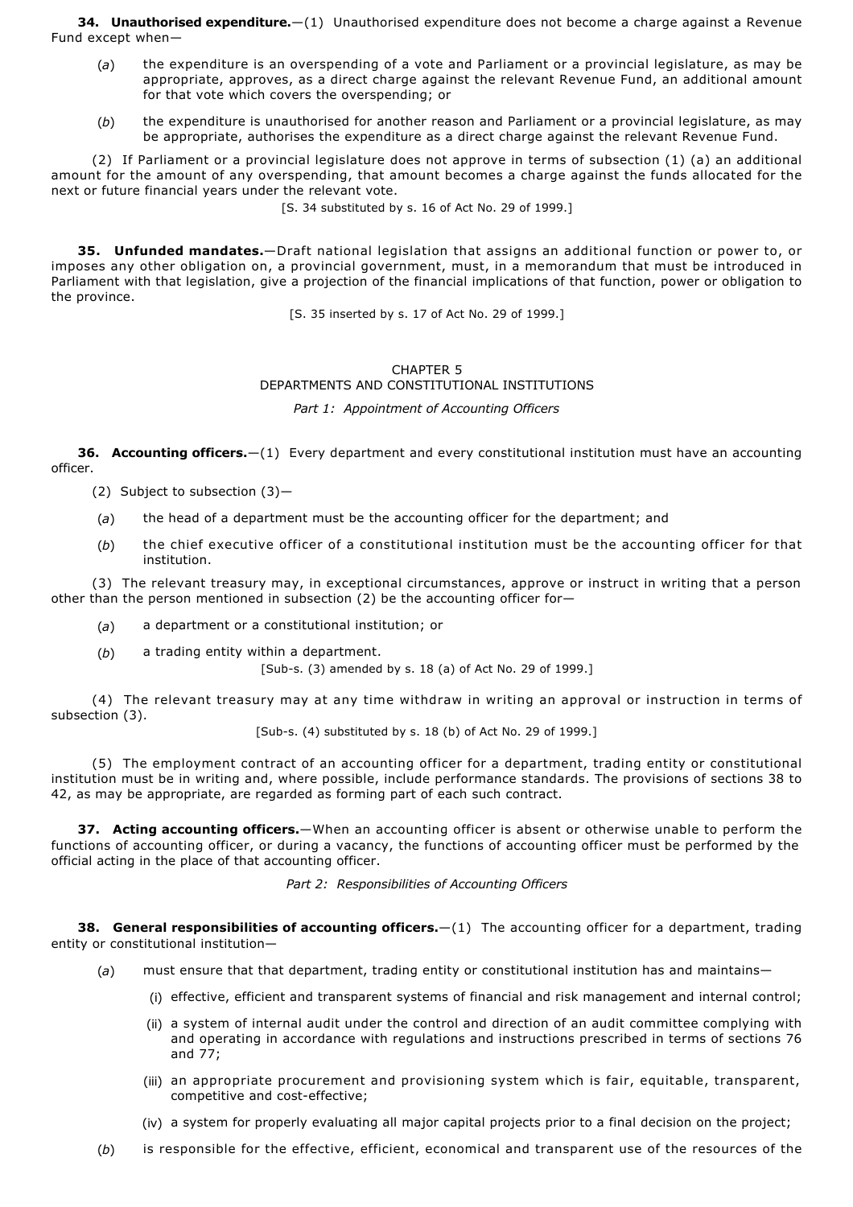**34. Unauthorised expenditure.**—(1) Unauthorised expenditure does not become a charge against a Revenue Fund except when—

(*a*) the expenditure is an overspending of a vote and Parliament or a provincial legislature, as may be appropriate, approves, as a direct charge against the relevant Revenue Fund, an additional amount for that vote which covers the overspending; or

(*b*) the expenditure is unauthorised for another reason and Parliament or a provincial legislature, as may be appropriate, authorises the expenditure as a direct charge against the relevant Revenue Fund.

(2) If Parliament or a provincial legislature does not approve in terms of subsection (1) (a) an additional amount for the amount of any overspending, that amount becomes a charge against the funds allocated for the next or future financial years under the relevant vote.

[S. 34 substituted by s. 16 of Act No. 29 of 1999.]

**35. Unfunded mandates.**—Draft national legislation that assigns an additional function or power to, or imposes any other obligation on, a provincial government, must, in a memorandum that must be introduced in Parliament with that legislation, give a projection of the financial implications of that function, power or obligation to the province.

[S. 35 inserted by s. 17 of Act No. 29 of 1999.]

## CHAPTER 5
## DEPARTMENTS AND CONSTITUTIONAL INSTITUTIONS

### *Part 1: Appointment of Accounting Officers*

**36. Accounting officers.**—(1) Every department and every constitutional institution must have an accounting officer.

(2) Subject to subsection (3)—

(*a*) the head of a department must be the accounting officer for the department; and

(*b*) the chief executive officer of a constitutional institution must be the accounting officer for that institution.

(3) The relevant treasury may, in exceptional circumstances, approve or instruct in writing that a person other than the person mentioned in subsection (2) be the accounting officer for—

(*a*) a department or a constitutional institution; or

(*b*) a trading entity within a department.

[Sub-s. (3) amended by s. 18 (a) of Act No. 29 of 1999.]

(4) The relevant treasury may at any time withdraw in writing an approval or instruction in terms of subsection (3).

[Sub-s. (4) substituted by s. 18 (b) of Act No. 29 of 1999.]

(5) The employment contract of an accounting officer for a department, trading entity or constitutional institution must be in writing and, where possible, include performance standards. The provisions of sections 38 to 42, as may be appropriate, are regarded as forming part of each such contract.

**37. Acting accounting officers.**—When an accounting officer is absent or otherwise unable to perform the functions of accounting officer, or during a vacancy, the functions of accounting officer must be performed by the official acting in the place of that accounting officer.

### *Part 2: Responsibilities of Accounting Officers*

**38. General responsibilities of accounting officers.**—(1) The accounting officer for a department, trading entity or constitutional institution—

(*a*) must ensure that that department, trading entity or constitutional institution has and maintains—

(i) effective, efficient and transparent systems of financial and risk management and internal control;

(ii) a system of internal audit under the control and direction of an audit committee complying with and operating in accordance with regulations and instructions prescribed in terms of sections 76 and 77;

(iii) an appropriate procurement and provisioning system which is fair, equitable, transparent, competitive and cost-effective;

(iv) a system for properly evaluating all major capital projects prior to a final decision on the project;

(*b*) is responsible for the effective, efficient, economical and transparent use of the resources of the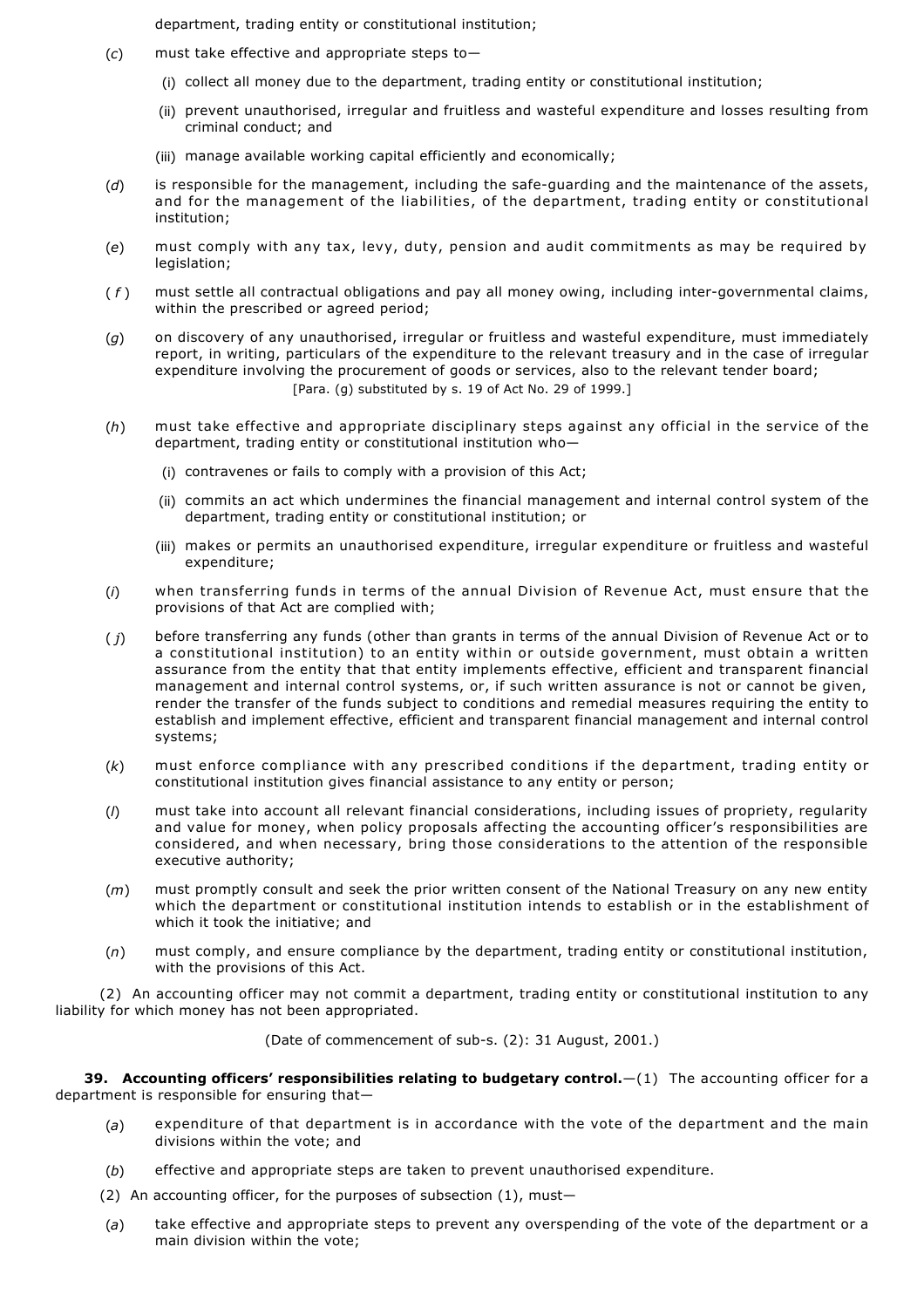department, trading entity or constitutional institution;

(*c*) must take effective and appropriate steps to—

(i) collect all money due to the department, trading entity or constitutional institution;

(ii) prevent unauthorised, irregular and fruitless and wasteful expenditure and losses resulting from criminal conduct; and

(iii) manage available working capital efficiently and economically;

(*d*) is responsible for the management, including the safe-guarding and the maintenance of the assets, and for the management of the liabilities, of the department, trading entity or constitutional institution;

(*e*) must comply with any tax, levy, duty, pension and audit commitments as may be required by legislation;

(*f*) must settle all contractual obligations and pay all money owing, including inter-governmental claims, within the prescribed or agreed period;

(*g*) on discovery of any unauthorised, irregular or fruitless and wasteful expenditure, must immediately report, in writing, particulars of the expenditure to the relevant treasury and in the case of irregular expenditure involving the procurement of goods or services, also to the relevant tender board;
[Para. (g) substituted by s. 19 of Act No. 29 of 1999.]

(*h*) must take effective and appropriate disciplinary steps against any official in the service of the department, trading entity or constitutional institution who—

(i) contravenes or fails to comply with a provision of this Act;

(ii) commits an act which undermines the financial management and internal control system of the department, trading entity or constitutional institution; or

(iii) makes or permits an unauthorised expenditure, irregular expenditure or fruitless and wasteful expenditure;

(*i*) when transferring funds in terms of the annual Division of Revenue Act, must ensure that the provisions of that Act are complied with;

(*j*) before transferring any funds (other than grants in terms of the annual Division of Revenue Act or to a constitutional institution) to an entity within or outside government, must obtain a written assurance from the entity that that entity implements effective, efficient and transparent financial management and internal control systems, or, if such written assurance is not or cannot be given, render the transfer of the funds subject to conditions and remedial measures requiring the entity to establish and implement effective, efficient and transparent financial management and internal control systems;

(*k*) must enforce compliance with any prescribed conditions if the department, trading entity or constitutional institution gives financial assistance to any entity or person;

(*l*) must take into account all relevant financial considerations, including issues of propriety, regularity and value for money, when policy proposals affecting the accounting officer's responsibilities are considered, and when necessary, bring those considerations to the attention of the responsible executive authority;

(*m*) must promptly consult and seek the prior written consent of the National Treasury on any new entity which the department or constitutional institution intends to establish or in the establishment of which it took the initiative; and

(*n*) must comply, and ensure compliance by the department, trading entity or constitutional institution, with the provisions of this Act.

(2) An accounting officer may not commit a department, trading entity or constitutional institution to any liability for which money has not been appropriated.

(Date of commencement of sub-s. (2): 31 August, 2001.)

**39. Accounting officers' responsibilities relating to budgetary control.**—(1) The accounting officer for a department is responsible for ensuring that—

(*a*) expenditure of that department is in accordance with the vote of the department and the main divisions within the vote; and

(*b*) effective and appropriate steps are taken to prevent unauthorised expenditure.

(2) An accounting officer, for the purposes of subsection (1), must—

(*a*) take effective and appropriate steps to prevent any overspending of the vote of the department or a main division within the vote;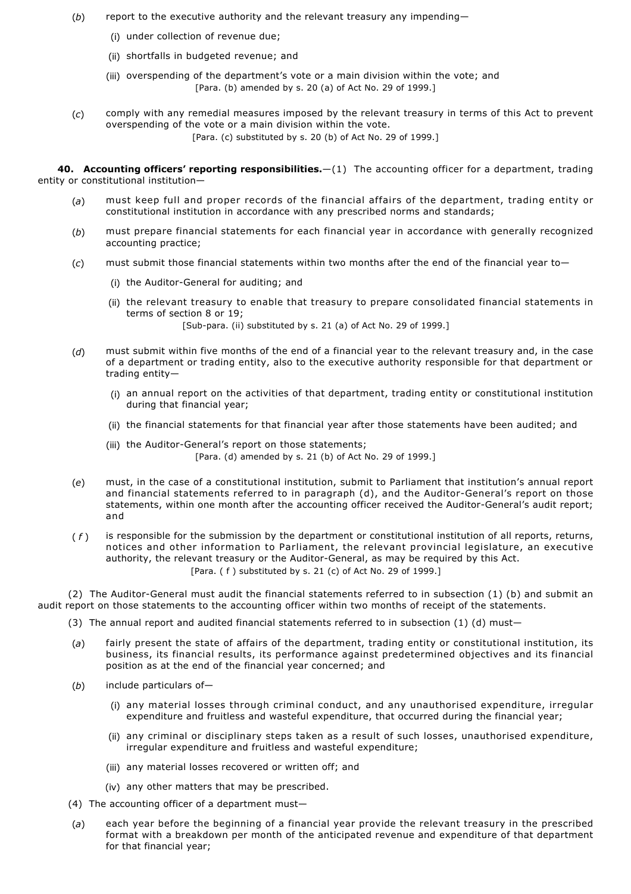(*b*) report to the executive authority and the relevant treasury any impending—

(i) under collection of revenue due;

(ii) shortfalls in budgeted revenue; and

(iii) overspending of the department's vote or a main division within the vote; and
[Para. (b) amended by s. 20 (a) of Act No. 29 of 1999.]

(*c*) comply with any remedial measures imposed by the relevant treasury in terms of this Act to prevent overspending of the vote or a main division within the vote.
[Para. (c) substituted by s. 20 (b) of Act No. 29 of 1999.]

**40. Accounting officers' reporting responsibilities.**—(1) The accounting officer for a department, trading entity or constitutional institution—

(*a*) must keep full and proper records of the financial affairs of the department, trading entity or constitutional institution in accordance with any prescribed norms and standards;

(*b*) must prepare financial statements for each financial year in accordance with generally recognized accounting practice;

(*c*) must submit those financial statements within two months after the end of the financial year to—

(i) the Auditor-General for auditing; and

(ii) the relevant treasury to enable that treasury to prepare consolidated financial statements in terms of section 8 or 19;
[Sub-para. (ii) substituted by s. 21 (a) of Act No. 29 of 1999.]

(*d*) must submit within five months of the end of a financial year to the relevant treasury and, in the case of a department or trading entity, also to the executive authority responsible for that department or trading entity—

(i) an annual report on the activities of that department, trading entity or constitutional institution during that financial year;

(ii) the financial statements for that financial year after those statements have been audited; and

(iii) the Auditor-General's report on those statements;
[Para. (d) amended by s. 21 (b) of Act No. 29 of 1999.]

(*e*) must, in the case of a constitutional institution, submit to Parliament that institution's annual report and financial statements referred to in paragraph (d), and the Auditor-General's report on those statements, within one month after the accounting officer received the Auditor-General's audit report; and

(*f*) is responsible for the submission by the department or constitutional institution of all reports, returns, notices and other information to Parliament, the relevant provincial legislature, an executive authority, the relevant treasury or the Auditor-General, as may be required by this Act.
[Para. ( f ) substituted by s. 21 (c) of Act No. 29 of 1999.]

(2) The Auditor-General must audit the financial statements referred to in subsection (1) (b) and submit an audit report on those statements to the accounting officer within two months of receipt of the statements.

(3) The annual report and audited financial statements referred to in subsection (1) (d) must—

(*a*) fairly present the state of affairs of the department, trading entity or constitutional institution, its business, its financial results, its performance against predetermined objectives and its financial position as at the end of the financial year concerned; and

(*b*) include particulars of—

(i) any material losses through criminal conduct, and any unauthorised expenditure, irregular expenditure and fruitless and wasteful expenditure, that occurred during the financial year;

(ii) any criminal or disciplinary steps taken as a result of such losses, unauthorised expenditure, irregular expenditure and fruitless and wasteful expenditure;

(iii) any material losses recovered or written off; and

(iv) any other matters that may be prescribed.

(4) The accounting officer of a department must—

(*a*) each year before the beginning of a financial year provide the relevant treasury in the prescribed format with a breakdown per month of the anticipated revenue and expenditure of that department for that financial year;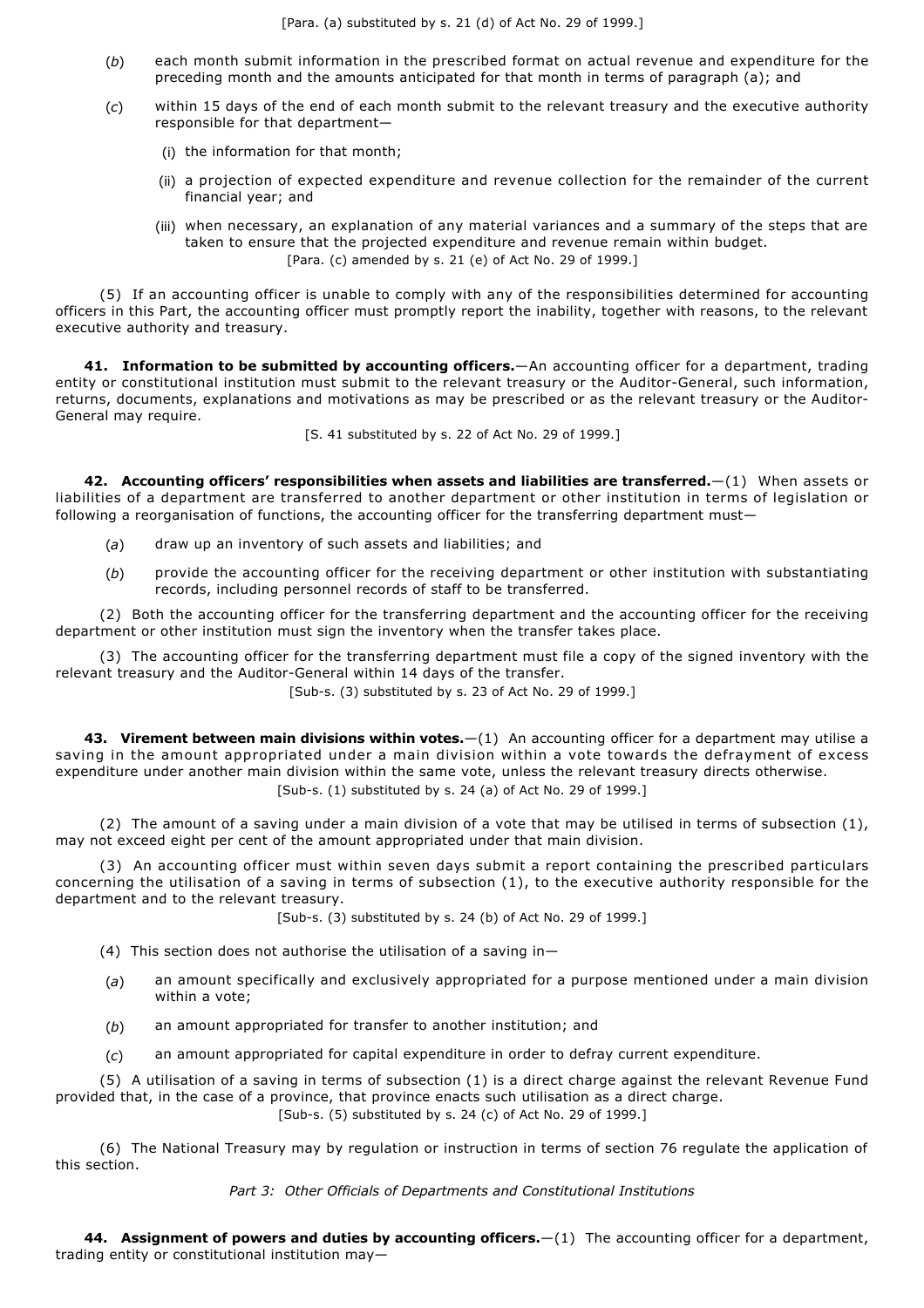[Para. (a) substituted by s. 21 (d) of Act No. 29 of 1999.]

(*b*) each month submit information in the prescribed format on actual revenue and expenditure for the preceding month and the amounts anticipated for that month in terms of paragraph (a); and

(*c*) within 15 days of the end of each month submit to the relevant treasury and the executive authority responsible for that department—

(i) the information for that month;

(ii) a projection of expected expenditure and revenue collection for the remainder of the current financial year; and

(iii) when necessary, an explanation of any material variances and a summary of the steps that are taken to ensure that the projected expenditure and revenue remain within budget.

[Para. (c) amended by s. 21 (e) of Act No. 29 of 1999.]

(5) If an accounting officer is unable to comply with any of the responsibilities determined for accounting officers in this Part, the accounting officer must promptly report the inability, together with reasons, to the relevant executive authority and treasury.

**41. Information to be submitted by accounting officers.**—An accounting officer for a department, trading entity or constitutional institution must submit to the relevant treasury or the Auditor-General, such information, returns, documents, explanations and motivations as may be prescribed or as the relevant treasury or the Auditor-General may require.

[S. 41 substituted by s. 22 of Act No. 29 of 1999.]

**42. Accounting officers' responsibilities when assets and liabilities are transferred.**—(1) When assets or liabilities of a department are transferred to another department or other institution in terms of legislation or following a reorganisation of functions, the accounting officer for the transferring department must—

(*a*) draw up an inventory of such assets and liabilities; and

(*b*) provide the accounting officer for the receiving department or other institution with substantiating records, including personnel records of staff to be transferred.

(2) Both the accounting officer for the transferring department and the accounting officer for the receiving department or other institution must sign the inventory when the transfer takes place.

(3) The accounting officer for the transferring department must file a copy of the signed inventory with the relevant treasury and the Auditor-General within 14 days of the transfer.

[Sub-s. (3) substituted by s. 23 of Act No. 29 of 1999.]

**43. Virement between main divisions within votes.**—(1) An accounting officer for a department may utilise a saving in the amount appropriated under a main division within a vote towards the defrayment of excess expenditure under another main division within the same vote, unless the relevant treasury directs otherwise.

[Sub-s. (1) substituted by s. 24 (a) of Act No. 29 of 1999.]

(2) The amount of a saving under a main division of a vote that may be utilised in terms of subsection (1), may not exceed eight per cent of the amount appropriated under that main division.

(3) An accounting officer must within seven days submit a report containing the prescribed particulars concerning the utilisation of a saving in terms of subsection (1), to the executive authority responsible for the department and to the relevant treasury.

[Sub-s. (3) substituted by s. 24 (b) of Act No. 29 of 1999.]

(4) This section does not authorise the utilisation of a saving in—

(*a*) an amount specifically and exclusively appropriated for a purpose mentioned under a main division within a vote;

(*b*) an amount appropriated for transfer to another institution; and

(*c*) an amount appropriated for capital expenditure in order to defray current expenditure.

(5) A utilisation of a saving in terms of subsection (1) is a direct charge against the relevant Revenue Fund provided that, in the case of a province, that province enacts such utilisation as a direct charge.

[Sub-s. (5) substituted by s. 24 (c) of Act No. 29 of 1999.]

(6) The National Treasury may by regulation or instruction in terms of section 76 regulate the application of this section.

*Part 3: Other Officials of Departments and Constitutional Institutions*

**44. Assignment of powers and duties by accounting officers.**—(1) The accounting officer for a department, trading entity or constitutional institution may—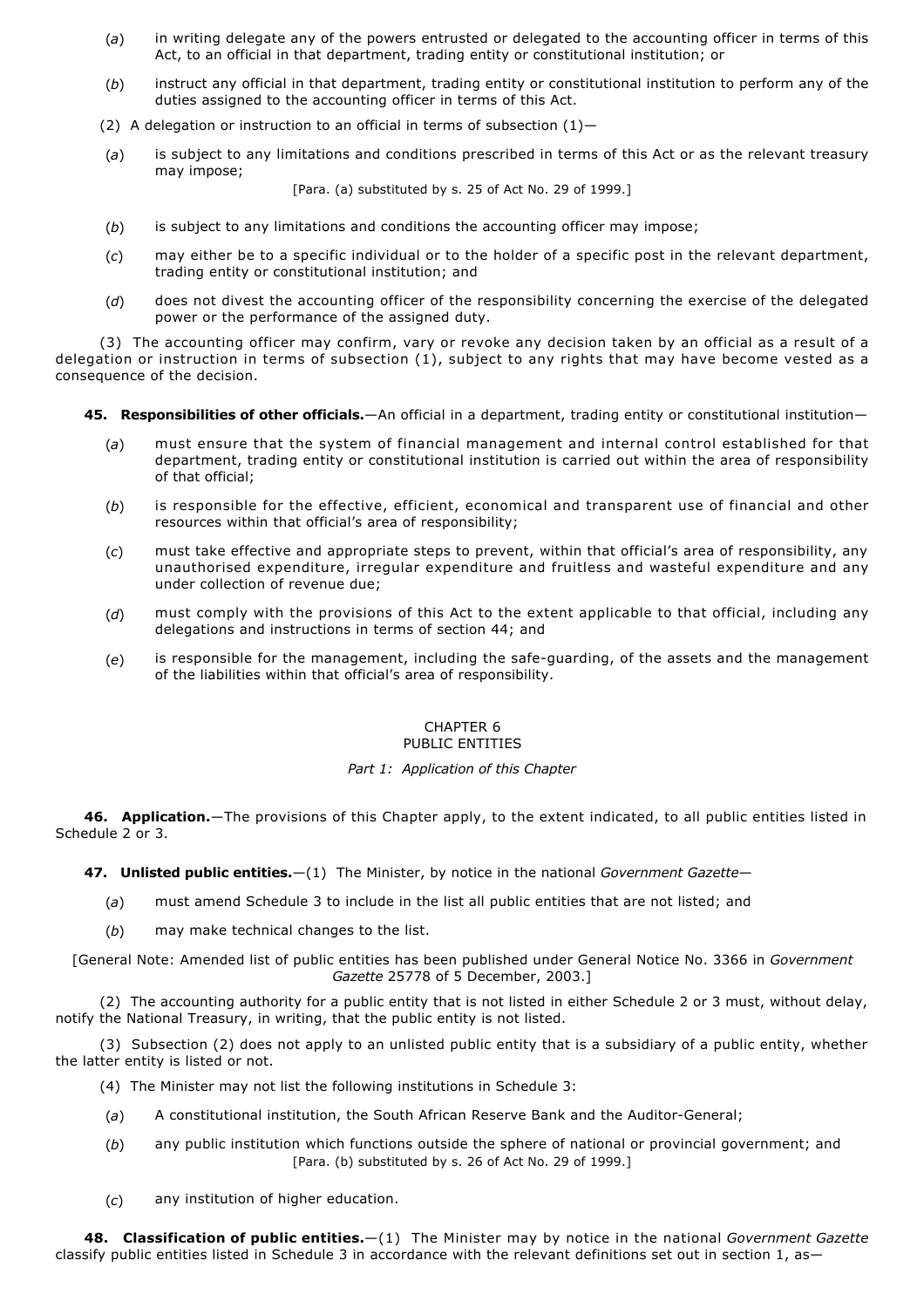(*a*) in writing delegate any of the powers entrusted or delegated to the accounting officer in terms of this Act, to an official in that department, trading entity or constitutional institution; or

(*b*) instruct any official in that department, trading entity or constitutional institution to perform any of the duties assigned to the accounting officer in terms of this Act.

(2) A delegation or instruction to an official in terms of subsection (1)—

(*a*) is subject to any limitations and conditions prescribed in terms of this Act or as the relevant treasury may impose;

[Para. (a) substituted by s. 25 of Act No. 29 of 1999.]

(*b*) is subject to any limitations and conditions the accounting officer may impose;

(*c*) may either be to a specific individual or to the holder of a specific post in the relevant department, trading entity or constitutional institution; and

(*d*) does not divest the accounting officer of the responsibility concerning the exercise of the delegated power or the performance of the assigned duty.

(3) The accounting officer may confirm, vary or revoke any decision taken by an official as a result of a delegation or instruction in terms of subsection (1), subject to any rights that may have become vested as a consequence of the decision.

**45. Responsibilities of other officials.**—An official in a department, trading entity or constitutional institution—

(*a*) must ensure that the system of financial management and internal control established for that department, trading entity or constitutional institution is carried out within the area of responsibility of that official;

(*b*) is responsible for the effective, efficient, economical and transparent use of financial and other resources within that official's area of responsibility;

(*c*) must take effective and appropriate steps to prevent, within that official's area of responsibility, any unauthorised expenditure, irregular expenditure and fruitless and wasteful expenditure and any under collection of revenue due;

(*d*) must comply with the provisions of this Act to the extent applicable to that official, including any delegations and instructions in terms of section 44; and

(*e*) is responsible for the management, including the safe-guarding, of the assets and the management of the liabilities within that official's area of responsibility.

## CHAPTER 6
## PUBLIC ENTITIES

### *Part 1: Application of this Chapter*

**46. Application.**—The provisions of this Chapter apply, to the extent indicated, to all public entities listed in Schedule 2 or 3.

**47. Unlisted public entities.**—(1) The Minister, by notice in the national *Government Gazette*—

(*a*) must amend Schedule 3 to include in the list all public entities that are not listed; and

(*b*) may make technical changes to the list.

[General Note: Amended list of public entities has been published under General Notice No. 3366 in *Government Gazette* 25778 of 5 December, 2003.]

(2) The accounting authority for a public entity that is not listed in either Schedule 2 or 3 must, without delay, notify the National Treasury, in writing, that the public entity is not listed.

(3) Subsection (2) does not apply to an unlisted public entity that is a subsidiary of a public entity, whether the latter entity is listed or not.

(4) The Minister may not list the following institutions in Schedule 3:

(*a*) A constitutional institution, the South African Reserve Bank and the Auditor-General;

(*b*) any public institution which functions outside the sphere of national or provincial government; and

[Para. (b) substituted by s. 26 of Act No. 29 of 1999.]

(*c*) any institution of higher education.

**48. Classification of public entities.**—(1) The Minister may by notice in the national *Government Gazette* classify public entities listed in Schedule 3 in accordance with the relevant definitions set out in section 1, as—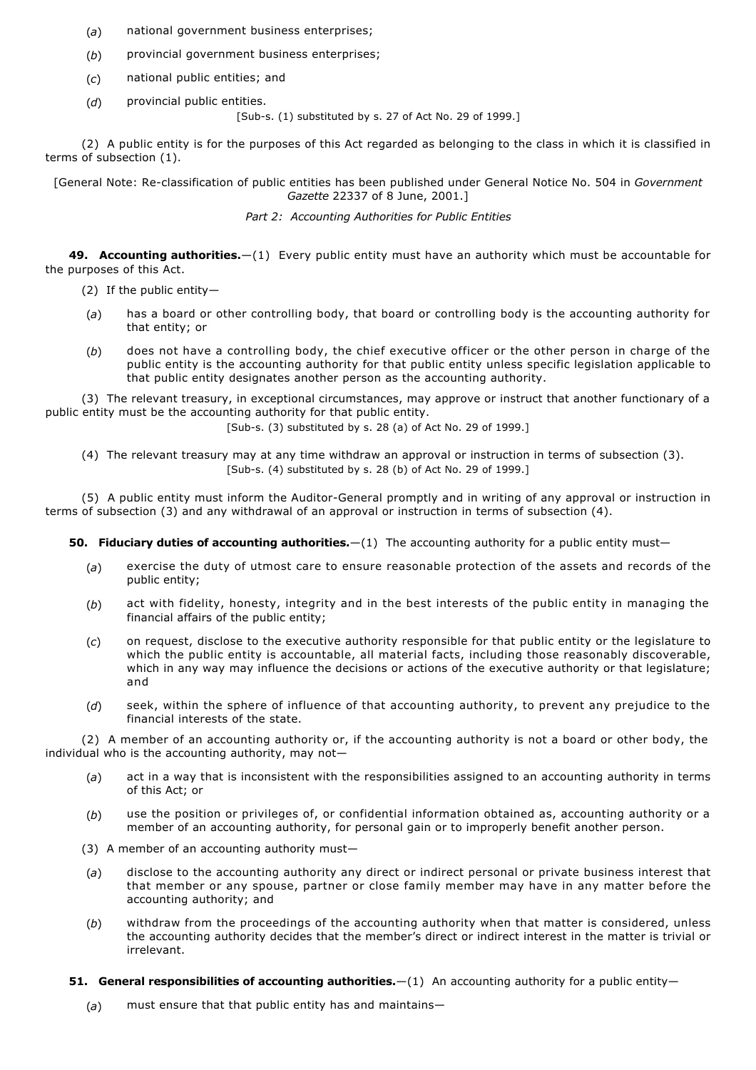(*a*) national government business enterprises;

(*b*) provincial government business enterprises;

(*c*) national public entities; and

(*d*) provincial public entities.

[Sub-s. (1) substituted by s. 27 of Act No. 29 of 1999.]

(2) A public entity is for the purposes of this Act regarded as belonging to the class in which it is classified in terms of subsection (1).

[General Note: Re-classification of public entities has been published under General Notice No. 504 in *Government Gazette* 22337 of 8 June, 2001.]

*Part 2: Accounting Authorities for Public Entities*

**49. Accounting authorities.**—(1) Every public entity must have an authority which must be accountable for the purposes of this Act.

(2) If the public entity—

(*a*) has a board or other controlling body, that board or controlling body is the accounting authority for that entity; or

(*b*) does not have a controlling body, the chief executive officer or the other person in charge of the public entity is the accounting authority for that public entity unless specific legislation applicable to that public entity designates another person as the accounting authority.

(3) The relevant treasury, in exceptional circumstances, may approve or instruct that another functionary of a public entity must be the accounting authority for that public entity.

[Sub-s. (3) substituted by s. 28 (a) of Act No. 29 of 1999.]

(4) The relevant treasury may at any time withdraw an approval or instruction in terms of subsection (3).

[Sub-s. (4) substituted by s. 28 (b) of Act No. 29 of 1999.]

(5) A public entity must inform the Auditor-General promptly and in writing of any approval or instruction in terms of subsection (3) and any withdrawal of an approval or instruction in terms of subsection (4).

**50. Fiduciary duties of accounting authorities.**—(1) The accounting authority for a public entity must—

(*a*) exercise the duty of utmost care to ensure reasonable protection of the assets and records of the public entity;

(*b*) act with fidelity, honesty, integrity and in the best interests of the public entity in managing the financial affairs of the public entity;

(*c*) on request, disclose to the executive authority responsible for that public entity or the legislature to which the public entity is accountable, all material facts, including those reasonably discoverable, which in any way may influence the decisions or actions of the executive authority or that legislature; and

(*d*) seek, within the sphere of influence of that accounting authority, to prevent any prejudice to the financial interests of the state.

(2) A member of an accounting authority or, if the accounting authority is not a board or other body, the individual who is the accounting authority, may not—

(*a*) act in a way that is inconsistent with the responsibilities assigned to an accounting authority in terms of this Act; or

(*b*) use the position or privileges of, or confidential information obtained as, accounting authority or a member of an accounting authority, for personal gain or to improperly benefit another person.

(3) A member of an accounting authority must—

(*a*) disclose to the accounting authority any direct or indirect personal or private business interest that that member or any spouse, partner or close family member may have in any matter before the accounting authority; and

(*b*) withdraw from the proceedings of the accounting authority when that matter is considered, unless the accounting authority decides that the member's direct or indirect interest in the matter is trivial or irrelevant.

**51. General responsibilities of accounting authorities.**—(1) An accounting authority for a public entity—

(*a*) must ensure that that public entity has and maintains—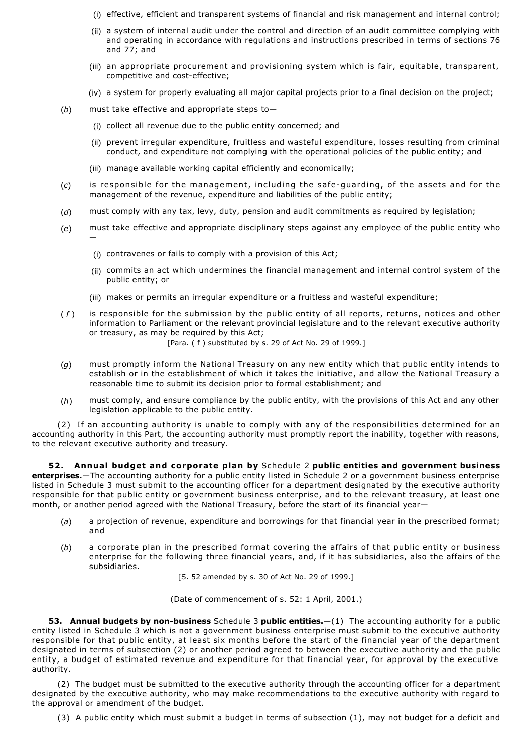(i) effective, efficient and transparent systems of financial and risk management and internal control;

(ii) a system of internal audit under the control and direction of an audit committee complying with and operating in accordance with regulations and instructions prescribed in terms of sections 76 and 77; and

(iii) an appropriate procurement and provisioning system which is fair, equitable, transparent, competitive and cost-effective;

(iv) a system for properly evaluating all major capital projects prior to a final decision on the project;

(*b*) must take effective and appropriate steps to—

(i) collect all revenue due to the public entity concerned; and

(ii) prevent irregular expenditure, fruitless and wasteful expenditure, losses resulting from criminal conduct, and expenditure not complying with the operational policies of the public entity; and

(iii) manage available working capital efficiently and economically;

(*c*) is responsible for the management, including the safe-guarding, of the assets and for the management of the revenue, expenditure and liabilities of the public entity;

(*d*) must comply with any tax, levy, duty, pension and audit commitments as required by legislation;

(*e*) must take effective and appropriate disciplinary steps against any employee of the public entity who —

(i) contravenes or fails to comply with a provision of this Act;

(ii) commits an act which undermines the financial management and internal control system of the public entity; or

(iii) makes or permits an irregular expenditure or a fruitless and wasteful expenditure;

(*f*) is responsible for the submission by the public entity of all reports, returns, notices and other information to Parliament or the relevant provincial legislature and to the relevant executive authority or treasury, as may be required by this Act;

[Para. (*f*) substituted by s. 29 of Act No. 29 of 1999.]

(*g*) must promptly inform the National Treasury on any new entity which that public entity intends to establish or in the establishment of which it takes the initiative, and allow the National Treasury a reasonable time to submit its decision prior to formal establishment; and

(*h*) must comply, and ensure compliance by the public entity, with the provisions of this Act and any other legislation applicable to the public entity.

(2) If an accounting authority is unable to comply with any of the responsibilities determined for an accounting authority in this Part, the accounting authority must promptly report the inability, together with reasons, to the relevant executive authority and treasury.

**52. Annual budget and corporate plan by** Schedule 2 **public entities and government business enterprises.**—The accounting authority for a public entity listed in Schedule 2 or a government business enterprise listed in Schedule 3 must submit to the accounting officer for a department designated by the executive authority responsible for that public entity or government business enterprise, and to the relevant treasury, at least one month, or another period agreed with the National Treasury, before the start of its financial year—

(*a*) a projection of revenue, expenditure and borrowings for that financial year in the prescribed format; and

(*b*) a corporate plan in the prescribed format covering the affairs of that public entity or business enterprise for the following three financial years, and, if it has subsidiaries, also the affairs of the subsidiaries.

[S. 52 amended by s. 30 of Act No. 29 of 1999.]

(Date of commencement of s. 52: 1 April, 2001.)

**53. Annual budgets by non-business** Schedule 3 **public entities.**—(1) The accounting authority for a public entity listed in Schedule 3 which is not a government business enterprise must submit to the executive authority responsible for that public entity, at least six months before the start of the financial year of the department designated in terms of subsection (2) or another period agreed to between the executive authority and the public entity, a budget of estimated revenue and expenditure for that financial year, for approval by the executive authority.

(2) The budget must be submitted to the executive authority through the accounting officer for a department designated by the executive authority, who may make recommendations to the executive authority with regard to the approval or amendment of the budget.

(3) A public entity which must submit a budget in terms of subsection (1), may not budget for a deficit and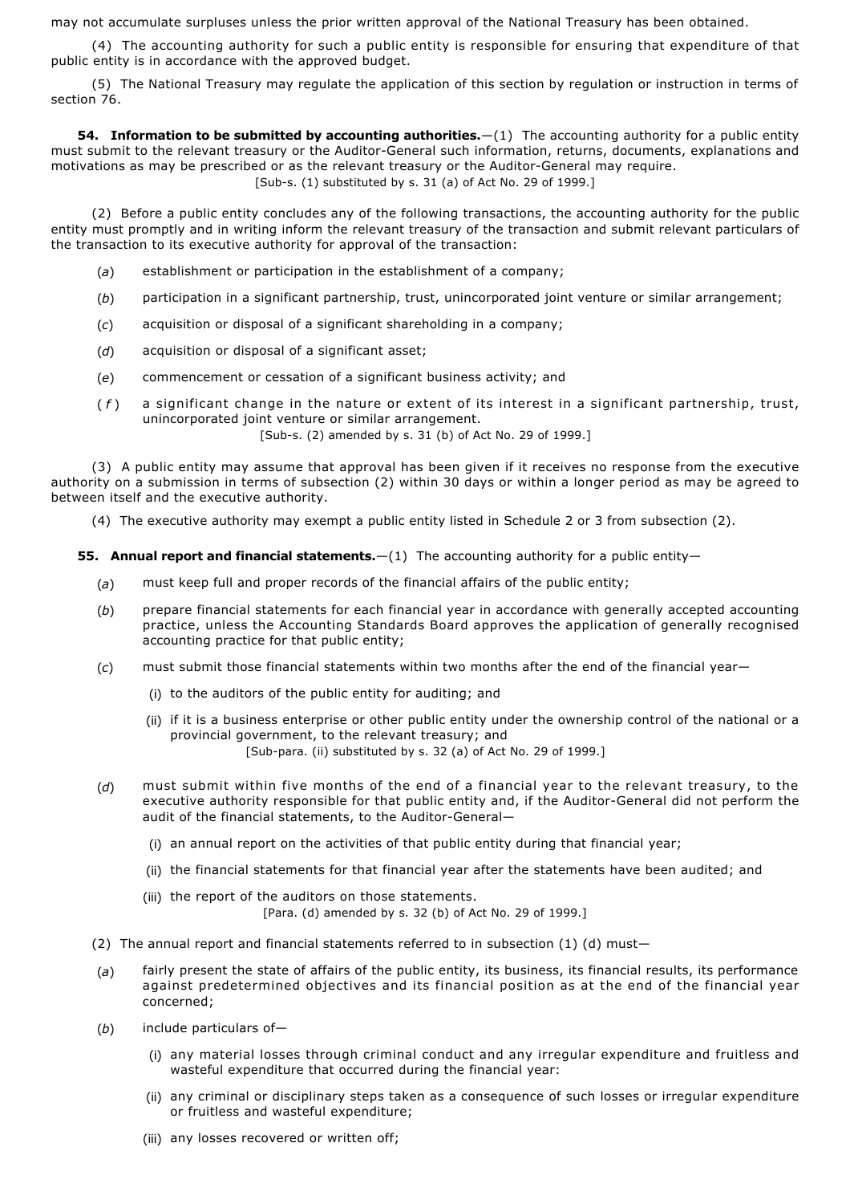may not accumulate surpluses unless the prior written approval of the National Treasury has been obtained.

(4) The accounting authority for such a public entity is responsible for ensuring that expenditure of that public entity is in accordance with the approved budget.

(5) The National Treasury may regulate the application of this section by regulation or instruction in terms of section 76.

**54. Information to be submitted by accounting authorities.**—(1) The accounting authority for a public entity must submit to the relevant treasury or the Auditor-General such information, returns, documents, explanations and motivations as may be prescribed or as the relevant treasury or the Auditor-General may require.

[Sub-s. (1) substituted by s. 31 (a) of Act No. 29 of 1999.]

(2) Before a public entity concludes any of the following transactions, the accounting authority for the public entity must promptly and in writing inform the relevant treasury of the transaction and submit relevant particulars of the transaction to its executive authority for approval of the transaction:

(*a*) establishment or participation in the establishment of a company;

(*b*) participation in a significant partnership, trust, unincorporated joint venture or similar arrangement;

(*c*) acquisition or disposal of a significant shareholding in a company;

(*d*) acquisition or disposal of a significant asset;

(*e*) commencement or cessation of a significant business activity; and

(*f*) a significant change in the nature or extent of its interest in a significant partnership, trust, unincorporated joint venture or similar arrangement.

[Sub-s. (2) amended by s. 31 (b) of Act No. 29 of 1999.]

(3) A public entity may assume that approval has been given if it receives no response from the executive authority on a submission in terms of subsection (2) within 30 days or within a longer period as may be agreed to between itself and the executive authority.

(4) The executive authority may exempt a public entity listed in Schedule 2 or 3 from subsection (2).

**55. Annual report and financial statements.**—(1) The accounting authority for a public entity—

(*a*) must keep full and proper records of the financial affairs of the public entity;

(*b*) prepare financial statements for each financial year in accordance with generally accepted accounting practice, unless the Accounting Standards Board approves the application of generally recognised accounting practice for that public entity;

(*c*) must submit those financial statements within two months after the end of the financial year—

(i) to the auditors of the public entity for auditing; and

(ii) if it is a business enterprise or other public entity under the ownership control of the national or a provincial government, to the relevant treasury; and

[Sub-para. (ii) substituted by s. 32 (a) of Act No. 29 of 1999.]

(*d*) must submit within five months of the end of a financial year to the relevant treasury, to the executive authority responsible for that public entity and, if the Auditor-General did not perform the audit of the financial statements, to the Auditor-General—

(i) an annual report on the activities of that public entity during that financial year;

(ii) the financial statements for that financial year after the statements have been audited; and

(iii) the report of the auditors on those statements.

[Para. (d) amended by s. 32 (b) of Act No. 29 of 1999.]

(2) The annual report and financial statements referred to in subsection (1) (d) must—

(*a*) fairly present the state of affairs of the public entity, its business, its financial results, its performance against predetermined objectives and its financial position as at the end of the financial year concerned;

(*b*) include particulars of—

(i) any material losses through criminal conduct and any irregular expenditure and fruitless and wasteful expenditure that occurred during the financial year:

(ii) any criminal or disciplinary steps taken as a consequence of such losses or irregular expenditure or fruitless and wasteful expenditure;

(iii) any losses recovered or written off;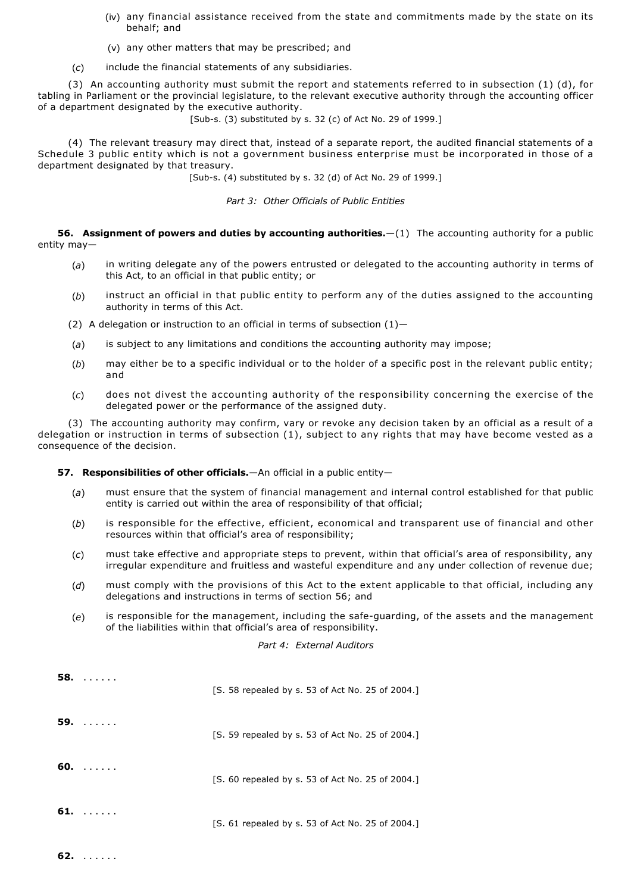(iv) any financial assistance received from the state and commitments made by the state on its behalf; and

(v) any other matters that may be prescribed; and

(*c*) include the financial statements of any subsidiaries.

(3) An accounting authority must submit the report and statements referred to in subsection (1) (d), for tabling in Parliament or the provincial legislature, to the relevant executive authority through the accounting officer of a department designated by the executive authority.

[Sub-s. (3) substituted by s. 32 (c) of Act No. 29 of 1999.]

(4) The relevant treasury may direct that, instead of a separate report, the audited financial statements of a Schedule 3 public entity which is not a government business enterprise must be incorporated in those of a department designated by that treasury.

[Sub-s. (4) substituted by s. 32 (d) of Act No. 29 of 1999.]

*Part 3: Other Officials of Public Entities*

**56. Assignment of powers and duties by accounting authorities.**—(1) The accounting authority for a public entity may—

(*a*) in writing delegate any of the powers entrusted or delegated to the accounting authority in terms of this Act, to an official in that public entity; or

(*b*) instruct an official in that public entity to perform any of the duties assigned to the accounting authority in terms of this Act.

(2) A delegation or instruction to an official in terms of subsection (1)—

(*a*) is subject to any limitations and conditions the accounting authority may impose;

(*b*) may either be to a specific individual or to the holder of a specific post in the relevant public entity; and

(*c*) does not divest the accounting authority of the responsibility concerning the exercise of the delegated power or the performance of the assigned duty.

(3) The accounting authority may confirm, vary or revoke any decision taken by an official as a result of a delegation or instruction in terms of subsection (1), subject to any rights that may have become vested as a consequence of the decision.

**57. Responsibilities of other officials.**—An official in a public entity—

(*a*) must ensure that the system of financial management and internal control established for that public entity is carried out within the area of responsibility of that official;

(*b*) is responsible for the effective, efficient, economical and transparent use of financial and other resources within that official's area of responsibility;

(*c*) must take effective and appropriate steps to prevent, within that official's area of responsibility, any irregular expenditure and fruitless and wasteful expenditure and any under collection of revenue due;

(*d*) must comply with the provisions of this Act to the extent applicable to that official, including any delegations and instructions in terms of section 56; and

(*e*) is responsible for the management, including the safe-guarding, of the assets and the management of the liabilities within that official's area of responsibility.

*Part 4: External Auditors*

**58.** . . . . . .

[S. 58 repealed by s. 53 of Act No. 25 of 2004.]

**59.** . . . . . .

[S. 59 repealed by s. 53 of Act No. 25 of 2004.]

**60.** . . . . . .

[S. 60 repealed by s. 53 of Act No. 25 of 2004.]

**61.** . . . . . .

[S. 61 repealed by s. 53 of Act No. 25 of 2004.]

**62.** . . . . . .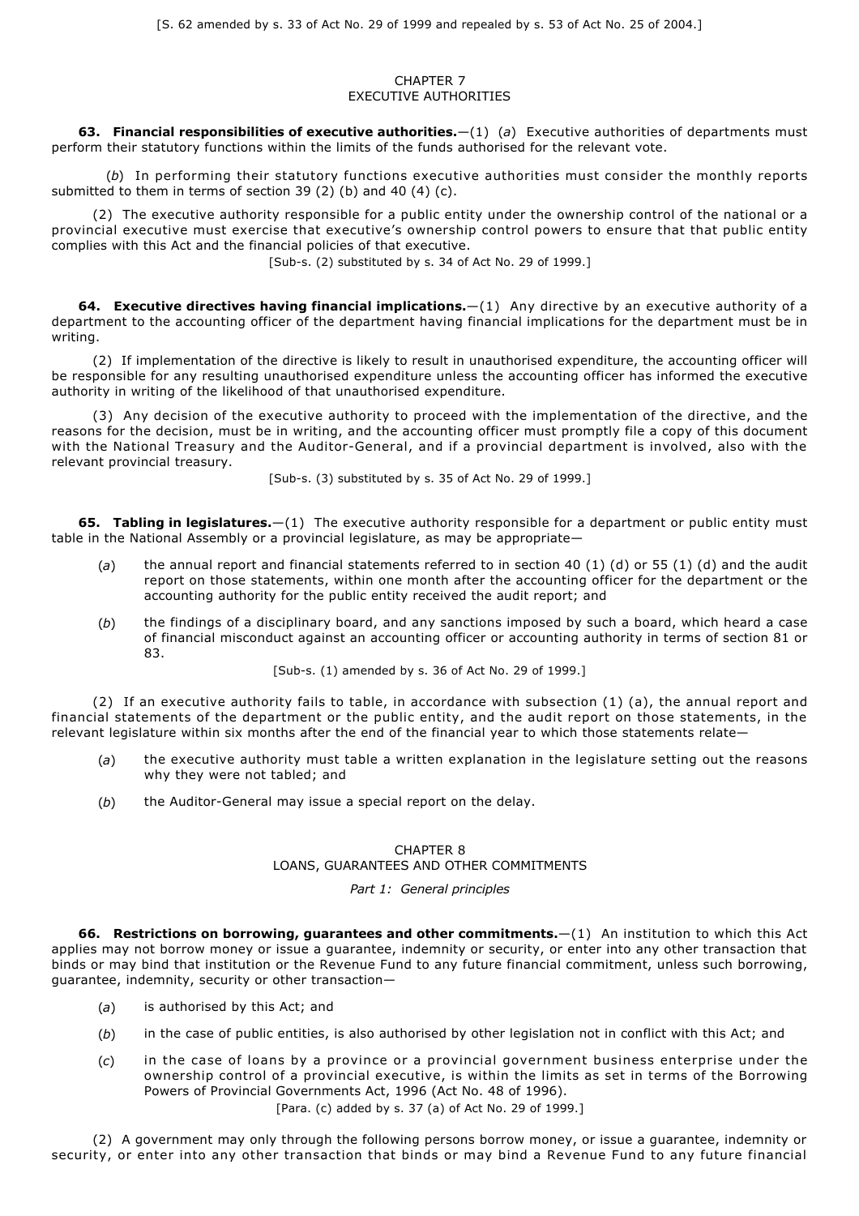[S. 62 amended by s. 33 of Act No. 29 of 1999 and repealed by s. 53 of Act No. 25 of 2004.]

## CHAPTER 7
## EXECUTIVE AUTHORITIES

**63. Financial responsibilities of executive authorities.**—(1) (*a*) Executive authorities of departments must perform their statutory functions within the limits of the funds authorised for the relevant vote.

(*b*) In performing their statutory functions executive authorities must consider the monthly reports submitted to them in terms of section 39 (2) (b) and 40 (4) (c).

(2) The executive authority responsible for a public entity under the ownership control of the national or a provincial executive must exercise that executive's ownership control powers to ensure that that public entity complies with this Act and the financial policies of that executive.

[Sub-s. (2) substituted by s. 34 of Act No. 29 of 1999.]

**64. Executive directives having financial implications.**—(1) Any directive by an executive authority of a department to the accounting officer of the department having financial implications for the department must be in writing.

(2) If implementation of the directive is likely to result in unauthorised expenditure, the accounting officer will be responsible for any resulting unauthorised expenditure unless the accounting officer has informed the executive authority in writing of the likelihood of that unauthorised expenditure.

(3) Any decision of the executive authority to proceed with the implementation of the directive, and the reasons for the decision, must be in writing, and the accounting officer must promptly file a copy of this document with the National Treasury and the Auditor-General, and if a provincial department is involved, also with the relevant provincial treasury.

[Sub-s. (3) substituted by s. 35 of Act No. 29 of 1999.]

**65. Tabling in legislatures.**—(1) The executive authority responsible for a department or public entity must table in the National Assembly or a provincial legislature, as may be appropriate—

(*a*) the annual report and financial statements referred to in section 40 (1) (d) or 55 (1) (d) and the audit report on those statements, within one month after the accounting officer for the department or the accounting authority for the public entity received the audit report; and

(*b*) the findings of a disciplinary board, and any sanctions imposed by such a board, which heard a case of financial misconduct against an accounting officer or accounting authority in terms of section 81 or 83.

[Sub-s. (1) amended by s. 36 of Act No. 29 of 1999.]

(2) If an executive authority fails to table, in accordance with subsection (1) (a), the annual report and financial statements of the department or the public entity, and the audit report on those statements, in the relevant legislature within six months after the end of the financial year to which those statements relate—

(*a*) the executive authority must table a written explanation in the legislature setting out the reasons why they were not tabled; and

(*b*) the Auditor-General may issue a special report on the delay.

## CHAPTER 8
## LOANS, GUARANTEES AND OTHER COMMITMENTS

*Part 1: General principles*

**66. Restrictions on borrowing, guarantees and other commitments.**—(1) An institution to which this Act applies may not borrow money or issue a guarantee, indemnity or security, or enter into any other transaction that binds or may bind that institution or the Revenue Fund to any future financial commitment, unless such borrowing, guarantee, indemnity, security or other transaction—

(*a*) is authorised by this Act; and

(*b*) in the case of public entities, is also authorised by other legislation not in conflict with this Act; and

(*c*) in the case of loans by a province or a provincial government business enterprise under the ownership control of a provincial executive, is within the limits as set in terms of the Borrowing Powers of Provincial Governments Act, 1996 (Act No. 48 of 1996).

[Para. (c) added by s. 37 (a) of Act No. 29 of 1999.]

(2) A government may only through the following persons borrow money, or issue a guarantee, indemnity or security, or enter into any other transaction that binds or may bind a Revenue Fund to any future financial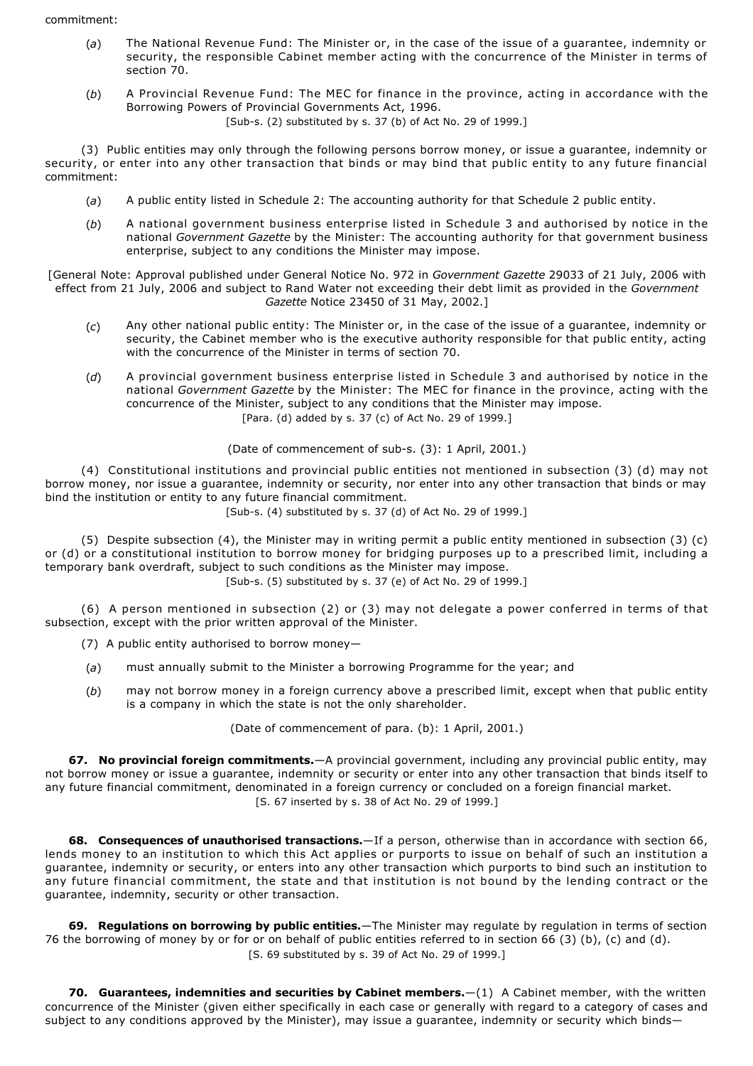commitment:

(*a*) The National Revenue Fund: The Minister or, in the case of the issue of a guarantee, indemnity or security, the responsible Cabinet member acting with the concurrence of the Minister in terms of section 70.

(*b*) A Provincial Revenue Fund: The MEC for finance in the province, acting in accordance with the Borrowing Powers of Provincial Governments Act, 1996.

[Sub-s. (2) substituted by s. 37 (b) of Act No. 29 of 1999.]

(3) Public entities may only through the following persons borrow money, or issue a guarantee, indemnity or security, or enter into any other transaction that binds or may bind that public entity to any future financial commitment:

(*a*) A public entity listed in Schedule 2: The accounting authority for that Schedule 2 public entity.

(*b*) A national government business enterprise listed in Schedule 3 and authorised by notice in the national *Government Gazette* by the Minister: The accounting authority for that government business enterprise, subject to any conditions the Minister may impose.

[General Note: Approval published under General Notice No. 972 in *Government Gazette* 29033 of 21 July, 2006 with effect from 21 July, 2006 and subject to Rand Water not exceeding their debt limit as provided in the *Government Gazette* Notice 23450 of 31 May, 2002.]

(*c*) Any other national public entity: The Minister or, in the case of the issue of a guarantee, indemnity or security, the Cabinet member who is the executive authority responsible for that public entity, acting with the concurrence of the Minister in terms of section 70.

(*d*) A provincial government business enterprise listed in Schedule 3 and authorised by notice in the national *Government Gazette* by the Minister: The MEC for finance in the province, acting with the concurrence of the Minister, subject to any conditions that the Minister may impose.

[Para. (d) added by s. 37 (c) of Act No. 29 of 1999.]

(Date of commencement of sub-s. (3): 1 April, 2001.)

(4) Constitutional institutions and provincial public entities not mentioned in subsection (3) (d) may not borrow money, nor issue a guarantee, indemnity or security, nor enter into any other transaction that binds or may bind the institution or entity to any future financial commitment.

[Sub-s. (4) substituted by s. 37 (d) of Act No. 29 of 1999.]

(5) Despite subsection (4), the Minister may in writing permit a public entity mentioned in subsection (3) (c) or (d) or a constitutional institution to borrow money for bridging purposes up to a prescribed limit, including a temporary bank overdraft, subject to such conditions as the Minister may impose.

[Sub-s. (5) substituted by s. 37 (e) of Act No. 29 of 1999.]

(6) A person mentioned in subsection (2) or (3) may not delegate a power conferred in terms of that subsection, except with the prior written approval of the Minister.

(7) A public entity authorised to borrow money—

(*a*) must annually submit to the Minister a borrowing Programme for the year; and

(*b*) may not borrow money in a foreign currency above a prescribed limit, except when that public entity is a company in which the state is not the only shareholder.

(Date of commencement of para. (b): 1 April, 2001.)

**67. No provincial foreign commitments.**—A provincial government, including any provincial public entity, may not borrow money or issue a guarantee, indemnity or security or enter into any other transaction that binds itself to any future financial commitment, denominated in a foreign currency or concluded on a foreign financial market.

[S. 67 inserted by s. 38 of Act No. 29 of 1999.]

**68. Consequences of unauthorised transactions.**—If a person, otherwise than in accordance with section 66, lends money to an institution to which this Act applies or purports to issue on behalf of such an institution a guarantee, indemnity or security, or enters into any other transaction which purports to bind such an institution to any future financial commitment, the state and that institution is not bound by the lending contract or the guarantee, indemnity, security or other transaction.

**69. Regulations on borrowing by public entities.**—The Minister may regulate by regulation in terms of section 76 the borrowing of money by or for or on behalf of public entities referred to in section 66 (3) (b), (c) and (d).

[S. 69 substituted by s. 39 of Act No. 29 of 1999.]

**70. Guarantees, indemnities and securities by Cabinet members.**—(1) A Cabinet member, with the written concurrence of the Minister (given either specifically in each case or generally with regard to a category of cases and subject to any conditions approved by the Minister), may issue a guarantee, indemnity or security which binds—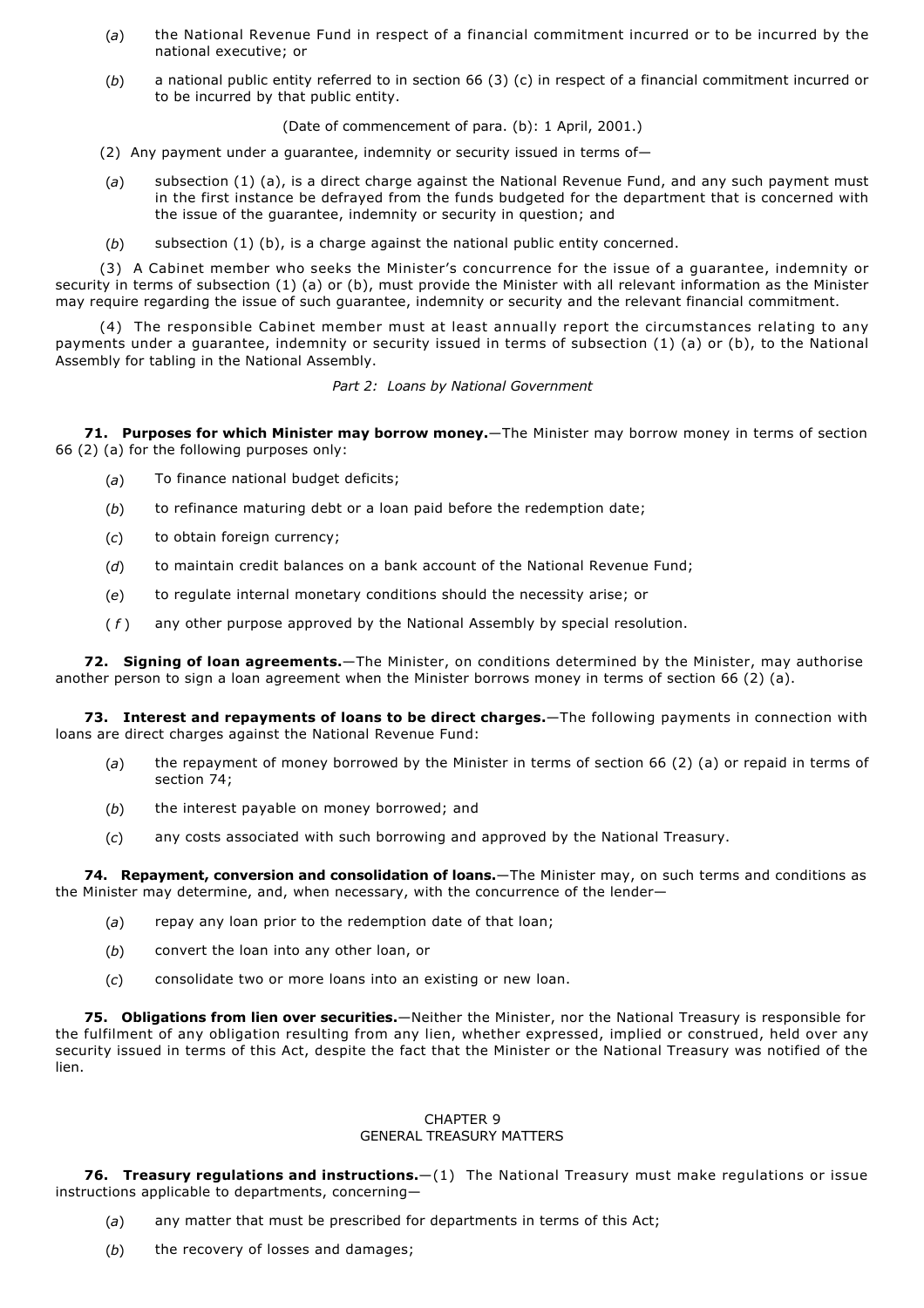(*a*) the National Revenue Fund in respect of a financial commitment incurred or to be incurred by the national executive; or

(*b*) a national public entity referred to in section 66 (3) (c) in respect of a financial commitment incurred or to be incurred by that public entity.

(Date of commencement of para. (b): 1 April, 2001.)

(2) Any payment under a guarantee, indemnity or security issued in terms of—

(*a*) subsection (1) (a), is a direct charge against the National Revenue Fund, and any such payment must in the first instance be defrayed from the funds budgeted for the department that is concerned with the issue of the guarantee, indemnity or security in question; and

(*b*) subsection (1) (b), is a charge against the national public entity concerned.

(3) A Cabinet member who seeks the Minister's concurrence for the issue of a guarantee, indemnity or security in terms of subsection (1) (a) or (b), must provide the Minister with all relevant information as the Minister may require regarding the issue of such guarantee, indemnity or security and the relevant financial commitment.

(4) The responsible Cabinet member must at least annually report the circumstances relating to any payments under a guarantee, indemnity or security issued in terms of subsection (1) (a) or (b), to the National Assembly for tabling in the National Assembly.

*Part 2: Loans by National Government*

**71. Purposes for which Minister may borrow money.**—The Minister may borrow money in terms of section 66 (2) (a) for the following purposes only:

(*a*) To finance national budget deficits;

(*b*) to refinance maturing debt or a loan paid before the redemption date;

(*c*) to obtain foreign currency;

(*d*) to maintain credit balances on a bank account of the National Revenue Fund;

(*e*) to regulate internal monetary conditions should the necessity arise; or

(*f*) any other purpose approved by the National Assembly by special resolution.

**72. Signing of loan agreements.**—The Minister, on conditions determined by the Minister, may authorise another person to sign a loan agreement when the Minister borrows money in terms of section 66 (2) (a).

**73. Interest and repayments of loans to be direct charges.**—The following payments in connection with loans are direct charges against the National Revenue Fund:

(*a*) the repayment of money borrowed by the Minister in terms of section 66 (2) (a) or repaid in terms of section 74;

(*b*) the interest payable on money borrowed; and

(*c*) any costs associated with such borrowing and approved by the National Treasury.

**74. Repayment, conversion and consolidation of loans.**—The Minister may, on such terms and conditions as the Minister may determine, and, when necessary, with the concurrence of the lender—

(*a*) repay any loan prior to the redemption date of that loan;

(*b*) convert the loan into any other loan, or

(*c*) consolidate two or more loans into an existing or new loan.

**75. Obligations from lien over securities.**—Neither the Minister, nor the National Treasury is responsible for the fulfilment of any obligation resulting from any lien, whether expressed, implied or construed, held over any security issued in terms of this Act, despite the fact that the Minister or the National Treasury was notified of the lien.

## CHAPTER 9
## GENERAL TREASURY MATTERS

**76. Treasury regulations and instructions.**—(1) The National Treasury must make regulations or issue instructions applicable to departments, concerning—

(*a*) any matter that must be prescribed for departments in terms of this Act;

(*b*) the recovery of losses and damages;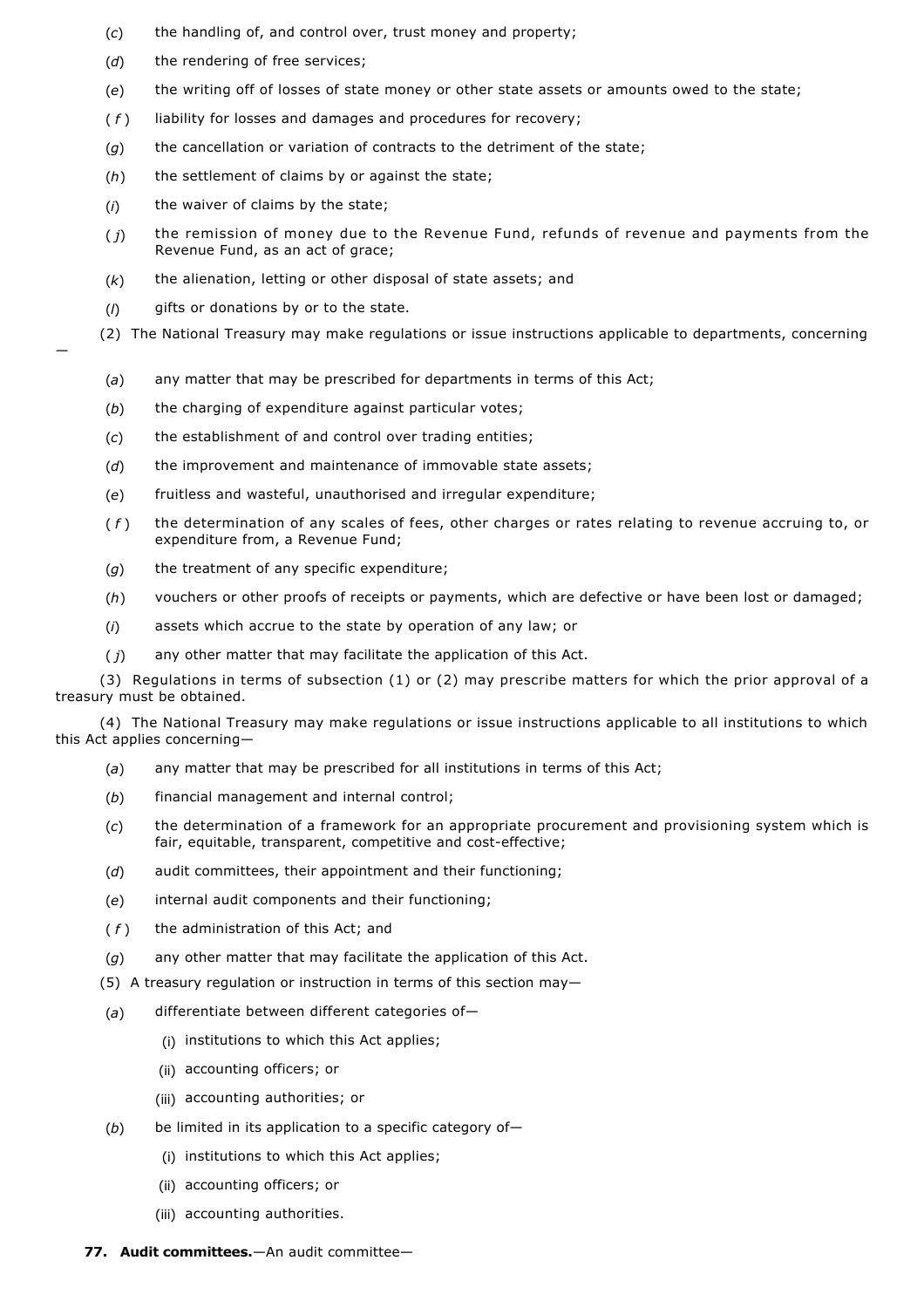(*c*) the handling of, and control over, trust money and property;

(*d*) the rendering of free services;

(*e*) the writing off of losses of state money or other state assets or amounts owed to the state;

(*f*) liability for losses and damages and procedures for recovery;

(*g*) the cancellation or variation of contracts to the detriment of the state;

(*h*) the settlement of claims by or against the state;

(*i*) the waiver of claims by the state;

(*j*) the remission of money due to the Revenue Fund, refunds of revenue and payments from the Revenue Fund, as an act of grace;

(*k*) the alienation, letting or other disposal of state assets; and

(*l*) gifts or donations by or to the state.

(2) The National Treasury may make regulations or issue instructions applicable to departments, concerning —

(*a*) any matter that may be prescribed for departments in terms of this Act;

(*b*) the charging of expenditure against particular votes;

(*c*) the establishment of and control over trading entities;

(*d*) the improvement and maintenance of immovable state assets;

(*e*) fruitless and wasteful, unauthorised and irregular expenditure;

(*f*) the determination of any scales of fees, other charges or rates relating to revenue accruing to, or expenditure from, a Revenue Fund;

(*g*) the treatment of any specific expenditure;

(*h*) vouchers or other proofs of receipts or payments, which are defective or have been lost or damaged;

(*i*) assets which accrue to the state by operation of any law; or

(*j*) any other matter that may facilitate the application of this Act.

(3) Regulations in terms of subsection (1) or (2) may prescribe matters for which the prior approval of a treasury must be obtained.

(4) The National Treasury may make regulations or issue instructions applicable to all institutions to which this Act applies concerning—

(*a*) any matter that may be prescribed for all institutions in terms of this Act;

(*b*) financial management and internal control;

(*c*) the determination of a framework for an appropriate procurement and provisioning system which is fair, equitable, transparent, competitive and cost-effective;

(*d*) audit committees, their appointment and their functioning;

(*e*) internal audit components and their functioning;

(*f*) the administration of this Act; and

(*g*) any other matter that may facilitate the application of this Act.

(5) A treasury regulation or instruction in terms of this section may—

(*a*) differentiate between different categories of—

(i) institutions to which this Act applies;

(ii) accounting officers; or

(iii) accounting authorities; or

(*b*) be limited in its application to a specific category of—

(i) institutions to which this Act applies;

(ii) accounting officers; or

(iii) accounting authorities.

**77. Audit committees.**—An audit committee—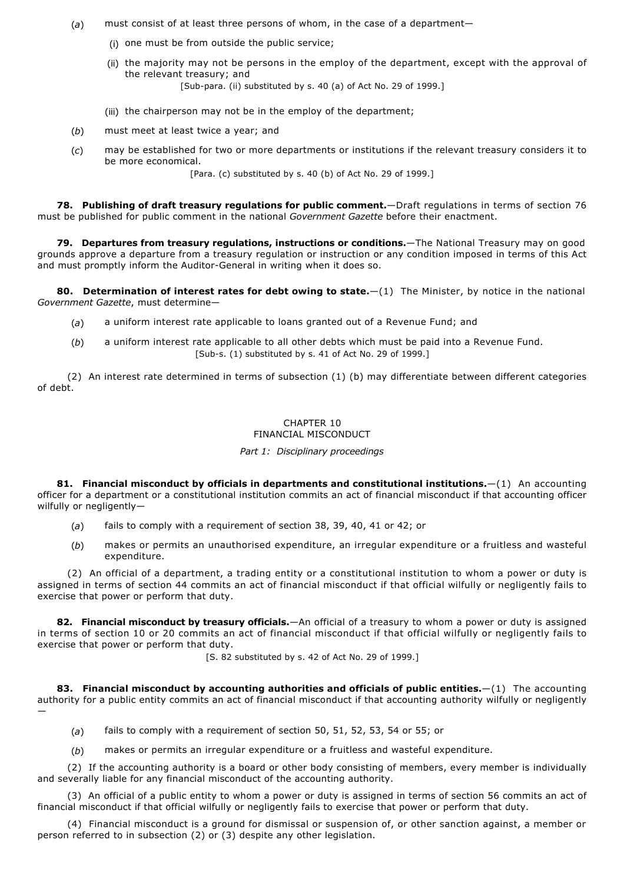(*a*) must consist of at least three persons of whom, in the case of a department—

(i) one must be from outside the public service;

(ii) the majority may not be persons in the employ of the department, except with the approval of the relevant treasury; and

[Sub-para. (ii) substituted by s. 40 (a) of Act No. 29 of 1999.]

(iii) the chairperson may not be in the employ of the department;

(*b*) must meet at least twice a year; and

(*c*) may be established for two or more departments or institutions if the relevant treasury considers it to be more economical.

[Para. (c) substituted by s. 40 (b) of Act No. 29 of 1999.]

**78. Publishing of draft treasury regulations for public comment.**—Draft regulations in terms of section 76 must be published for public comment in the national *Government Gazette* before their enactment.

**79. Departures from treasury regulations, instructions or conditions.**—The National Treasury may on good grounds approve a departure from a treasury regulation or instruction or any condition imposed in terms of this Act and must promptly inform the Auditor-General in writing when it does so.

**80. Determination of interest rates for debt owing to state.**—(1) The Minister, by notice in the national *Government Gazette*, must determine—

(*a*) a uniform interest rate applicable to loans granted out of a Revenue Fund; and

(*b*) a uniform interest rate applicable to all other debts which must be paid into a Revenue Fund.

[Sub-s. (1) substituted by s. 41 of Act No. 29 of 1999.]

(2) An interest rate determined in terms of subsection (1) (b) may differentiate between different categories of debt.

## CHAPTER 10
## FINANCIAL MISCONDUCT

*Part 1: Disciplinary proceedings*

**81. Financial misconduct by officials in departments and constitutional institutions.**—(1) An accounting officer for a department or a constitutional institution commits an act of financial misconduct if that accounting officer wilfully or negligently—

(*a*) fails to comply with a requirement of section 38, 39, 40, 41 or 42; or

(*b*) makes or permits an unauthorised expenditure, an irregular expenditure or a fruitless and wasteful expenditure.

(2) An official of a department, a trading entity or a constitutional institution to whom a power or duty is assigned in terms of section 44 commits an act of financial misconduct if that official wilfully or negligently fails to exercise that power or perform that duty.

**82. Financial misconduct by treasury officials.**—An official of a treasury to whom a power or duty is assigned in terms of section 10 or 20 commits an act of financial misconduct if that official wilfully or negligently fails to exercise that power or perform that duty.

[S. 82 substituted by s. 42 of Act No. 29 of 1999.]

**83. Financial misconduct by accounting authorities and officials of public entities.**—(1) The accounting authority for a public entity commits an act of financial misconduct if that accounting authority wilfully or negligently—

(*a*) fails to comply with a requirement of section 50, 51, 52, 53, 54 or 55; or

(*b*) makes or permits an irregular expenditure or a fruitless and wasteful expenditure.

(2) If the accounting authority is a board or other body consisting of members, every member is individually and severally liable for any financial misconduct of the accounting authority.

(3) An official of a public entity to whom a power or duty is assigned in terms of section 56 commits an act of financial misconduct if that official wilfully or negligently fails to exercise that power or perform that duty.

(4) Financial misconduct is a ground for dismissal or suspension of, or other sanction against, a member or person referred to in subsection (2) or (3) despite any other legislation.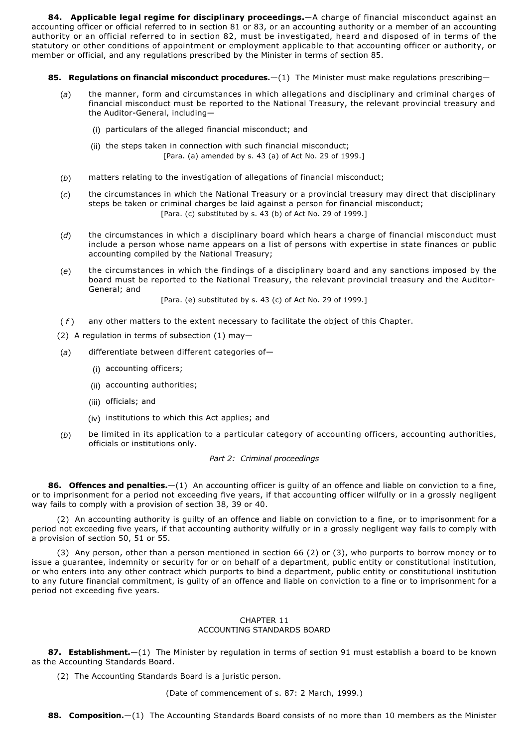**84. Applicable legal regime for disciplinary proceedings.**—A charge of financial misconduct against an accounting officer or official referred to in section 81 or 83, or an accounting authority or a member of an accounting authority or an official referred to in section 82, must be investigated, heard and disposed of in terms of the statutory or other conditions of appointment or employment applicable to that accounting officer or authority, or member or official, and any regulations prescribed by the Minister in terms of section 85.

**85. Regulations on financial misconduct procedures.**—(1) The Minister must make regulations prescribing—

(*a*) the manner, form and circumstances in which allegations and disciplinary and criminal charges of financial misconduct must be reported to the National Treasury, the relevant provincial treasury and the Auditor-General, including—

(i) particulars of the alleged financial misconduct; and

(ii) the steps taken in connection with such financial misconduct;
[Para. (a) amended by s. 43 (a) of Act No. 29 of 1999.]

(*b*) matters relating to the investigation of allegations of financial misconduct;

(*c*) the circumstances in which the National Treasury or a provincial treasury may direct that disciplinary steps be taken or criminal charges be laid against a person for financial misconduct;
[Para. (c) substituted by s. 43 (b) of Act No. 29 of 1999.]

(*d*) the circumstances in which a disciplinary board which hears a charge of financial misconduct must include a person whose name appears on a list of persons with expertise in state finances or public accounting compiled by the National Treasury;

(*e*) the circumstances in which the findings of a disciplinary board and any sanctions imposed by the board must be reported to the National Treasury, the relevant provincial treasury and the Auditor-General; and
[Para. (e) substituted by s. 43 (c) of Act No. 29 of 1999.]

(*f*) any other matters to the extent necessary to facilitate the object of this Chapter.

(2) A regulation in terms of subsection (1) may—

(*a*) differentiate between different categories of—

(i) accounting officers;

(ii) accounting authorities;

(iii) officials; and

(iv) institutions to which this Act applies; and

(*b*) be limited in its application to a particular category of accounting officers, accounting authorities, officials or institutions only.

*Part 2: Criminal proceedings*

**86. Offences and penalties.**—(1) An accounting officer is guilty of an offence and liable on conviction to a fine, or to imprisonment for a period not exceeding five years, if that accounting officer wilfully or in a grossly negligent way fails to comply with a provision of section 38, 39 or 40.

(2) An accounting authority is guilty of an offence and liable on conviction to a fine, or to imprisonment for a period not exceeding five years, if that accounting authority wilfully or in a grossly negligent way fails to comply with a provision of section 50, 51 or 55.

(3) Any person, other than a person mentioned in section 66 (2) or (3), who purports to borrow money or to issue a guarantee, indemnity or security for or on behalf of a department, public entity or constitutional institution, or who enters into any other contract which purports to bind a department, public entity or constitutional institution to any future financial commitment, is guilty of an offence and liable on conviction to a fine or to imprisonment for a period not exceeding five years.

## CHAPTER 11
## ACCOUNTING STANDARDS BOARD

**87. Establishment.**—(1) The Minister by regulation in terms of section 91 must establish a board to be known as the Accounting Standards Board.

(2) The Accounting Standards Board is a juristic person.

(Date of commencement of s. 87: 2 March, 1999.)

**88. Composition.**—(1) The Accounting Standards Board consists of no more than 10 members as the Minister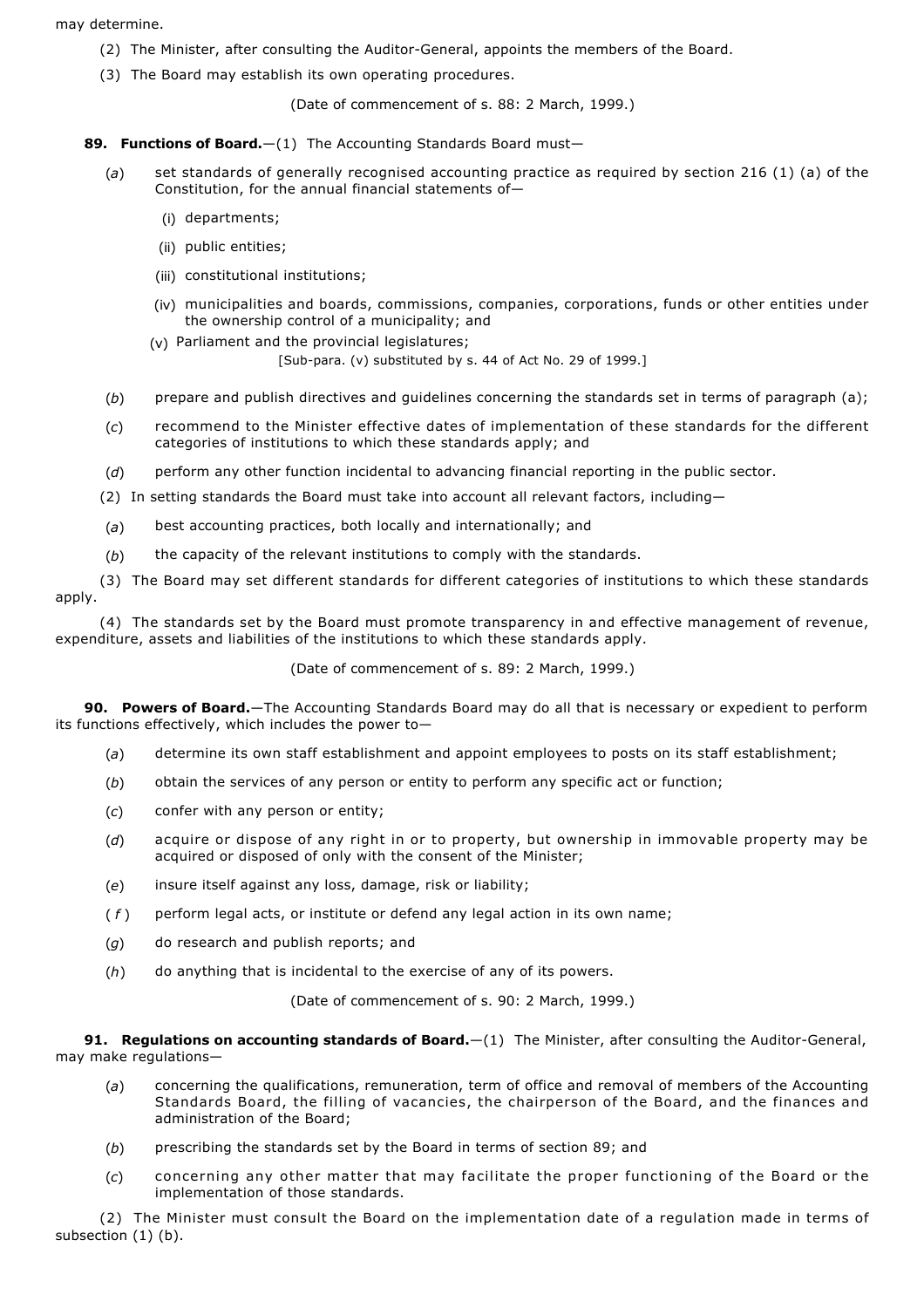may determine.

(2) The Minister, after consulting the Auditor-General, appoints the members of the Board.

(3) The Board may establish its own operating procedures.

(Date of commencement of s. 88: 2 March, 1999.)

**89. Functions of Board.**—(1) The Accounting Standards Board must—

(*a*) set standards of generally recognised accounting practice as required by section 216 (1) (a) of the Constitution, for the annual financial statements of—

(i) departments;

(ii) public entities;

(iii) constitutional institutions;

(iv) municipalities and boards, commissions, companies, corporations, funds or other entities under the ownership control of a municipality; and

(v) Parliament and the provincial legislatures;

[Sub-para. (v) substituted by s. 44 of Act No. 29 of 1999.]

(*b*) prepare and publish directives and guidelines concerning the standards set in terms of paragraph (a);

(*c*) recommend to the Minister effective dates of implementation of these standards for the different categories of institutions to which these standards apply; and

(*d*) perform any other function incidental to advancing financial reporting in the public sector.

(2) In setting standards the Board must take into account all relevant factors, including—

(*a*) best accounting practices, both locally and internationally; and

(*b*) the capacity of the relevant institutions to comply with the standards.

(3) The Board may set different standards for different categories of institutions to which these standards apply.

(4) The standards set by the Board must promote transparency in and effective management of revenue, expenditure, assets and liabilities of the institutions to which these standards apply.

(Date of commencement of s. 89: 2 March, 1999.)

**90. Powers of Board.**—The Accounting Standards Board may do all that is necessary or expedient to perform its functions effectively, which includes the power to—

(*a*) determine its own staff establishment and appoint employees to posts on its staff establishment;

(*b*) obtain the services of any person or entity to perform any specific act or function;

(*c*) confer with any person or entity;

(*d*) acquire or dispose of any right in or to property, but ownership in immovable property may be acquired or disposed of only with the consent of the Minister;

(*e*) insure itself against any loss, damage, risk or liability;

(*f*) perform legal acts, or institute or defend any legal action in its own name;

(*g*) do research and publish reports; and

(*h*) do anything that is incidental to the exercise of any of its powers.

(Date of commencement of s. 90: 2 March, 1999.)

**91. Regulations on accounting standards of Board.**—(1) The Minister, after consulting the Auditor-General, may make regulations—

(*a*) concerning the qualifications, remuneration, term of office and removal of members of the Accounting Standards Board, the filling of vacancies, the chairperson of the Board, and the finances and administration of the Board;

(*b*) prescribing the standards set by the Board in terms of section 89; and

(*c*) concerning any other matter that may facilitate the proper functioning of the Board or the implementation of those standards.

(2) The Minister must consult the Board on the implementation date of a regulation made in terms of subsection (1) (b).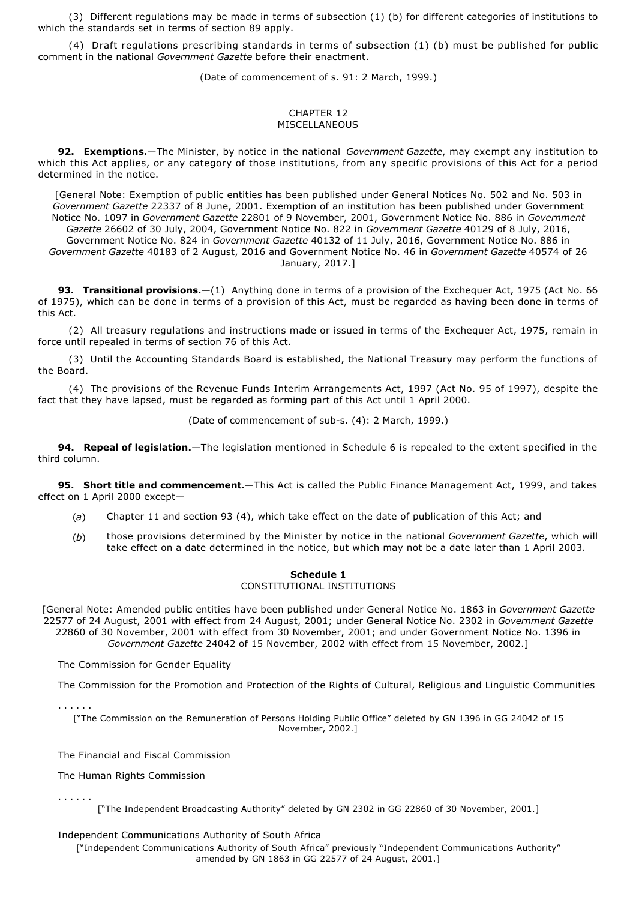(3) Different regulations may be made in terms of subsection (1) (b) for different categories of institutions to which the standards set in terms of section 89 apply.

(4) Draft regulations prescribing standards in terms of subsection (1) (b) must be published for public comment in the national *Government Gazette* before their enactment.

(Date of commencement of s. 91: 2 March, 1999.)

## CHAPTER 12
## MISCELLANEOUS

**92. Exemptions.**—The Minister, by notice in the national *Government Gazette*, may exempt any institution to which this Act applies, or any category of those institutions, from any specific provisions of this Act for a period determined in the notice.

[General Note: Exemption of public entities has been published under General Notices No. 502 and No. 503 in *Government Gazette* 22337 of 8 June, 2001. Exemption of an institution has been published under Government Notice No. 1097 in *Government Gazette* 22801 of 9 November, 2001, Government Notice No. 886 in *Government Gazette* 26602 of 30 July, 2004, Government Notice No. 822 in *Government Gazette* 40129 of 8 July, 2016, Government Notice No. 824 in *Government Gazette* 40132 of 11 July, 2016, Government Notice No. 886 in *Government Gazette* 40183 of 2 August, 2016 and Government Notice No. 46 in *Government Gazette* 40574 of 26 January, 2017.]

**93. Transitional provisions.**—(1) Anything done in terms of a provision of the Exchequer Act, 1975 (Act No. 66 of 1975), which can be done in terms of a provision of this Act, must be regarded as having been done in terms of this Act.

(2) All treasury regulations and instructions made or issued in terms of the Exchequer Act, 1975, remain in force until repealed in terms of section 76 of this Act.

(3) Until the Accounting Standards Board is established, the National Treasury may perform the functions of the Board.

(4) The provisions of the Revenue Funds Interim Arrangements Act, 1997 (Act No. 95 of 1997), despite the fact that they have lapsed, must be regarded as forming part of this Act until 1 April 2000.

(Date of commencement of sub-s. (4): 2 March, 1999.)

**94. Repeal of legislation.**—The legislation mentioned in Schedule 6 is repealed to the extent specified in the third column.

**95. Short title and commencement.**—This Act is called the Public Finance Management Act, 1999, and takes effect on 1 April 2000 except—

(*a*) Chapter 11 and section 93 (4), which take effect on the date of publication of this Act; and

(*b*) those provisions determined by the Minister by notice in the national *Government Gazette*, which will take effect on a date determined in the notice, but which may not be a date later than 1 April 2003.

### Schedule 1
### CONSTITUTIONAL INSTITUTIONS

[General Note: Amended public entities have been published under General Notice No. 1863 in *Government Gazette* 22577 of 24 August, 2001 with effect from 24 August, 2001; under General Notice No. 2302 in *Government Gazette* 22860 of 30 November, 2001 with effect from 30 November, 2001; and under Government Notice No. 1396 in *Government Gazette* 24042 of 15 November, 2002 with effect from 15 November, 2002.]

The Commission for Gender Equality

The Commission for the Promotion and Protection of the Rights of Cultural, Religious and Linguistic Communities

. . . . . .

["The Commission on the Remuneration of Persons Holding Public Office" deleted by GN 1396 in GG 24042 of 15 November, 2002.]

The Financial and Fiscal Commission

The Human Rights Commission

. . . . . .

["The Independent Broadcasting Authority" deleted by GN 2302 in GG 22860 of 30 November, 2001.]

Independent Communications Authority of South Africa

["Independent Communications Authority of South Africa" previously "Independent Communications Authority" amended by GN 1863 in GG 22577 of 24 August, 2001.]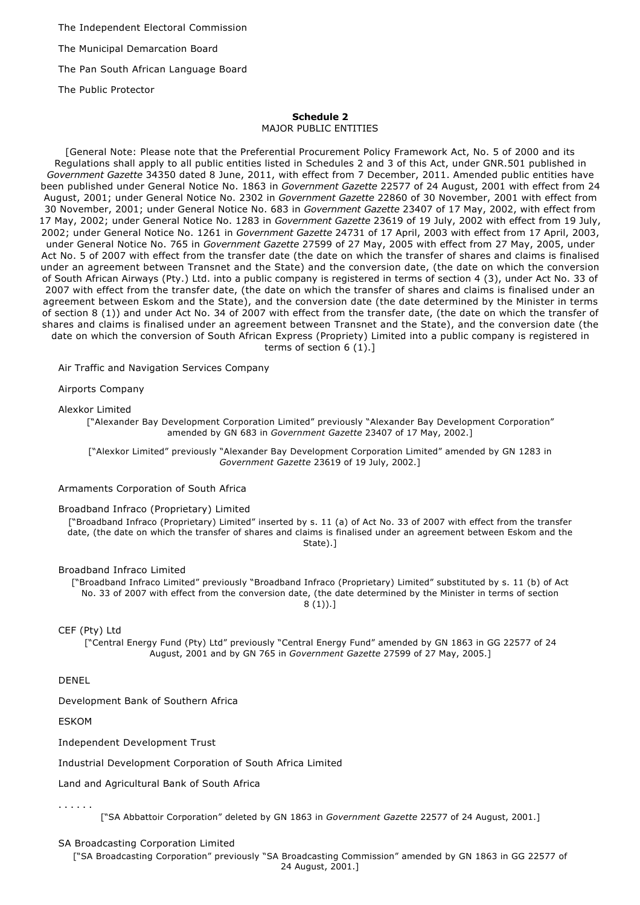The Independent Electoral Commission

The Municipal Demarcation Board

The Pan South African Language Board

The Public Protector

**Schedule 2**

MAJOR PUBLIC ENTITIES

[General Note: Please note that the Preferential Procurement Policy Framework Act, No. 5 of 2000 and its Regulations shall apply to all public entities listed in Schedules 2 and 3 of this Act, under GNR.501 published in *Government Gazette* 34350 dated 8 June, 2011, with effect from 7 December, 2011. Amended public entities have been published under General Notice No. 1863 in *Government Gazette* 22577 of 24 August, 2001 with effect from 24 August, 2001; under General Notice No. 2302 in *Government Gazette* 22860 of 30 November, 2001 with effect from 30 November, 2001; under General Notice No. 683 in *Government Gazette* 23407 of 17 May, 2002, with effect from 17 May, 2002; under General Notice No. 1283 in *Government Gazette* 23619 of 19 July, 2002 with effect from 19 July, 2002; under General Notice No. 1261 in *Government Gazette* 24731 of 17 April, 2003 with effect from 17 April, 2003, under General Notice No. 765 in *Government Gazette* 27599 of 27 May, 2005 with effect from 27 May, 2005, under Act No. 5 of 2007 with effect from the transfer date (the date on which the transfer of shares and claims is finalised under an agreement between Transnet and the State) and the conversion date, (the date on which the conversion of South African Airways (Pty.) Ltd. into a public company is registered in terms of section 4 (3), under Act No. 33 of 2007 with effect from the transfer date, (the date on which the transfer of shares and claims is finalised under an agreement between Eskom and the State), and the conversion date (the date determined by the Minister in terms of section 8 (1)) and under Act No. 34 of 2007 with effect from the transfer date, (the date on which the transfer of shares and claims is finalised under an agreement between Transnet and the State), and the conversion date (the date on which the conversion of South African Express (Propriety) Limited into a public company is registered in terms of section 6 (1).]

Air Traffic and Navigation Services Company

Airports Company

Alexkor Limited

["Alexander Bay Development Corporation Limited" previously "Alexander Bay Development Corporation" amended by GN 683 in *Government Gazette* 23407 of 17 May, 2002.]

["Alexkor Limited" previously "Alexander Bay Development Corporation Limited" amended by GN 1283 in *Government Gazette* 23619 of 19 July, 2002.]

Armaments Corporation of South Africa

Broadband Infraco (Proprietary) Limited

["Broadband Infraco (Proprietary) Limited" inserted by s. 11 (a) of Act No. 33 of 2007 with effect from the transfer date, (the date on which the transfer of shares and claims is finalised under an agreement between Eskom and the State).]

Broadband Infraco Limited

["Broadband Infraco Limited" previously "Broadband Infraco (Proprietary) Limited" substituted by s. 11 (b) of Act No. 33 of 2007 with effect from the conversion date, (the date determined by the Minister in terms of section 8 (1)).]

CEF (Pty) Ltd

["Central Energy Fund (Pty) Ltd" previously "Central Energy Fund" amended by GN 1863 in GG 22577 of 24 August, 2001 and by GN 765 in *Government Gazette* 27599 of 27 May, 2005.]

DENEL

Development Bank of Southern Africa

ESKOM

Independent Development Trust

Industrial Development Corporation of South Africa Limited

Land and Agricultural Bank of South Africa

. . . . . .

["SA Abbattoir Corporation" deleted by GN 1863 in *Government Gazette* 22577 of 24 August, 2001.]

SA Broadcasting Corporation Limited

["SA Broadcasting Corporation" previously "SA Broadcasting Commission" amended by GN 1863 in GG 22577 of 24 August, 2001.]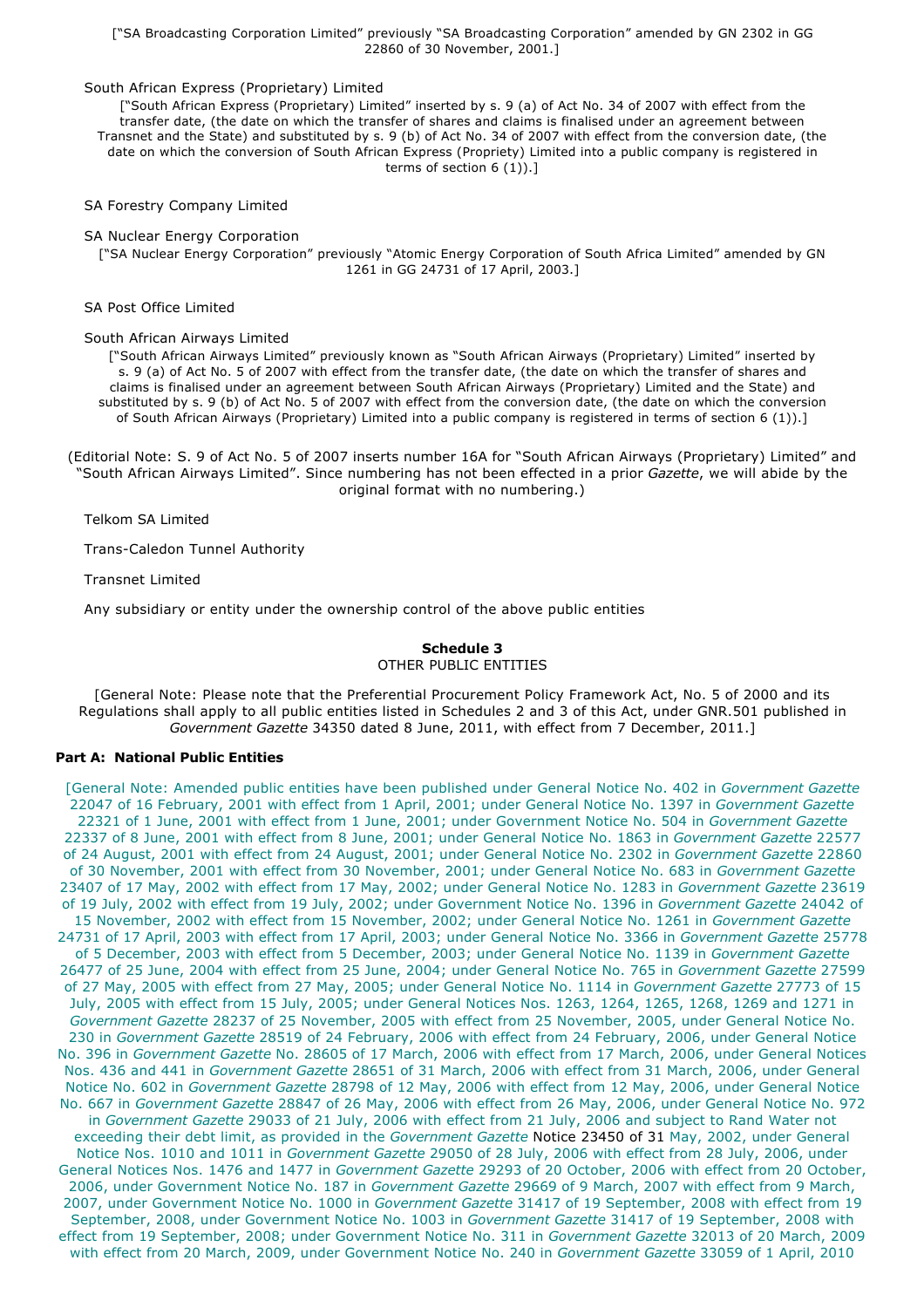["SA Broadcasting Corporation Limited" previously "SA Broadcasting Corporation" amended by GN 2302 in GG 22860 of 30 November, 2001.]

South African Express (Proprietary) Limited

["South African Express (Proprietary) Limited" inserted by s. 9 (a) of Act No. 34 of 2007 with effect from the transfer date, (the date on which the transfer of shares and claims is finalised under an agreement between Transnet and the State) and substituted by s. 9 (b) of Act No. 34 of 2007 with effect from the conversion date, (the date on which the conversion of South African Express (Propriety) Limited into a public company is registered in terms of section 6 (1)).]

SA Forestry Company Limited

SA Nuclear Energy Corporation

["SA Nuclear Energy Corporation" previously "Atomic Energy Corporation of South Africa Limited" amended by GN 1261 in GG 24731 of 17 April, 2003.]

SA Post Office Limited

South African Airways Limited

["South African Airways Limited" previously known as "South African Airways (Proprietary) Limited" inserted by s. 9 (a) of Act No. 5 of 2007 with effect from the transfer date, (the date on which the transfer of shares and claims is finalised under an agreement between South African Airways (Proprietary) Limited and the State) and substituted by s. 9 (b) of Act No. 5 of 2007 with effect from the conversion date, (the date on which the conversion of South African Airways (Proprietary) Limited into a public company is registered in terms of section 6 (1)).]

(Editorial Note: S. 9 of Act No. 5 of 2007 inserts number 16A for "South African Airways (Proprietary) Limited" and "South African Airways Limited". Since numbering has not been effected in a prior *Gazette*, we will abide by the original format with no numbering.)

Telkom SA Limited

Trans-Caledon Tunnel Authority

Transnet Limited

Any subsidiary or entity under the ownership control of the above public entities

**Schedule 3**
OTHER PUBLIC ENTITIES

[General Note: Please note that the Preferential Procurement Policy Framework Act, No. 5 of 2000 and its Regulations shall apply to all public entities listed in Schedules 2 and 3 of this Act, under GNR.501 published in *Government Gazette* 34350 dated 8 June, 2011, with effect from 7 December, 2011.]

**Part A: National Public Entities**

[General Note: Amended public entities have been published under General Notice No. 402 in *Government Gazette* 22047 of 16 February, 2001 with effect from 1 April, 2001; under General Notice No. 1397 in *Government Gazette* 22321 of 1 June, 2001 with effect from 1 June, 2001; under Government Notice No. 504 in *Government Gazette* 22337 of 8 June, 2001 with effect from 8 June, 2001; under General Notice No. 1863 in *Government Gazette* 22577 of 24 August, 2001 with effect from 24 August, 2001; under General Notice No. 2302 in *Government Gazette* 22860 of 30 November, 2001 with effect from 30 November, 2001; under General Notice No. 683 in *Government Gazette* 23407 of 17 May, 2002 with effect from 17 May, 2002; under General Notice No. 1283 in *Government Gazette* 23619 of 19 July, 2002 with effect from 19 July, 2002; under Government Notice No. 1396 in *Government Gazette* 24042 of 15 November, 2002 with effect from 15 November, 2002; under General Notice No. 1261 in *Government Gazette* 24731 of 17 April, 2003 with effect from 17 April, 2003; under General Notice No. 3366 in *Government Gazette* 25778 of 5 December, 2003 with effect from 5 December, 2003; under General Notice No. 1139 in *Government Gazette* 26477 of 25 June, 2004 with effect from 25 June, 2004; under General Notice No. 765 in *Government Gazette* 27599 of 27 May, 2005 with effect from 27 May, 2005; under General Notice No. 1114 in *Government Gazette* 27773 of 15 July, 2005 with effect from 15 July, 2005; under General Notices Nos. 1263, 1264, 1265, 1268, 1269 and 1271 in *Government Gazette* 28237 of 25 November, 2005 with effect from 25 November, 2005, under General Notice No. 230 in *Government Gazette* 28519 of 24 February, 2006 with effect from 24 February, 2006, under General Notice No. 396 in *Government Gazette* No. 28605 of 17 March, 2006 with effect from 17 March, 2006, under General Notices Nos. 436 and 441 in *Government Gazette* 28651 of 31 March, 2006 with effect from 31 March, 2006, under General Notice No. 602 in *Government Gazette* 28798 of 12 May, 2006 with effect from 12 May, 2006, under General Notice No. 667 in *Government Gazette* 28847 of 26 May, 2006 with effect from 26 May, 2006, under General Notice No. 972 in *Government Gazette* 29033 of 21 July, 2006 with effect from 21 July, 2006 and subject to Rand Water not exceeding their debt limit, as provided in the *Government Gazette* Notice 23450 of 31 May, 2002, under General Notice Nos. 1010 and 1011 in *Government Gazette* 29050 of 28 July, 2006 with effect from 28 July, 2006, under General Notices Nos. 1476 and 1477 in *Government Gazette* 29293 of 20 October, 2006 with effect from 20 October, 2006, under Government Notice No. 187 in *Government Gazette* 29669 of 9 March, 2007 with effect from 9 March, 2007, under Government Notice No. 1000 in *Government Gazette* 31417 of 19 September, 2008 with effect from 19 September, 2008, under Government Notice No. 1003 in *Government Gazette* 31417 of 19 September, 2008 with effect from 19 September, 2008; under Government Notice No. 311 in *Government Gazette* 32013 of 20 March, 2009 with effect from 20 March, 2009, under Government Notice No. 240 in *Government Gazette* 33059 of 1 April, 2010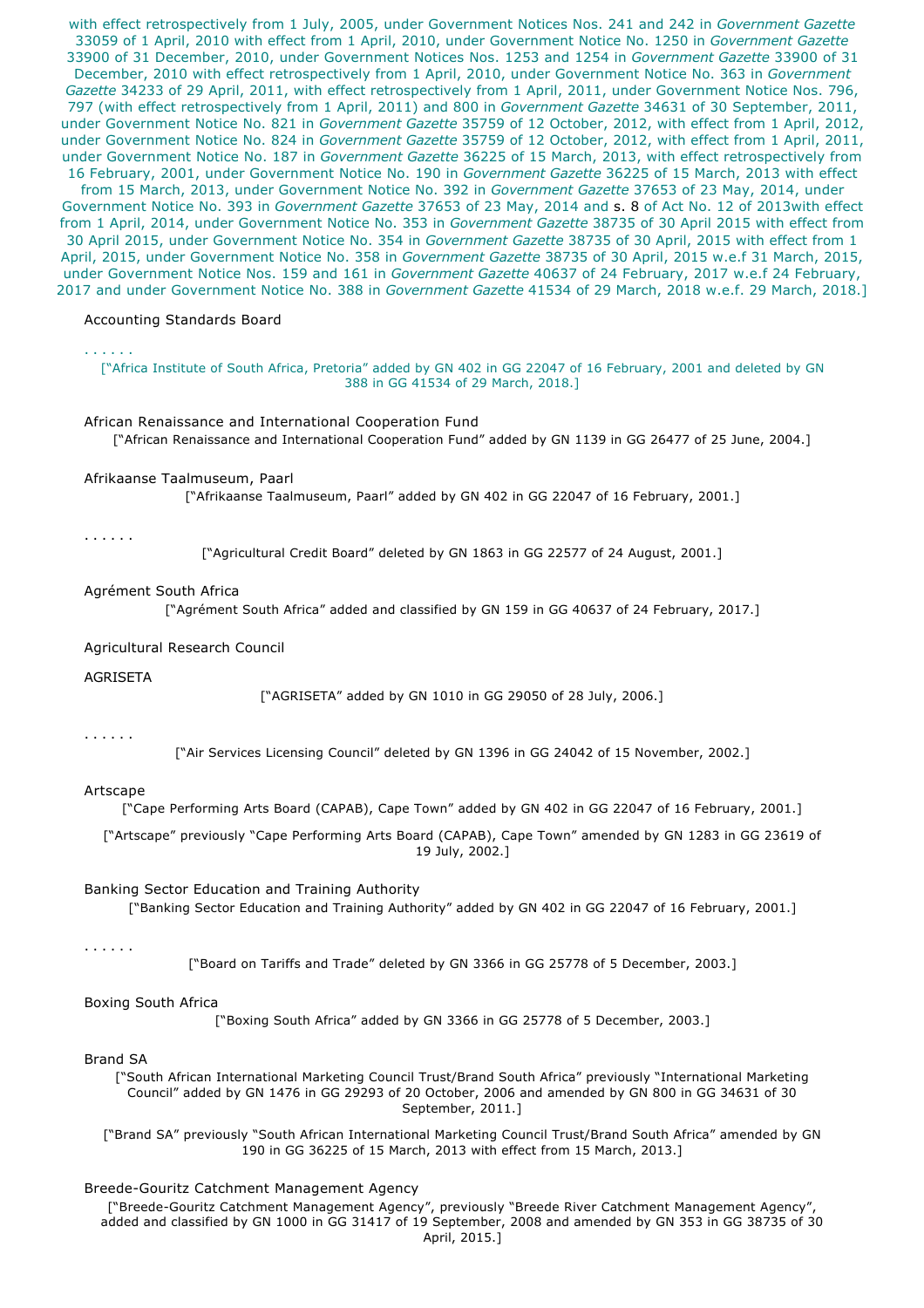with effect retrospectively from 1 July, 2005, under Government Notices Nos. 241 and 242 in *Government Gazette* 33059 of 1 April, 2010 with effect from 1 April, 2010, under Government Notice No. 1250 in *Government Gazette* 33900 of 31 December, 2010, under Government Notices Nos. 1253 and 1254 in *Government Gazette* 33900 of 31 December, 2010 with effect retrospectively from 1 April, 2010, under Government Notice No. 363 in *Government Gazette* 34233 of 29 April, 2011, with effect retrospectively from 1 April, 2011, under Government Notice Nos. 796, 797 (with effect retrospectively from 1 April, 2011) and 800 in *Government Gazette* 34631 of 30 September, 2011, under Government Notice No. 821 in *Government Gazette* 35759 of 12 October, 2012, with effect from 1 April, 2012, under Government Notice No. 824 in *Government Gazette* 35759 of 12 October, 2012, with effect from 1 April, 2011, under Government Notice No. 187 in *Government Gazette* 36225 of 15 March, 2013, with effect retrospectively from 16 February, 2001, under Government Notice No. 190 in *Government Gazette* 36225 of 15 March, 2013 with effect from 15 March, 2013, under Government Notice No. 392 in *Government Gazette* 37653 of 23 May, 2014, under Government Notice No. 393 in *Government Gazette* 37653 of 23 May, 2014 and s. 8 of Act No. 12 of 2013with effect from 1 April, 2014, under Government Notice No. 353 in *Government Gazette* 38735 of 30 April 2015 with effect from 30 April 2015, under Government Notice No. 354 in *Government Gazette* 38735 of 30 April, 2015 with effect from 1 April, 2015, under Government Notice No. 358 in *Government Gazette* 38735 of 30 April, 2015 w.e.f 31 March, 2015, under Government Notice Nos. 159 and 161 in *Government Gazette* 40637 of 24 February, 2017 w.e.f 24 February, 2017 and under Government Notice No. 388 in *Government Gazette* 41534 of 29 March, 2018 w.e.f. 29 March, 2018.]

Accounting Standards Board

. . . . . .

["Africa Institute of South Africa, Pretoria" added by GN 402 in GG 22047 of 16 February, 2001 and deleted by GN 388 in GG 41534 of 29 March, 2018.]

African Renaissance and International Cooperation Fund

["African Renaissance and International Cooperation Fund" added by GN 1139 in GG 26477 of 25 June, 2004.]

Afrikaanse Taalmuseum, Paarl

["Afrikaanse Taalmuseum, Paarl" added by GN 402 in GG 22047 of 16 February, 2001.]

. . . . . .

["Agricultural Credit Board" deleted by GN 1863 in GG 22577 of 24 August, 2001.]

Agrément South Africa

["Agrément South Africa" added and classified by GN 159 in GG 40637 of 24 February, 2017.]

Agricultural Research Council

AGRISETA

["AGRISETA" added by GN 1010 in GG 29050 of 28 July, 2006.]

. . . . . .

["Air Services Licensing Council" deleted by GN 1396 in GG 24042 of 15 November, 2002.]

Artscape

["Cape Performing Arts Board (CAPAB), Cape Town" added by GN 402 in GG 22047 of 16 February, 2001.]

["Artscape" previously "Cape Performing Arts Board (CAPAB), Cape Town" amended by GN 1283 in GG 23619 of 19 July, 2002.]

Banking Sector Education and Training Authority

["Banking Sector Education and Training Authority" added by GN 402 in GG 22047 of 16 February, 2001.]

. . . . . .

["Board on Tariffs and Trade" deleted by GN 3366 in GG 25778 of 5 December, 2003.]

Boxing South Africa

["Boxing South Africa" added by GN 3366 in GG 25778 of 5 December, 2003.]

Brand SA

["South African International Marketing Council Trust/Brand South Africa" previously "International Marketing Council" added by GN 1476 in GG 29293 of 20 October, 2006 and amended by GN 800 in GG 34631 of 30 September, 2011.]

["Brand SA" previously "South African International Marketing Council Trust/Brand South Africa" amended by GN 190 in GG 36225 of 15 March, 2013 with effect from 15 March, 2013.]

Breede-Gouritz Catchment Management Agency

["Breede-Gouritz Catchment Management Agency", previously "Breede River Catchment Management Agency", added and classified by GN 1000 in GG 31417 of 19 September, 2008 and amended by GN 353 in GG 38735 of 30 April, 2015.]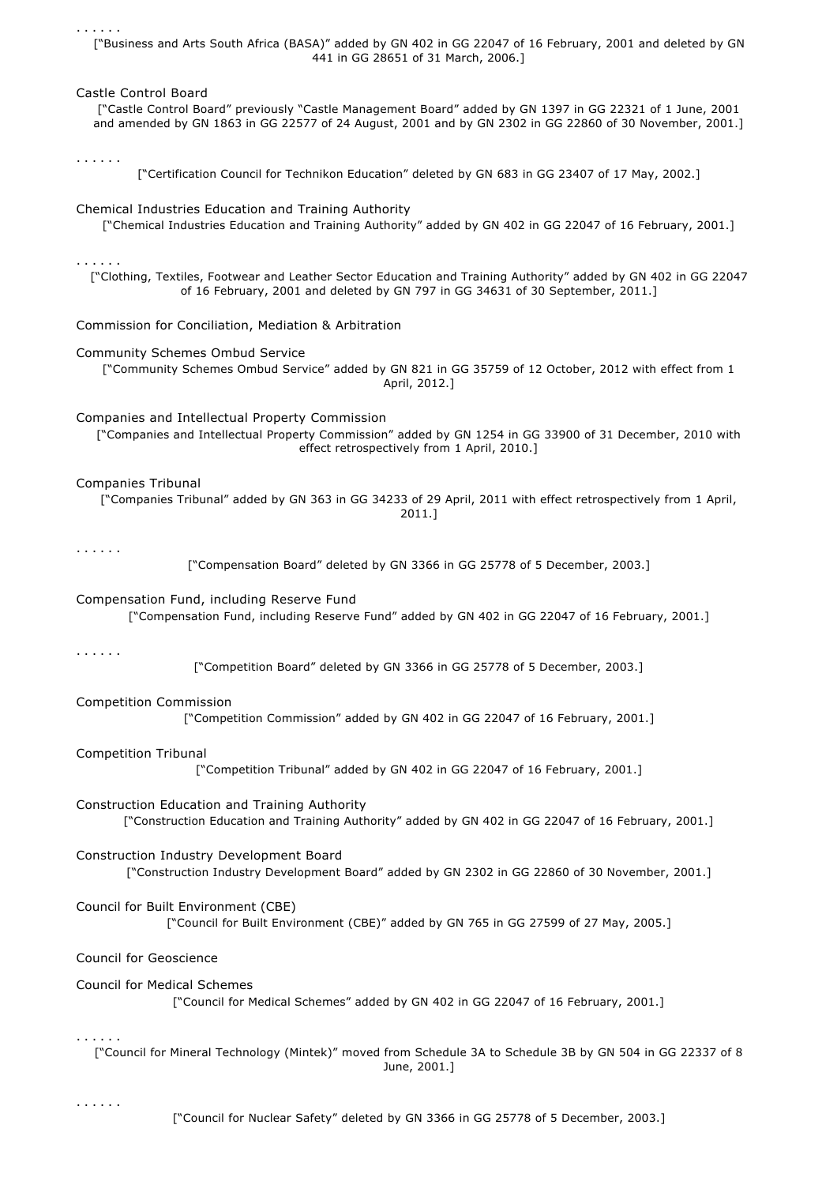. . . . . .

["Business and Arts South Africa (BASA)" added by GN 402 in GG 22047 of 16 February, 2001 and deleted by GN 441 in GG 28651 of 31 March, 2006.]

Castle Control Board

["Castle Control Board" previously "Castle Management Board" added by GN 1397 in GG 22321 of 1 June, 2001 and amended by GN 1863 in GG 22577 of 24 August, 2001 and by GN 2302 in GG 22860 of 30 November, 2001.]

. . . . . .

["Certification Council for Technikon Education" deleted by GN 683 in GG 23407 of 17 May, 2002.]

Chemical Industries Education and Training Authority

["Chemical Industries Education and Training Authority" added by GN 402 in GG 22047 of 16 February, 2001.]

. . . . . .

["Clothing, Textiles, Footwear and Leather Sector Education and Training Authority" added by GN 402 in GG 22047 of 16 February, 2001 and deleted by GN 797 in GG 34631 of 30 September, 2011.]

Commission for Conciliation, Mediation & Arbitration

Community Schemes Ombud Service

["Community Schemes Ombud Service" added by GN 821 in GG 35759 of 12 October, 2012 with effect from 1 April, 2012.]

Companies and Intellectual Property Commission

["Companies and Intellectual Property Commission" added by GN 1254 in GG 33900 of 31 December, 2010 with effect retrospectively from 1 April, 2010.]

Companies Tribunal

["Companies Tribunal" added by GN 363 in GG 34233 of 29 April, 2011 with effect retrospectively from 1 April, 2011.]

. . . . . .

["Compensation Board" deleted by GN 3366 in GG 25778 of 5 December, 2003.]

Compensation Fund, including Reserve Fund

["Compensation Fund, including Reserve Fund" added by GN 402 in GG 22047 of 16 February, 2001.]

. . . . . .

["Competition Board" deleted by GN 3366 in GG 25778 of 5 December, 2003.]

Competition Commission

["Competition Commission" added by GN 402 in GG 22047 of 16 February, 2001.]

Competition Tribunal

["Competition Tribunal" added by GN 402 in GG 22047 of 16 February, 2001.]

Construction Education and Training Authority

["Construction Education and Training Authority" added by GN 402 in GG 22047 of 16 February, 2001.]

Construction Industry Development Board

["Construction Industry Development Board" added by GN 2302 in GG 22860 of 30 November, 2001.]

Council for Built Environment (CBE)

["Council for Built Environment (CBE)" added by GN 765 in GG 27599 of 27 May, 2005.]

Council for Geoscience

Council for Medical Schemes

["Council for Medical Schemes" added by GN 402 in GG 22047 of 16 February, 2001.]

. . . . . .

["Council for Mineral Technology (Mintek)" moved from Schedule 3A to Schedule 3B by GN 504 in GG 22337 of 8 June, 2001.]

. . . . . .

["Council for Nuclear Safety" deleted by GN 3366 in GG 25778 of 5 December, 2003.]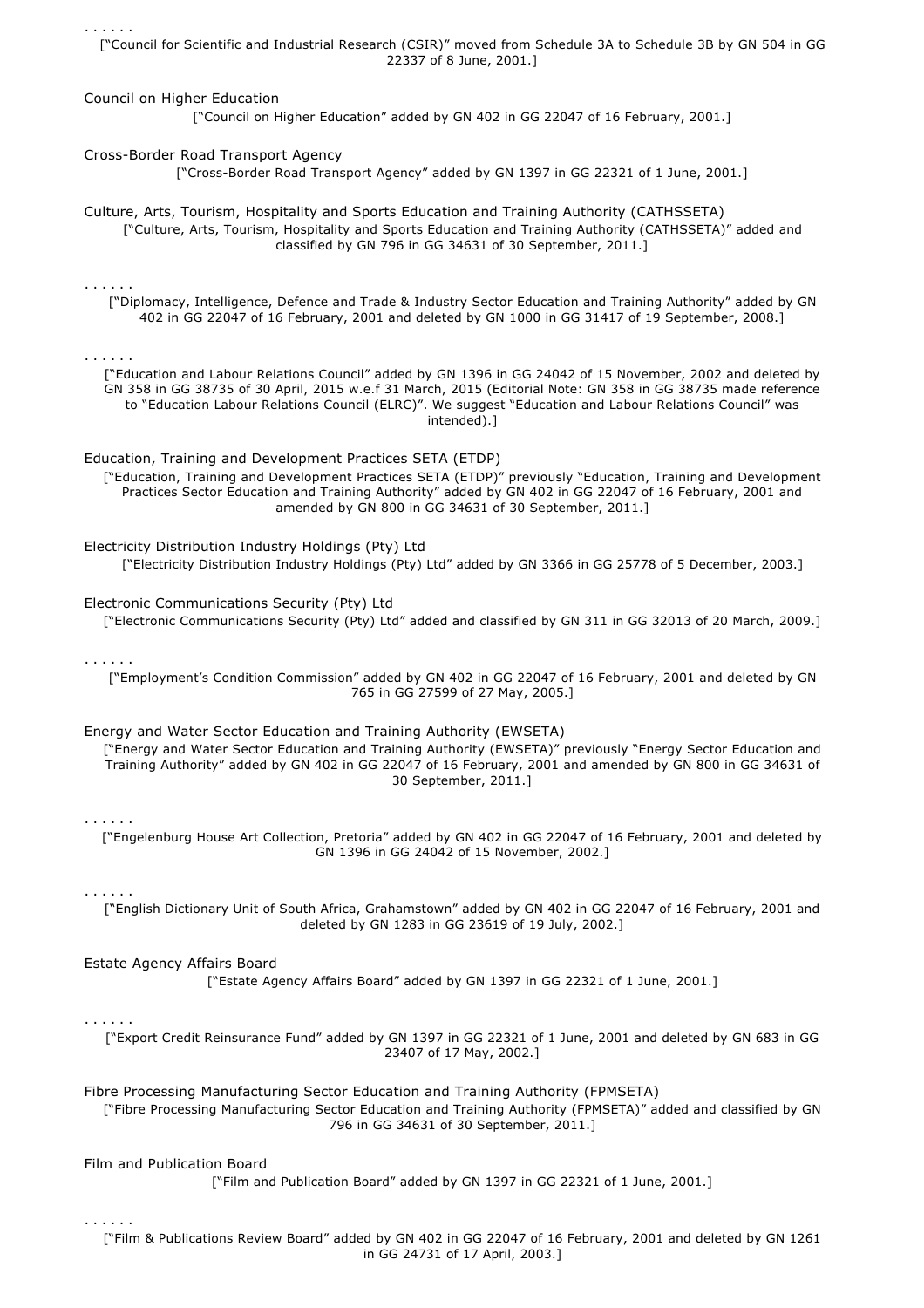. . . . . .

["Council for Scientific and Industrial Research (CSIR)" moved from Schedule 3A to Schedule 3B by GN 504 in GG 22337 of 8 June, 2001.]

Council on Higher Education

["Council on Higher Education" added by GN 402 in GG 22047 of 16 February, 2001.]

Cross-Border Road Transport Agency

["Cross-Border Road Transport Agency" added by GN 1397 in GG 22321 of 1 June, 2001.]

Culture, Arts, Tourism, Hospitality and Sports Education and Training Authority (CATHSSETA)

["Culture, Arts, Tourism, Hospitality and Sports Education and Training Authority (CATHSSETA)" added and classified by GN 796 in GG 34631 of 30 September, 2011.]

. . . . . .

["Diplomacy, Intelligence, Defence and Trade & Industry Sector Education and Training Authority" added by GN 402 in GG 22047 of 16 February, 2001 and deleted by GN 1000 in GG 31417 of 19 September, 2008.]

. . . . . .

["Education and Labour Relations Council" added by GN 1396 in GG 24042 of 15 November, 2002 and deleted by GN 358 in GG 38735 of 30 April, 2015 w.e.f 31 March, 2015 (Editorial Note: GN 358 in GG 38735 made reference to "Education Labour Relations Council (ELRC)". We suggest "Education and Labour Relations Council" was intended).]

Education, Training and Development Practices SETA (ETDP)

["Education, Training and Development Practices SETA (ETDP)" previously "Education, Training and Development Practices Sector Education and Training Authority" added by GN 402 in GG 22047 of 16 February, 2001 and amended by GN 800 in GG 34631 of 30 September, 2011.]

Electricity Distribution Industry Holdings (Pty) Ltd

["Electricity Distribution Industry Holdings (Pty) Ltd" added by GN 3366 in GG 25778 of 5 December, 2003.]

Electronic Communications Security (Pty) Ltd

["Electronic Communications Security (Pty) Ltd" added and classified by GN 311 in GG 32013 of 20 March, 2009.]

. . . . . .

["Employment's Condition Commission" added by GN 402 in GG 22047 of 16 February, 2001 and deleted by GN 765 in GG 27599 of 27 May, 2005.]

Energy and Water Sector Education and Training Authority (EWSETA)

["Energy and Water Sector Education and Training Authority (EWSETA)" previously "Energy Sector Education and Training Authority" added by GN 402 in GG 22047 of 16 February, 2001 and amended by GN 800 in GG 34631 of 30 September, 2011.]

. . . . . .

["Engelenburg House Art Collection, Pretoria" added by GN 402 in GG 22047 of 16 February, 2001 and deleted by GN 1396 in GG 24042 of 15 November, 2002.]

. . . . . .

["English Dictionary Unit of South Africa, Grahamstown" added by GN 402 in GG 22047 of 16 February, 2001 and deleted by GN 1283 in GG 23619 of 19 July, 2002.]

Estate Agency Affairs Board

["Estate Agency Affairs Board" added by GN 1397 in GG 22321 of 1 June, 2001.]

. . . . . .

["Export Credit Reinsurance Fund" added by GN 1397 in GG 22321 of 1 June, 2001 and deleted by GN 683 in GG 23407 of 17 May, 2002.]

Fibre Processing Manufacturing Sector Education and Training Authority (FPMSETA)

["Fibre Processing Manufacturing Sector Education and Training Authority (FPMSETA)" added and classified by GN 796 in GG 34631 of 30 September, 2011.]

Film and Publication Board

["Film and Publication Board" added by GN 1397 in GG 22321 of 1 June, 2001.]

. . . . . .

["Film & Publications Review Board" added by GN 402 in GG 22047 of 16 February, 2001 and deleted by GN 1261 in GG 24731 of 17 April, 2003.]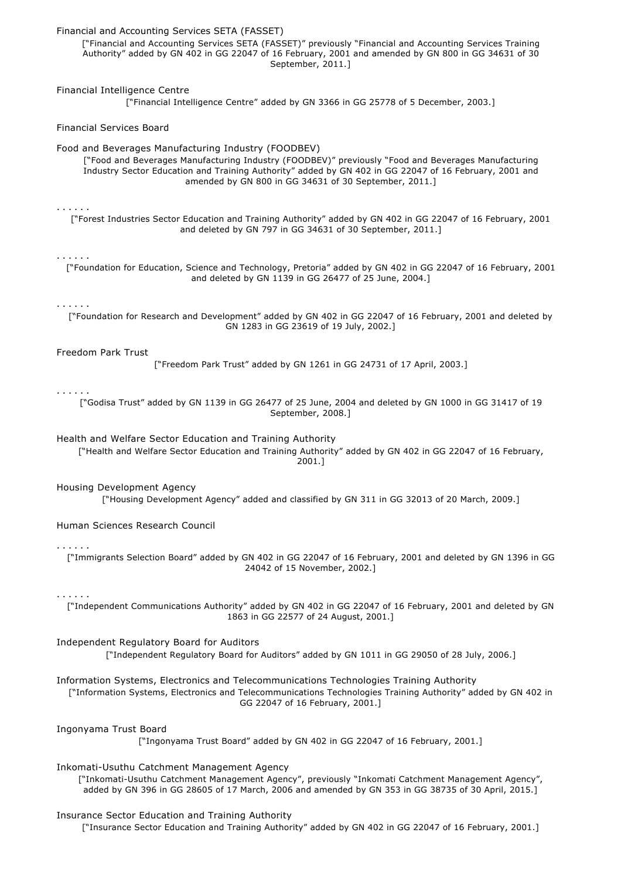Financial and Accounting Services SETA (FASSET)

["Financial and Accounting Services SETA (FASSET)" previously "Financial and Accounting Services Training Authority" added by GN 402 in GG 22047 of 16 February, 2001 and amended by GN 800 in GG 34631 of 30 September, 2011.]

Financial Intelligence Centre

["Financial Intelligence Centre" added by GN 3366 in GG 25778 of 5 December, 2003.]

Financial Services Board

Food and Beverages Manufacturing Industry (FOODBEV)

["Food and Beverages Manufacturing Industry (FOODBEV)" previously "Food and Beverages Manufacturing Industry Sector Education and Training Authority" added by GN 402 in GG 22047 of 16 February, 2001 and amended by GN 800 in GG 34631 of 30 September, 2011.]

. . . . . .

["Forest Industries Sector Education and Training Authority" added by GN 402 in GG 22047 of 16 February, 2001 and deleted by GN 797 in GG 34631 of 30 September, 2011.]

. . . . . .

["Foundation for Education, Science and Technology, Pretoria" added by GN 402 in GG 22047 of 16 February, 2001 and deleted by GN 1139 in GG 26477 of 25 June, 2004.]

. . . . . .

["Foundation for Research and Development" added by GN 402 in GG 22047 of 16 February, 2001 and deleted by GN 1283 in GG 23619 of 19 July, 2002.]

Freedom Park Trust

["Freedom Park Trust" added by GN 1261 in GG 24731 of 17 April, 2003.]

. . . . . .

["Godisa Trust" added by GN 1139 in GG 26477 of 25 June, 2004 and deleted by GN 1000 in GG 31417 of 19 September, 2008.]

Health and Welfare Sector Education and Training Authority

["Health and Welfare Sector Education and Training Authority" added by GN 402 in GG 22047 of 16 February, 2001.]

Housing Development Agency

["Housing Development Agency" added and classified by GN 311 in GG 32013 of 20 March, 2009.]

Human Sciences Research Council

. . . . . .

["Immigrants Selection Board" added by GN 402 in GG 22047 of 16 February, 2001 and deleted by GN 1396 in GG 24042 of 15 November, 2002.]

. . . . . .

["Independent Communications Authority" added by GN 402 in GG 22047 of 16 February, 2001 and deleted by GN 1863 in GG 22577 of 24 August, 2001.]

Independent Regulatory Board for Auditors

["Independent Regulatory Board for Auditors" added by GN 1011 in GG 29050 of 28 July, 2006.]

Information Systems, Electronics and Telecommunications Technologies Training Authority

["Information Systems, Electronics and Telecommunications Technologies Training Authority" added by GN 402 in GG 22047 of 16 February, 2001.]

Ingonyama Trust Board

["Ingonyama Trust Board" added by GN 402 in GG 22047 of 16 February, 2001.]

Inkomati-Usuthu Catchment Management Agency

["Inkomati-Usuthu Catchment Management Agency", previously "Inkomati Catchment Management Agency", added by GN 396 in GG 28605 of 17 March, 2006 and amended by GN 353 in GG 38735 of 30 April, 2015.]

Insurance Sector Education and Training Authority

["Insurance Sector Education and Training Authority" added by GN 402 in GG 22047 of 16 February, 2001.]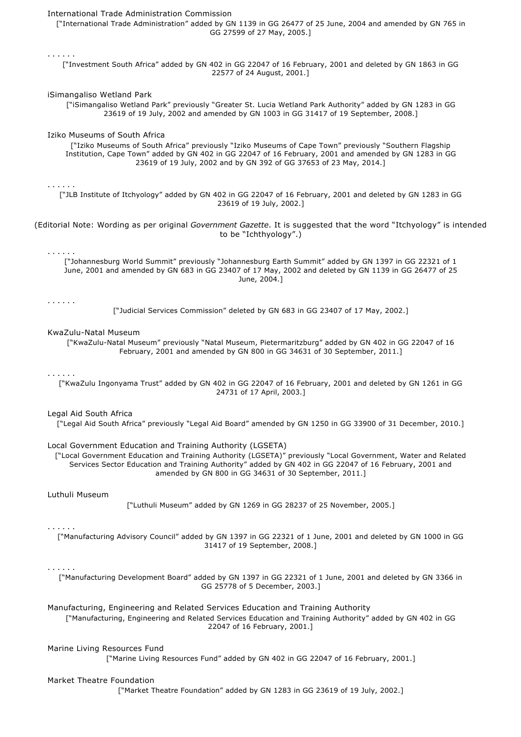International Trade Administration Commission

["International Trade Administration" added by GN 1139 in GG 26477 of 25 June, 2004 and amended by GN 765 in GG 27599 of 27 May, 2005.]

. . . . . .

["Investment South Africa" added by GN 402 in GG 22047 of 16 February, 2001 and deleted by GN 1863 in GG 22577 of 24 August, 2001.]

iSimangaliso Wetland Park

["iSimangaliso Wetland Park" previously "Greater St. Lucia Wetland Park Authority" added by GN 1283 in GG 23619 of 19 July, 2002 and amended by GN 1003 in GG 31417 of 19 September, 2008.]

Iziko Museums of South Africa

["Iziko Museums of South Africa" previously "Iziko Museums of Cape Town" previously "Southern Flagship Institution, Cape Town" added by GN 402 in GG 22047 of 16 February, 2001 and amended by GN 1283 in GG 23619 of 19 July, 2002 and by GN 392 of GG 37653 of 23 May, 2014.]

. . . . . .

["JLB Institute of Itchyology" added by GN 402 in GG 22047 of 16 February, 2001 and deleted by GN 1283 in GG 23619 of 19 July, 2002.]

(Editorial Note: Wording as per original *Government Gazette*. It is suggested that the word "Itchyology" is intended to be "Ichthyology".)

. . . . . .

["Johannesburg World Summit" previously "Johannesburg Earth Summit" added by GN 1397 in GG 22321 of 1 June, 2001 and amended by GN 683 in GG 23407 of 17 May, 2002 and deleted by GN 1139 in GG 26477 of 25 June, 2004.]

. . . . . .

["Judicial Services Commission" deleted by GN 683 in GG 23407 of 17 May, 2002.]

KwaZulu-Natal Museum

["KwaZulu-Natal Museum" previously "Natal Museum, Pietermaritzburg" added by GN 402 in GG 22047 of 16 February, 2001 and amended by GN 800 in GG 34631 of 30 September, 2011.]

. . . . . .

["KwaZulu Ingonyama Trust" added by GN 402 in GG 22047 of 16 February, 2001 and deleted by GN 1261 in GG 24731 of 17 April, 2003.]

Legal Aid South Africa

["Legal Aid South Africa" previously "Legal Aid Board" amended by GN 1250 in GG 33900 of 31 December, 2010.]

Local Government Education and Training Authority (LGSETA)

["Local Government Education and Training Authority (LGSETA)" previously "Local Government, Water and Related Services Sector Education and Training Authority" added by GN 402 in GG 22047 of 16 February, 2001 and amended by GN 800 in GG 34631 of 30 September, 2011.]

Luthuli Museum

["Luthuli Museum" added by GN 1269 in GG 28237 of 25 November, 2005.]

. . . . . .

["Manufacturing Advisory Council" added by GN 1397 in GG 22321 of 1 June, 2001 and deleted by GN 1000 in GG 31417 of 19 September, 2008.]

. . . . . .

["Manufacturing Development Board" added by GN 1397 in GG 22321 of 1 June, 2001 and deleted by GN 3366 in GG 25778 of 5 December, 2003.]

Manufacturing, Engineering and Related Services Education and Training Authority

["Manufacturing, Engineering and Related Services Education and Training Authority" added by GN 402 in GG 22047 of 16 February, 2001.]

Marine Living Resources Fund

["Marine Living Resources Fund" added by GN 402 in GG 22047 of 16 February, 2001.]

Market Theatre Foundation

["Market Theatre Foundation" added by GN 1283 in GG 23619 of 19 July, 2002.]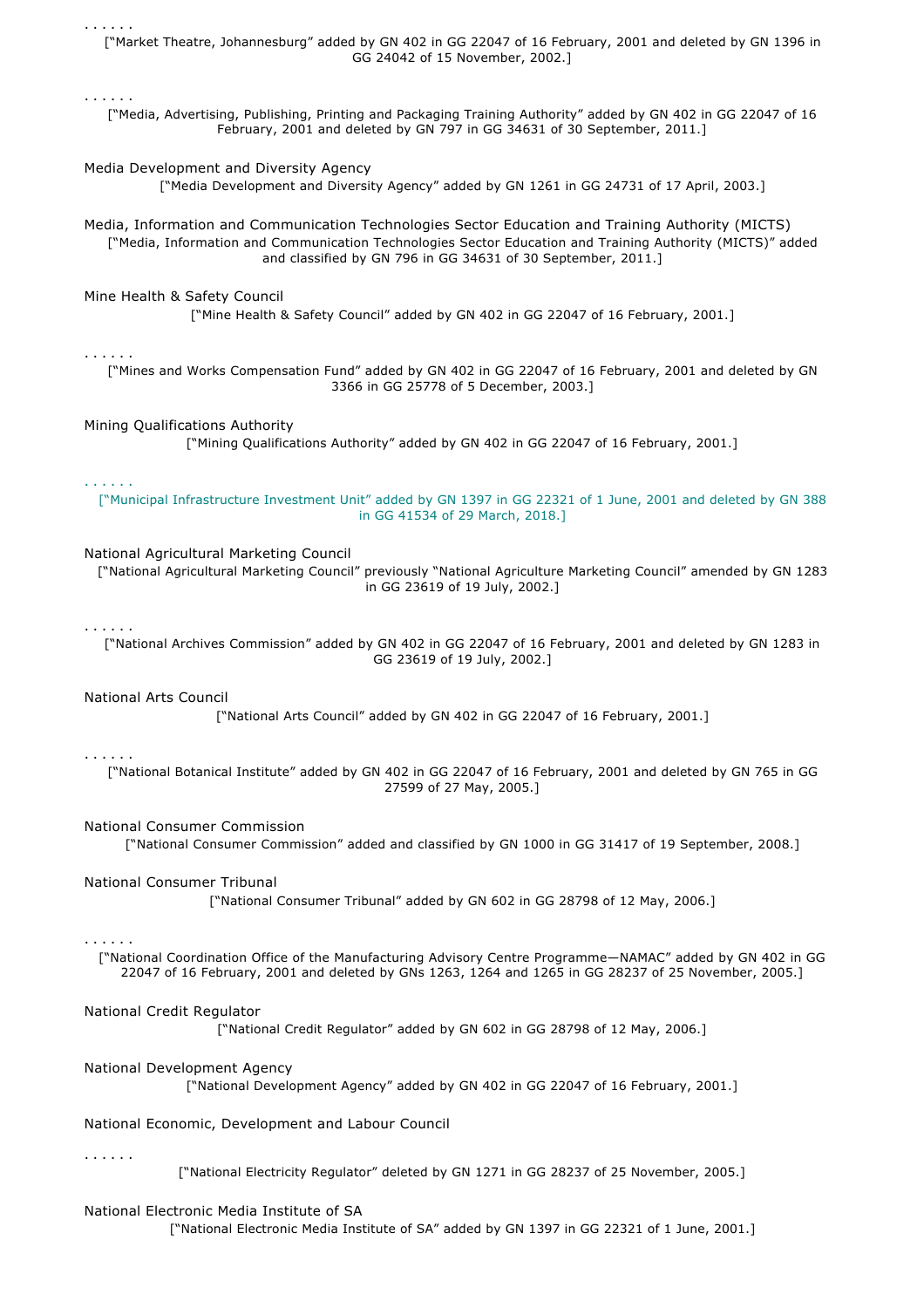. . . . . .

["Market Theatre, Johannesburg" added by GN 402 in GG 22047 of 16 February, 2001 and deleted by GN 1396 in GG 24042 of 15 November, 2002.]

. . . . . .

["Media, Advertising, Publishing, Printing and Packaging Training Authority" added by GN 402 in GG 22047 of 16 February, 2001 and deleted by GN 797 in GG 34631 of 30 September, 2011.]

Media Development and Diversity Agency

["Media Development and Diversity Agency" added by GN 1261 in GG 24731 of 17 April, 2003.]

Media, Information and Communication Technologies Sector Education and Training Authority (MICTS)

["Media, Information and Communication Technologies Sector Education and Training Authority (MICTS)" added and classified by GN 796 in GG 34631 of 30 September, 2011.]

Mine Health & Safety Council

["Mine Health & Safety Council" added by GN 402 in GG 22047 of 16 February, 2001.]

. . . . . .

["Mines and Works Compensation Fund" added by GN 402 in GG 22047 of 16 February, 2001 and deleted by GN 3366 in GG 25778 of 5 December, 2003.]

Mining Qualifications Authority

["Mining Qualifications Authority" added by GN 402 in GG 22047 of 16 February, 2001.]

. . . . . .

["Municipal Infrastructure Investment Unit" added by GN 1397 in GG 22321 of 1 June, 2001 and deleted by GN 388 in GG 41534 of 29 March, 2018.]

National Agricultural Marketing Council

["National Agricultural Marketing Council" previously "National Agriculture Marketing Council" amended by GN 1283 in GG 23619 of 19 July, 2002.]

. . . . . .

["National Archives Commission" added by GN 402 in GG 22047 of 16 February, 2001 and deleted by GN 1283 in GG 23619 of 19 July, 2002.]

National Arts Council

["National Arts Council" added by GN 402 in GG 22047 of 16 February, 2001.]

. . . . . .

["National Botanical Institute" added by GN 402 in GG 22047 of 16 February, 2001 and deleted by GN 765 in GG 27599 of 27 May, 2005.]

National Consumer Commission

["National Consumer Commission" added and classified by GN 1000 in GG 31417 of 19 September, 2008.]

National Consumer Tribunal

["National Consumer Tribunal" added by GN 602 in GG 28798 of 12 May, 2006.]

. . . . . .

["National Coordination Office of the Manufacturing Advisory Centre Programme—NAMAC" added by GN 402 in GG 22047 of 16 February, 2001 and deleted by GNs 1263, 1264 and 1265 in GG 28237 of 25 November, 2005.]

National Credit Regulator

["National Credit Regulator" added by GN 602 in GG 28798 of 12 May, 2006.]

National Development Agency

["National Development Agency" added by GN 402 in GG 22047 of 16 February, 2001.]

National Economic, Development and Labour Council

. . . . . .

["National Electricity Regulator" deleted by GN 1271 in GG 28237 of 25 November, 2005.]

National Electronic Media Institute of SA

["National Electronic Media Institute of SA" added by GN 1397 in GG 22321 of 1 June, 2001.]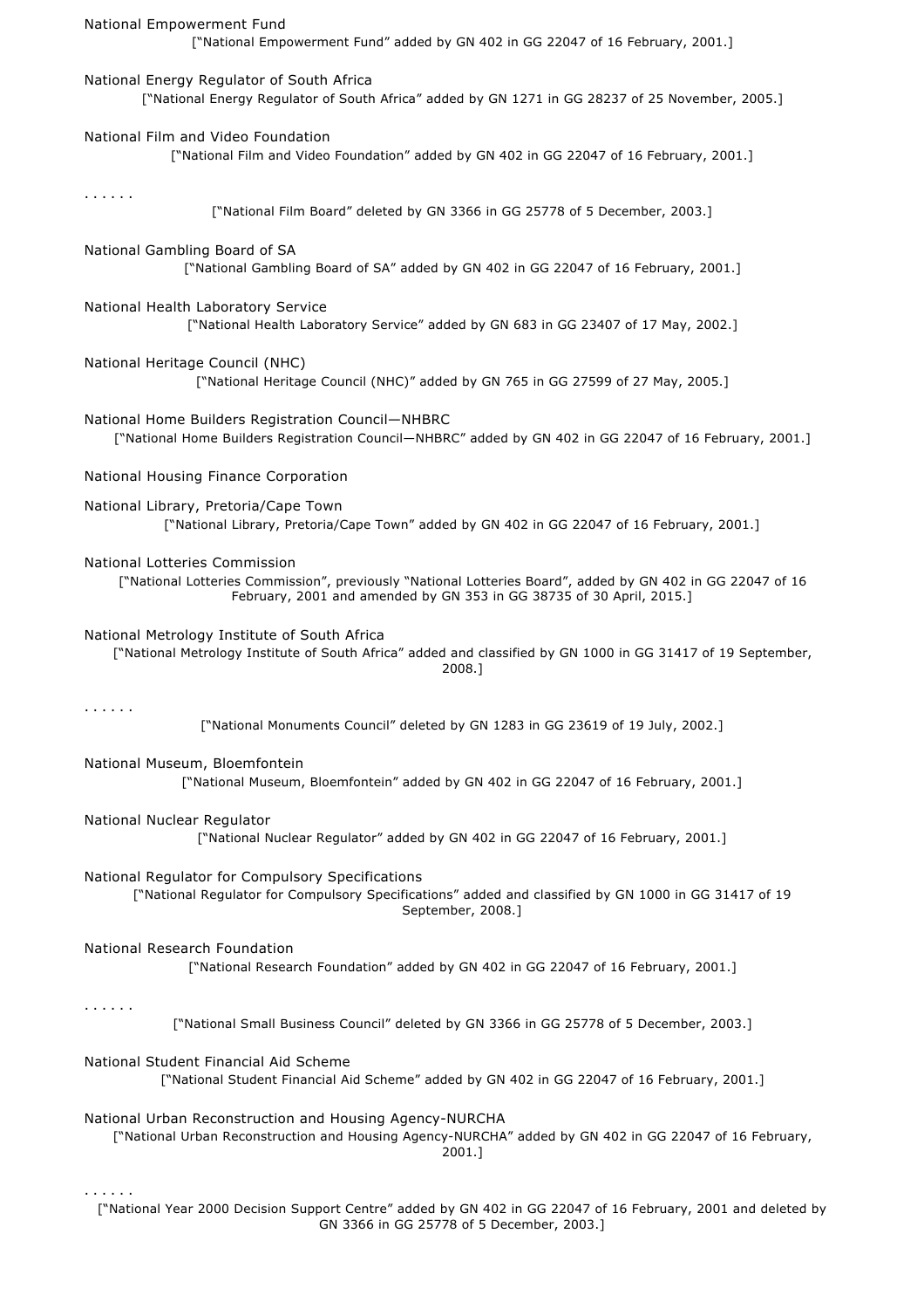National Empowerment Fund

["National Empowerment Fund" added by GN 402 in GG 22047 of 16 February, 2001.]

National Energy Regulator of South Africa

["National Energy Regulator of South Africa" added by GN 1271 in GG 28237 of 25 November, 2005.]

National Film and Video Foundation

["National Film and Video Foundation" added by GN 402 in GG 22047 of 16 February, 2001.]

. . . . . .

["National Film Board" deleted by GN 3366 in GG 25778 of 5 December, 2003.]

National Gambling Board of SA

["National Gambling Board of SA" added by GN 402 in GG 22047 of 16 February, 2001.]

National Health Laboratory Service

["National Health Laboratory Service" added by GN 683 in GG 23407 of 17 May, 2002.]

National Heritage Council (NHC)

["National Heritage Council (NHC)" added by GN 765 in GG 27599 of 27 May, 2005.]

National Home Builders Registration Council—NHBRC

["National Home Builders Registration Council—NHBRC" added by GN 402 in GG 22047 of 16 February, 2001.]

National Housing Finance Corporation

National Library, Pretoria/Cape Town

["National Library, Pretoria/Cape Town" added by GN 402 in GG 22047 of 16 February, 2001.]

National Lotteries Commission

["National Lotteries Commission", previously "National Lotteries Board", added by GN 402 in GG 22047 of 16 February, 2001 and amended by GN 353 in GG 38735 of 30 April, 2015.]

National Metrology Institute of South Africa

["National Metrology Institute of South Africa" added and classified by GN 1000 in GG 31417 of 19 September, 2008.]

. . . . . .

["National Monuments Council" deleted by GN 1283 in GG 23619 of 19 July, 2002.]

National Museum, Bloemfontein

["National Museum, Bloemfontein" added by GN 402 in GG 22047 of 16 February, 2001.]

National Nuclear Regulator

["National Nuclear Regulator" added by GN 402 in GG 22047 of 16 February, 2001.]

National Regulator for Compulsory Specifications

["National Regulator for Compulsory Specifications" added and classified by GN 1000 in GG 31417 of 19 September, 2008.]

National Research Foundation

["National Research Foundation" added by GN 402 in GG 22047 of 16 February, 2001.]

. . . . . .

["National Small Business Council" deleted by GN 3366 in GG 25778 of 5 December, 2003.]

National Student Financial Aid Scheme

["National Student Financial Aid Scheme" added by GN 402 in GG 22047 of 16 February, 2001.]

National Urban Reconstruction and Housing Agency-NURCHA

["National Urban Reconstruction and Housing Agency-NURCHA" added by GN 402 in GG 22047 of 16 February, 2001.]

. . . . . .

["National Year 2000 Decision Support Centre" added by GN 402 in GG 22047 of 16 February, 2001 and deleted by GN 3366 in GG 25778 of 5 December, 2003.]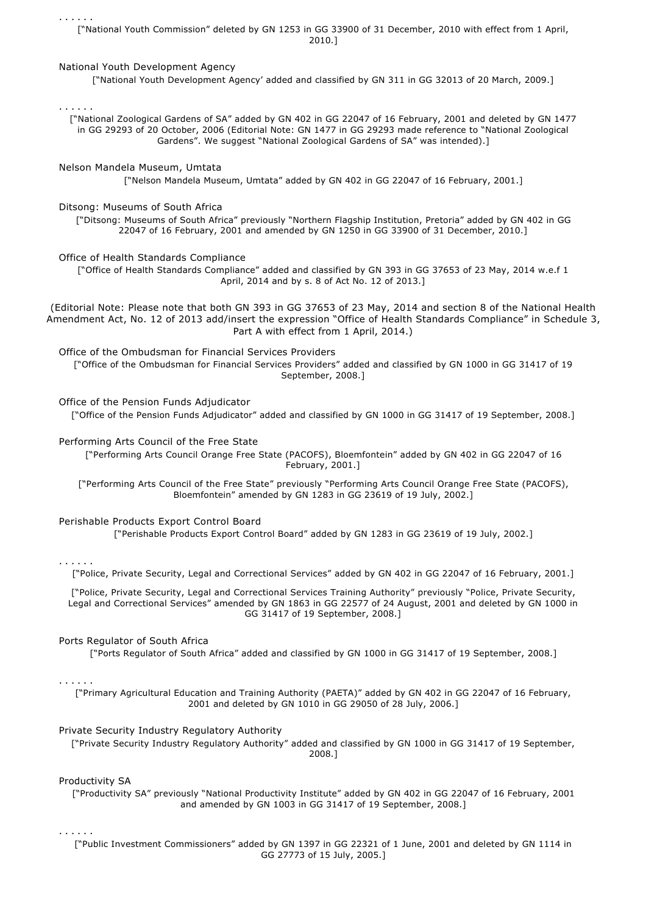. . . . . .

["National Youth Commission" deleted by GN 1253 in GG 33900 of 31 December, 2010 with effect from 1 April, 2010.]

National Youth Development Agency

["National Youth Development Agency' added and classified by GN 311 in GG 32013 of 20 March, 2009.]

. . . . . .

["National Zoological Gardens of SA" added by GN 402 in GG 22047 of 16 February, 2001 and deleted by GN 1477 in GG 29293 of 20 October, 2006 (Editorial Note: GN 1477 in GG 29293 made reference to "National Zoological Gardens". We suggest "National Zoological Gardens of SA" was intended).]

Nelson Mandela Museum, Umtata

["Nelson Mandela Museum, Umtata" added by GN 402 in GG 22047 of 16 February, 2001.]

Ditsong: Museums of South Africa

["Ditsong: Museums of South Africa" previously "Northern Flagship Institution, Pretoria" added by GN 402 in GG 22047 of 16 February, 2001 and amended by GN 1250 in GG 33900 of 31 December, 2010.]

Office of Health Standards Compliance

["Office of Health Standards Compliance" added and classified by GN 393 in GG 37653 of 23 May, 2014 w.e.f 1 April, 2014 and by s. 8 of Act No. 12 of 2013.]

(Editorial Note: Please note that both GN 393 in GG 37653 of 23 May, 2014 and section 8 of the National Health Amendment Act, No. 12 of 2013 add/insert the expression "Office of Health Standards Compliance" in Schedule 3, Part A with effect from 1 April, 2014.)

Office of the Ombudsman for Financial Services Providers

["Office of the Ombudsman for Financial Services Providers" added and classified by GN 1000 in GG 31417 of 19 September, 2008.]

Office of the Pension Funds Adjudicator

["Office of the Pension Funds Adjudicator" added and classified by GN 1000 in GG 31417 of 19 September, 2008.]

Performing Arts Council of the Free State

["Performing Arts Council Orange Free State (PACOFS), Bloemfontein" added by GN 402 in GG 22047 of 16 February, 2001.]

["Performing Arts Council of the Free State" previously "Performing Arts Council Orange Free State (PACOFS), Bloemfontein" amended by GN 1283 in GG 23619 of 19 July, 2002.]

Perishable Products Export Control Board

["Perishable Products Export Control Board" added by GN 1283 in GG 23619 of 19 July, 2002.]

. . . . . .

["Police, Private Security, Legal and Correctional Services" added by GN 402 in GG 22047 of 16 February, 2001.]

["Police, Private Security, Legal and Correctional Services Training Authority" previously "Police, Private Security, Legal and Correctional Services" amended by GN 1863 in GG 22577 of 24 August, 2001 and deleted by GN 1000 in GG 31417 of 19 September, 2008.]

Ports Regulator of South Africa

["Ports Regulator of South Africa" added and classified by GN 1000 in GG 31417 of 19 September, 2008.]

. . . . . .

["Primary Agricultural Education and Training Authority (PAETA)" added by GN 402 in GG 22047 of 16 February, 2001 and deleted by GN 1010 in GG 29050 of 28 July, 2006.]

Private Security Industry Regulatory Authority

["Private Security Industry Regulatory Authority" added and classified by GN 1000 in GG 31417 of 19 September, 2008.]

Productivity SA

["Productivity SA" previously "National Productivity Institute" added by GN 402 in GG 22047 of 16 February, 2001 and amended by GN 1003 in GG 31417 of 19 September, 2008.]

. . . . . .

["Public Investment Commissioners" added by GN 1397 in GG 22321 of 1 June, 2001 and deleted by GN 1114 in GG 27773 of 15 July, 2005.]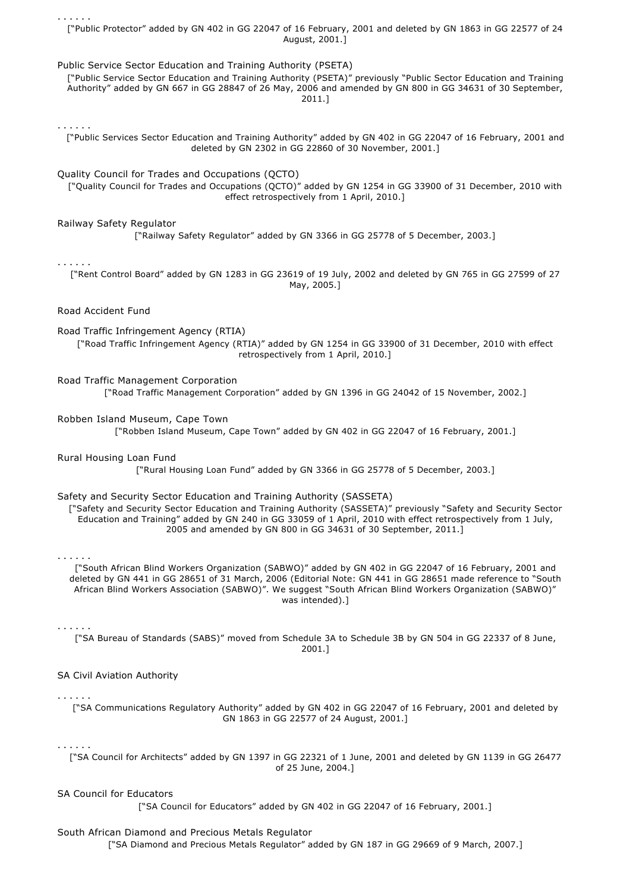. . . . . .

["Public Protector" added by GN 402 in GG 22047 of 16 February, 2001 and deleted by GN 1863 in GG 22577 of 24 August, 2001.]

Public Service Sector Education and Training Authority (PSETA)

["Public Service Sector Education and Training Authority (PSETA)" previously "Public Sector Education and Training Authority" added by GN 667 in GG 28847 of 26 May, 2006 and amended by GN 800 in GG 34631 of 30 September, 2011.]

. . . . . .

["Public Services Sector Education and Training Authority" added by GN 402 in GG 22047 of 16 February, 2001 and deleted by GN 2302 in GG 22860 of 30 November, 2001.]

Quality Council for Trades and Occupations (QCTO)

["Quality Council for Trades and Occupations (QCTO)" added by GN 1254 in GG 33900 of 31 December, 2010 with effect retrospectively from 1 April, 2010.]

Railway Safety Regulator

["Railway Safety Regulator" added by GN 3366 in GG 25778 of 5 December, 2003.]

. . . . . .

["Rent Control Board" added by GN 1283 in GG 23619 of 19 July, 2002 and deleted by GN 765 in GG 27599 of 27 May, 2005.]

Road Accident Fund

Road Traffic Infringement Agency (RTIA)

["Road Traffic Infringement Agency (RTIA)" added by GN 1254 in GG 33900 of 31 December, 2010 with effect retrospectively from 1 April, 2010.]

Road Traffic Management Corporation

["Road Traffic Management Corporation" added by GN 1396 in GG 24042 of 15 November, 2002.]

Robben Island Museum, Cape Town

["Robben Island Museum, Cape Town" added by GN 402 in GG 22047 of 16 February, 2001.]

Rural Housing Loan Fund

["Rural Housing Loan Fund" added by GN 3366 in GG 25778 of 5 December, 2003.]

Safety and Security Sector Education and Training Authority (SASSETA)

["Safety and Security Sector Education and Training Authority (SASSETA)" previously "Safety and Security Sector Education and Training" added by GN 240 in GG 33059 of 1 April, 2010 with effect retrospectively from 1 July, 2005 and amended by GN 800 in GG 34631 of 30 September, 2011.]

. . . . . .

["South African Blind Workers Organization (SABWO)" added by GN 402 in GG 22047 of 16 February, 2001 and deleted by GN 441 in GG 28651 of 31 March, 2006 (Editorial Note: GN 441 in GG 28651 made reference to "South African Blind Workers Association (SABWO)". We suggest "South African Blind Workers Organization (SABWO)" was intended).]

. . . . . .

["SA Bureau of Standards (SABS)" moved from Schedule 3A to Schedule 3B by GN 504 in GG 22337 of 8 June, 2001.]

SA Civil Aviation Authority

. . . . . .

["SA Communications Regulatory Authority" added by GN 402 in GG 22047 of 16 February, 2001 and deleted by GN 1863 in GG 22577 of 24 August, 2001.]

. . . . . .

["SA Council for Architects" added by GN 1397 in GG 22321 of 1 June, 2001 and deleted by GN 1139 in GG 26477 of 25 June, 2004.]

SA Council for Educators

["SA Council for Educators" added by GN 402 in GG 22047 of 16 February, 2001.]

South African Diamond and Precious Metals Regulator

["SA Diamond and Precious Metals Regulator" added by GN 187 in GG 29669 of 9 March, 2007.]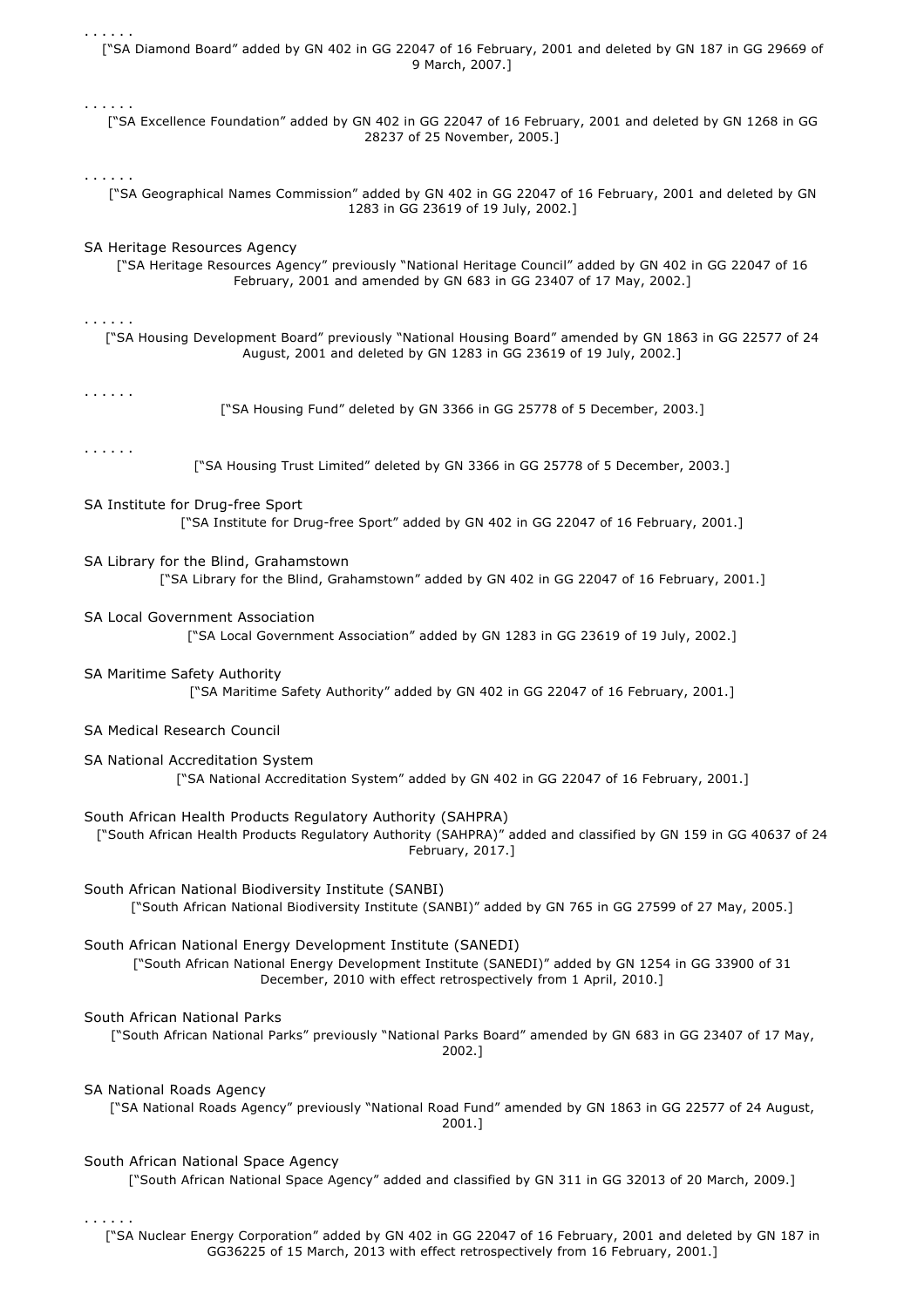. . . . . .

["SA Diamond Board" added by GN 402 in GG 22047 of 16 February, 2001 and deleted by GN 187 in GG 29669 of 9 March, 2007.]

. . . . . .

["SA Excellence Foundation" added by GN 402 in GG 22047 of 16 February, 2001 and deleted by GN 1268 in GG 28237 of 25 November, 2005.]

. . . . . .

["SA Geographical Names Commission" added by GN 402 in GG 22047 of 16 February, 2001 and deleted by GN 1283 in GG 23619 of 19 July, 2002.]

SA Heritage Resources Agency

["SA Heritage Resources Agency" previously "National Heritage Council" added by GN 402 in GG 22047 of 16 February, 2001 and amended by GN 683 in GG 23407 of 17 May, 2002.]

. . . . . .

["SA Housing Development Board" previously "National Housing Board" amended by GN 1863 in GG 22577 of 24 August, 2001 and deleted by GN 1283 in GG 23619 of 19 July, 2002.]

. . . . . .

["SA Housing Fund" deleted by GN 3366 in GG 25778 of 5 December, 2003.]

. . . . . .

["SA Housing Trust Limited" deleted by GN 3366 in GG 25778 of 5 December, 2003.]

SA Institute for Drug-free Sport

["SA Institute for Drug-free Sport" added by GN 402 in GG 22047 of 16 February, 2001.]

SA Library for the Blind, Grahamstown

["SA Library for the Blind, Grahamstown" added by GN 402 in GG 22047 of 16 February, 2001.]

SA Local Government Association

["SA Local Government Association" added by GN 1283 in GG 23619 of 19 July, 2002.]

SA Maritime Safety Authority

["SA Maritime Safety Authority" added by GN 402 in GG 22047 of 16 February, 2001.]

SA Medical Research Council

SA National Accreditation System

["SA National Accreditation System" added by GN 402 in GG 22047 of 16 February, 2001.]

South African Health Products Regulatory Authority (SAHPRA)

["South African Health Products Regulatory Authority (SAHPRA)" added and classified by GN 159 in GG 40637 of 24 February, 2017.]

South African National Biodiversity Institute (SANBI)

["South African National Biodiversity Institute (SANBI)" added by GN 765 in GG 27599 of 27 May, 2005.]

South African National Energy Development Institute (SANEDI)

["South African National Energy Development Institute (SANEDI)" added by GN 1254 in GG 33900 of 31 December, 2010 with effect retrospectively from 1 April, 2010.]

South African National Parks

["South African National Parks" previously "National Parks Board" amended by GN 683 in GG 23407 of 17 May, 2002.]

SA National Roads Agency

["SA National Roads Agency" previously "National Road Fund" amended by GN 1863 in GG 22577 of 24 August, 2001.]

South African National Space Agency

["South African National Space Agency" added and classified by GN 311 in GG 32013 of 20 March, 2009.]

. . . . . .

["SA Nuclear Energy Corporation" added by GN 402 in GG 22047 of 16 February, 2001 and deleted by GN 187 in GG36225 of 15 March, 2013 with effect retrospectively from 16 February, 2001.]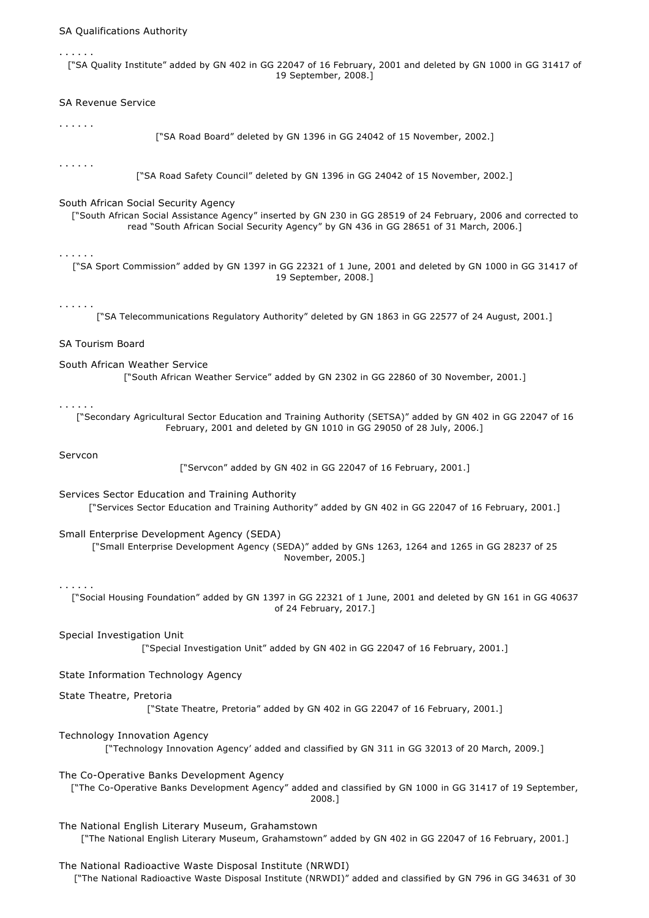SA Qualifications Authority

. . . . . .

["SA Quality Institute" added by GN 402 in GG 22047 of 16 February, 2001 and deleted by GN 1000 in GG 31417 of 19 September, 2008.]

SA Revenue Service

. . . . . .

["SA Road Board" deleted by GN 1396 in GG 24042 of 15 November, 2002.]

. . . . . .

["SA Road Safety Council" deleted by GN 1396 in GG 24042 of 15 November, 2002.]

South African Social Security Agency

["South African Social Assistance Agency" inserted by GN 230 in GG 28519 of 24 February, 2006 and corrected to read "South African Social Security Agency" by GN 436 in GG 28651 of 31 March, 2006.]

. . . . . .

["SA Sport Commission" added by GN 1397 in GG 22321 of 1 June, 2001 and deleted by GN 1000 in GG 31417 of 19 September, 2008.]

. . . . . .

["SA Telecommunications Regulatory Authority" deleted by GN 1863 in GG 22577 of 24 August, 2001.]

SA Tourism Board

South African Weather Service

["South African Weather Service" added by GN 2302 in GG 22860 of 30 November, 2001.]

. . . . . .

["Secondary Agricultural Sector Education and Training Authority (SETSA)" added by GN 402 in GG 22047 of 16 February, 2001 and deleted by GN 1010 in GG 29050 of 28 July, 2006.]

Servcon

["Servcon" added by GN 402 in GG 22047 of 16 February, 2001.]

Services Sector Education and Training Authority

["Services Sector Education and Training Authority" added by GN 402 in GG 22047 of 16 February, 2001.]

Small Enterprise Development Agency (SEDA)

["Small Enterprise Development Agency (SEDA)" added by GNs 1263, 1264 and 1265 in GG 28237 of 25 November, 2005.]

. . . . . .

["Social Housing Foundation" added by GN 1397 in GG 22321 of 1 June, 2001 and deleted by GN 161 in GG 40637 of 24 February, 2017.]

Special Investigation Unit

["Special Investigation Unit" added by GN 402 in GG 22047 of 16 February, 2001.]

State Information Technology Agency

State Theatre, Pretoria

["State Theatre, Pretoria" added by GN 402 in GG 22047 of 16 February, 2001.]

Technology Innovation Agency

["Technology Innovation Agency' added and classified by GN 311 in GG 32013 of 20 March, 2009.]

The Co-Operative Banks Development Agency

["The Co-Operative Banks Development Agency" added and classified by GN 1000 in GG 31417 of 19 September, 2008.]

The National English Literary Museum, Grahamstown

["The National English Literary Museum, Grahamstown" added by GN 402 in GG 22047 of 16 February, 2001.]

The National Radioactive Waste Disposal Institute (NRWDI)

["The National Radioactive Waste Disposal Institute (NRWDI)" added and classified by GN 796 in GG 34631 of 30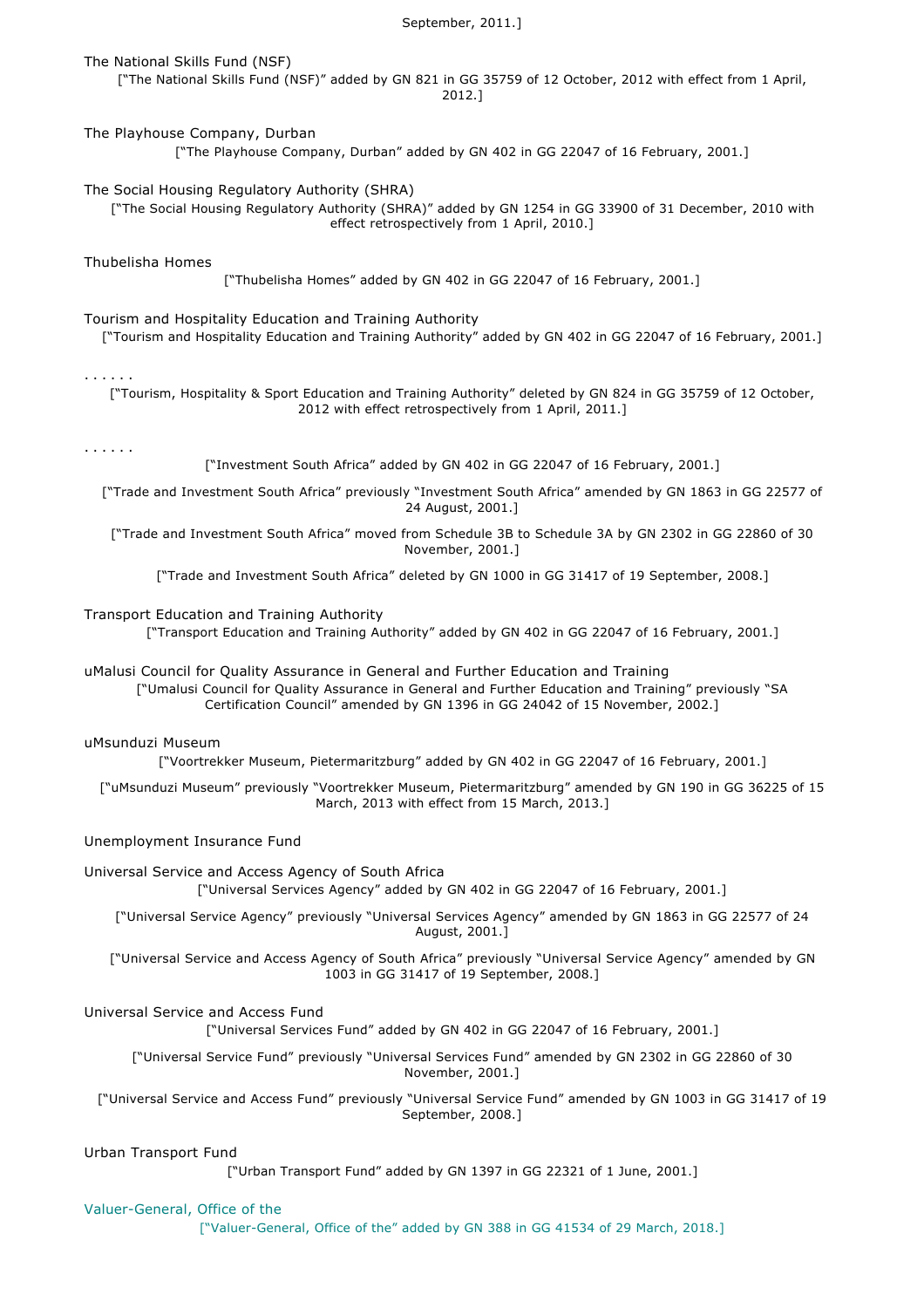September, 2011.]

The National Skills Fund (NSF)

["The National Skills Fund (NSF)" added by GN 821 in GG 35759 of 12 October, 2012 with effect from 1 April, 2012.]

The Playhouse Company, Durban

["The Playhouse Company, Durban" added by GN 402 in GG 22047 of 16 February, 2001.]

The Social Housing Regulatory Authority (SHRA)

["The Social Housing Regulatory Authority (SHRA)" added by GN 1254 in GG 33900 of 31 December, 2010 with effect retrospectively from 1 April, 2010.]

Thubelisha Homes

["Thubelisha Homes" added by GN 402 in GG 22047 of 16 February, 2001.]

Tourism and Hospitality Education and Training Authority

["Tourism and Hospitality Education and Training Authority" added by GN 402 in GG 22047 of 16 February, 2001.]

. . . . . .

["Tourism, Hospitality & Sport Education and Training Authority" deleted by GN 824 in GG 35759 of 12 October, 2012 with effect retrospectively from 1 April, 2011.]

. . . . . .

["Investment South Africa" added by GN 402 in GG 22047 of 16 February, 2001.]

["Trade and Investment South Africa" previously "Investment South Africa" amended by GN 1863 in GG 22577 of 24 August, 2001.]

["Trade and Investment South Africa" moved from Schedule 3B to Schedule 3A by GN 2302 in GG 22860 of 30 November, 2001.]

["Trade and Investment South Africa" deleted by GN 1000 in GG 31417 of 19 September, 2008.]

Transport Education and Training Authority

["Transport Education and Training Authority" added by GN 402 in GG 22047 of 16 February, 2001.]

uMalusi Council for Quality Assurance in General and Further Education and Training

["Umalusi Council for Quality Assurance in General and Further Education and Training" previously "SA Certification Council" amended by GN 1396 in GG 24042 of 15 November, 2002.]

uMsunduzi Museum

["Voortrekker Museum, Pietermaritzburg" added by GN 402 in GG 22047 of 16 February, 2001.]

["uMsunduzi Museum" previously "Voortrekker Museum, Pietermaritzburg" amended by GN 190 in GG 36225 of 15 March, 2013 with effect from 15 March, 2013.]

Unemployment Insurance Fund

Universal Service and Access Agency of South Africa

["Universal Services Agency" added by GN 402 in GG 22047 of 16 February, 2001.]

["Universal Service Agency" previously "Universal Services Agency" amended by GN 1863 in GG 22577 of 24 August, 2001.]

["Universal Service and Access Agency of South Africa" previously "Universal Service Agency" amended by GN 1003 in GG 31417 of 19 September, 2008.]

Universal Service and Access Fund

["Universal Services Fund" added by GN 402 in GG 22047 of 16 February, 2001.]

["Universal Service Fund" previously "Universal Services Fund" amended by GN 2302 in GG 22860 of 30 November, 2001.]

["Universal Service and Access Fund" previously "Universal Service Fund" amended by GN 1003 in GG 31417 of 19 September, 2008.]

Urban Transport Fund

["Urban Transport Fund" added by GN 1397 in GG 22321 of 1 June, 2001.]

Valuer-General, Office of the

["Valuer-General, Office of the" added by GN 388 in GG 41534 of 29 March, 2018.]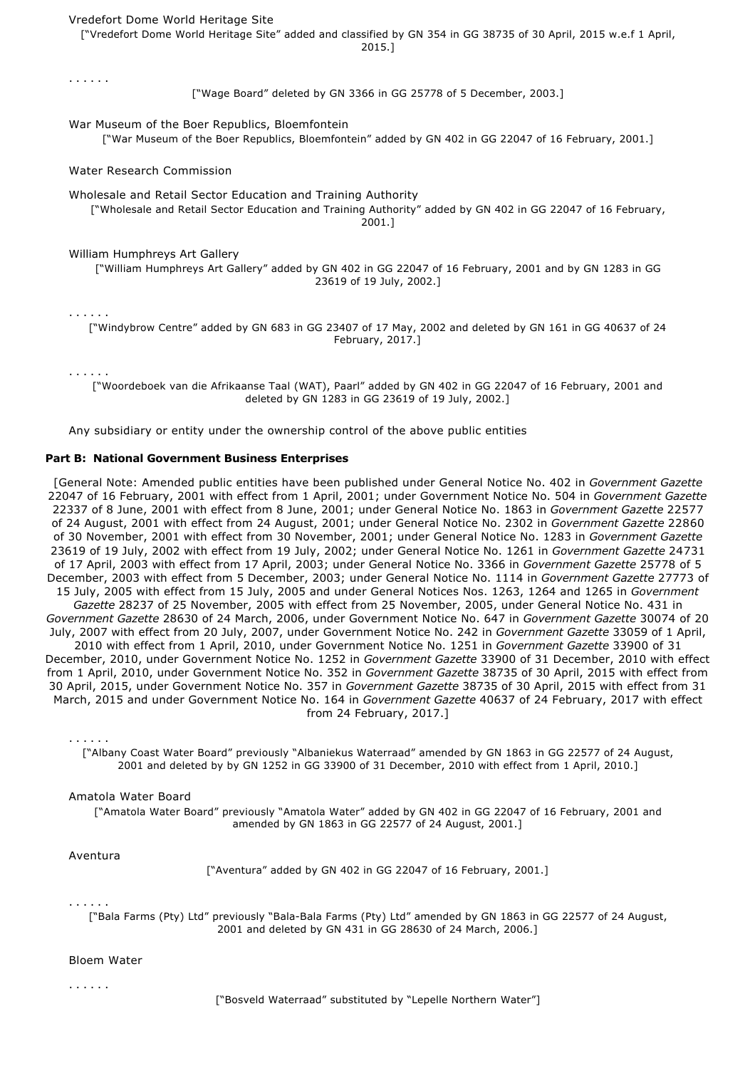Vredefort Dome World Heritage Site

["Vredefort Dome World Heritage Site" added and classified by GN 354 in GG 38735 of 30 April, 2015 w.e.f 1 April, 2015.]

. . . . . .

["Wage Board" deleted by GN 3366 in GG 25778 of 5 December, 2003.]

War Museum of the Boer Republics, Bloemfontein

["War Museum of the Boer Republics, Bloemfontein" added by GN 402 in GG 22047 of 16 February, 2001.]

Water Research Commission

Wholesale and Retail Sector Education and Training Authority

["Wholesale and Retail Sector Education and Training Authority" added by GN 402 in GG 22047 of 16 February, 2001.]

William Humphreys Art Gallery

["William Humphreys Art Gallery" added by GN 402 in GG 22047 of 16 February, 2001 and by GN 1283 in GG 23619 of 19 July, 2002.]

. . . . . .

["Windybrow Centre" added by GN 683 in GG 23407 of 17 May, 2002 and deleted by GN 161 in GG 40637 of 24 February, 2017.]

. . . . . .

["Woordeboek van die Afrikaanse Taal (WAT), Paarl" added by GN 402 in GG 22047 of 16 February, 2001 and deleted by GN 1283 in GG 23619 of 19 July, 2002.]

Any subsidiary or entity under the ownership control of the above public entities

**Part B: National Government Business Enterprises**

[General Note: Amended public entities have been published under General Notice No. 402 in *Government Gazette* 22047 of 16 February, 2001 with effect from 1 April, 2001; under Government Notice No. 504 in *Government Gazette* 22337 of 8 June, 2001 with effect from 8 June, 2001; under General Notice No. 1863 in *Government Gazette* 22577 of 24 August, 2001 with effect from 24 August, 2001; under General Notice No. 2302 in *Government Gazette* 22860 of 30 November, 2001 with effect from 30 November, 2001; under General Notice No. 1283 in *Government Gazette* 23619 of 19 July, 2002 with effect from 19 July, 2002; under General Notice No. 1261 in *Government Gazette* 24731 of 17 April, 2003 with effect from 17 April, 2003; under General Notice No. 3366 in *Government Gazette* 25778 of 5 December, 2003 with effect from 5 December, 2003; under General Notice No. 1114 in *Government Gazette* 27773 of 15 July, 2005 with effect from 15 July, 2005 and under General Notices Nos. 1263, 1264 and 1265 in *Government Gazette* 28237 of 25 November, 2005 with effect from 25 November, 2005, under General Notice No. 431 in *Government Gazette* 28630 of 24 March, 2006, under Government Notice No. 647 in *Government Gazette* 30074 of 20 July, 2007 with effect from 20 July, 2007, under Government Notice No. 242 in *Government Gazette* 33059 of 1 April, 2010 with effect from 1 April, 2010, under Government Notice No. 1251 in *Government Gazette* 33900 of 31 December, 2010, under Government Notice No. 1252 in *Government Gazette* 33900 of 31 December, 2010 with effect from 1 April, 2010, under Government Notice No. 352 in *Government Gazette* 38735 of 30 April, 2015 with effect from 30 April, 2015, under Government Notice No. 357 in *Government Gazette* 38735 of 30 April, 2015 with effect from 31 March, 2015 and under Government Notice No. 164 in *Government Gazette* 40637 of 24 February, 2017 with effect from 24 February, 2017.]

. . . . . .

["Albany Coast Water Board" previously "Albaniekus Waterraad" amended by GN 1863 in GG 22577 of 24 August, 2001 and deleted by by GN 1252 in GG 33900 of 31 December, 2010 with effect from 1 April, 2010.]

Amatola Water Board

["Amatola Water Board" previously "Amatola Water" added by GN 402 in GG 22047 of 16 February, 2001 and amended by GN 1863 in GG 22577 of 24 August, 2001.]

Aventura

["Aventura" added by GN 402 in GG 22047 of 16 February, 2001.]

. . . . . .

["Bala Farms (Pty) Ltd" previously "Bala-Bala Farms (Pty) Ltd" amended by GN 1863 in GG 22577 of 24 August, 2001 and deleted by GN 431 in GG 28630 of 24 March, 2006.]

Bloem Water

. . . . . .

["Bosveld Waterraad" substituted by "Lepelle Northern Water"]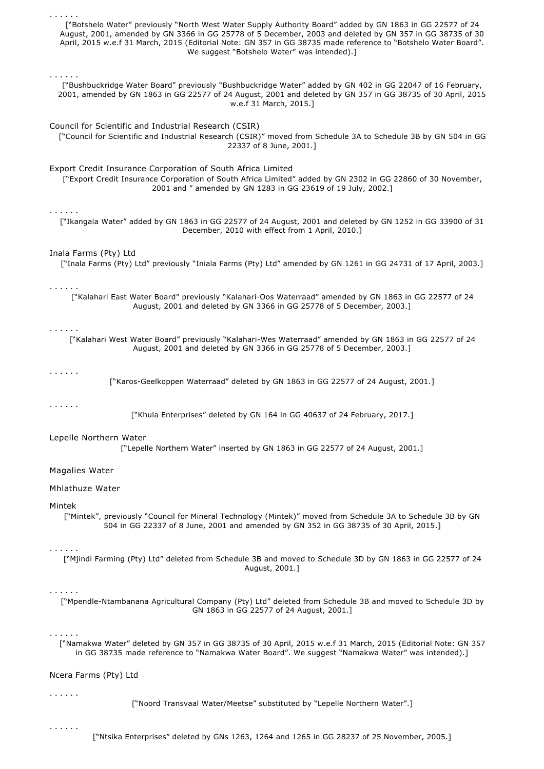. . . . . .

["Botshelo Water" previously "North West Water Supply Authority Board" added by GN 1863 in GG 22577 of 24 August, 2001, amended by GN 3366 in GG 25778 of 5 December, 2003 and deleted by GN 357 in GG 38735 of 30 April, 2015 w.e.f 31 March, 2015 (Editorial Note: GN 357 in GG 38735 made reference to "Botshelo Water Board". We suggest "Botshelo Water" was intended).]

. . . . . .

["Bushbuckridge Water Board" previously "Bushbuckridge Water" added by GN 402 in GG 22047 of 16 February, 2001, amended by GN 1863 in GG 22577 of 24 August, 2001 and deleted by GN 357 in GG 38735 of 30 April, 2015 w.e.f 31 March, 2015.]

Council for Scientific and Industrial Research (CSIR)

["Council for Scientific and Industrial Research (CSIR)" moved from Schedule 3A to Schedule 3B by GN 504 in GG 22337 of 8 June, 2001.]

Export Credit Insurance Corporation of South Africa Limited

["Export Credit Insurance Corporation of South Africa Limited" added by GN 2302 in GG 22860 of 30 November, 2001 and " amended by GN 1283 in GG 23619 of 19 July, 2002.]

. . . . . .

["Ikangala Water" added by GN 1863 in GG 22577 of 24 August, 2001 and deleted by GN 1252 in GG 33900 of 31 December, 2010 with effect from 1 April, 2010.]

Inala Farms (Pty) Ltd

["Inala Farms (Pty) Ltd" previously "Iniala Farms (Pty) Ltd" amended by GN 1261 in GG 24731 of 17 April, 2003.]

. . . . . .

["Kalahari East Water Board" previously "Kalahari-Oos Waterraad" amended by GN 1863 in GG 22577 of 24 August, 2001 and deleted by GN 3366 in GG 25778 of 5 December, 2003.]

. . . . . .

["Kalahari West Water Board" previously "Kalahari-Wes Waterraad" amended by GN 1863 in GG 22577 of 24 August, 2001 and deleted by GN 3366 in GG 25778 of 5 December, 2003.]

. . . . . .

["Karos-Geelkoppen Waterraad" deleted by GN 1863 in GG 22577 of 24 August, 2001.]

. . . . . .

["Khula Enterprises" deleted by GN 164 in GG 40637 of 24 February, 2017.]

Lepelle Northern Water

["Lepelle Northern Water" inserted by GN 1863 in GG 22577 of 24 August, 2001.]

Magalies Water

Mhlathuze Water

Mintek

["Mintek", previously "Council for Mineral Technology (Mintek)" moved from Schedule 3A to Schedule 3B by GN 504 in GG 22337 of 8 June, 2001 and amended by GN 352 in GG 38735 of 30 April, 2015.]

. . . . . .

["Mjindi Farming (Pty) Ltd" deleted from Schedule 3B and moved to Schedule 3D by GN 1863 in GG 22577 of 24 August, 2001.]

. . . . . .

["Mpendle-Ntambanana Agricultural Company (Pty) Ltd" deleted from Schedule 3B and moved to Schedule 3D by GN 1863 in GG 22577 of 24 August, 2001.]

. . . . . .

["Namakwa Water" deleted by GN 357 in GG 38735 of 30 April, 2015 w.e.f 31 March, 2015 (Editorial Note: GN 357 in GG 38735 made reference to "Namakwa Water Board". We suggest "Namakwa Water" was intended).]

Ncera Farms (Pty) Ltd

. . . . . .

["Noord Transvaal Water/Meetse" substituted by "Lepelle Northern Water".]

. . . . . .

["Ntsika Enterprises" deleted by GNs 1263, 1264 and 1265 in GG 28237 of 25 November, 2005.]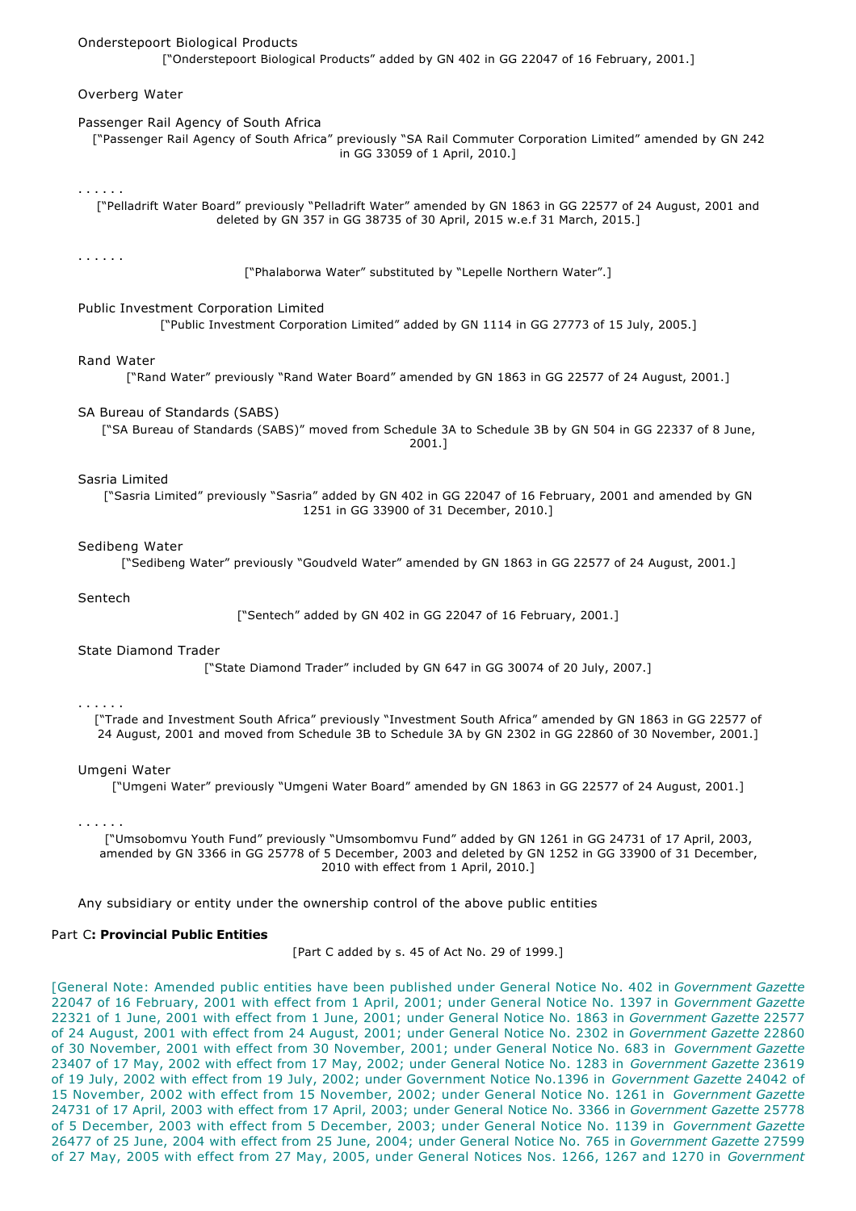Onderstepoort Biological Products

["Onderstepoort Biological Products" added by GN 402 in GG 22047 of 16 February, 2001.]

Overberg Water

Passenger Rail Agency of South Africa

["Passenger Rail Agency of South Africa" previously "SA Rail Commuter Corporation Limited" amended by GN 242 in GG 33059 of 1 April, 2010.]

. . . . . .

["Pelladrift Water Board" previously "Pelladrift Water" amended by GN 1863 in GG 22577 of 24 August, 2001 and deleted by GN 357 in GG 38735 of 30 April, 2015 w.e.f 31 March, 2015.]

. . . . . .

["Phalaborwa Water" substituted by "Lepelle Northern Water".]

Public Investment Corporation Limited

["Public Investment Corporation Limited" added by GN 1114 in GG 27773 of 15 July, 2005.]

Rand Water

["Rand Water" previously "Rand Water Board" amended by GN 1863 in GG 22577 of 24 August, 2001.]

SA Bureau of Standards (SABS)

["SA Bureau of Standards (SABS)" moved from Schedule 3A to Schedule 3B by GN 504 in GG 22337 of 8 June, 2001.]

Sasria Limited

["Sasria Limited" previously "Sasria" added by GN 402 in GG 22047 of 16 February, 2001 and amended by GN 1251 in GG 33900 of 31 December, 2010.]

Sedibeng Water

["Sedibeng Water" previously "Goudveld Water" amended by GN 1863 in GG 22577 of 24 August, 2001.]

Sentech

["Sentech" added by GN 402 in GG 22047 of 16 February, 2001.]

State Diamond Trader

["State Diamond Trader" included by GN 647 in GG 30074 of 20 July, 2007.]

. . . . . .

["Trade and Investment South Africa" previously "Investment South Africa" amended by GN 1863 in GG 22577 of 24 August, 2001 and moved from Schedule 3B to Schedule 3A by GN 2302 in GG 22860 of 30 November, 2001.]

Umgeni Water

["Umgeni Water" previously "Umgeni Water Board" amended by GN 1863 in GG 22577 of 24 August, 2001.]

. . . . . .

["Umsobomvu Youth Fund" previously "Umsombomvu Fund" added by GN 1261 in GG 24731 of 17 April, 2003, amended by GN 3366 in GG 25778 of 5 December, 2003 and deleted by GN 1252 in GG 33900 of 31 December, 2010 with effect from 1 April, 2010.]

Any subsidiary or entity under the ownership control of the above public entities

### Part C: **Provincial Public Entities**

[Part C added by s. 45 of Act No. 29 of 1999.]

[General Note: Amended public entities have been published under General Notice No. 402 in *Government Gazette* 22047 of 16 February, 2001 with effect from 1 April, 2001; under General Notice No. 1397 in *Government Gazette* 22321 of 1 June, 2001 with effect from 1 June, 2001; under General Notice No. 1863 in *Government Gazette* 22577 of 24 August, 2001 with effect from 24 August, 2001; under General Notice No. 2302 in *Government Gazette* 22860 of 30 November, 2001 with effect from 30 November, 2001; under General Notice No. 683 in *Government Gazette* 23407 of 17 May, 2002 with effect from 17 May, 2002; under General Notice No. 1283 in *Government Gazette* 23619 of 19 July, 2002 with effect from 19 July, 2002; under Government Notice No.1396 in *Government Gazette* 24042 of 15 November, 2002 with effect from 15 November, 2002; under General Notice No. 1261 in *Government Gazette* 24731 of 17 April, 2003 with effect from 17 April, 2003; under General Notice No. 3366 in *Government Gazette* 25778 of 5 December, 2003 with effect from 5 December, 2003; under General Notice No. 1139 in *Government Gazette* 26477 of 25 June, 2004 with effect from 25 June, 2004; under General Notice No. 765 in *Government Gazette* 27599 of 27 May, 2005 with effect from 27 May, 2005, under General Notices Nos. 1266, 1267 and 1270 in *Government*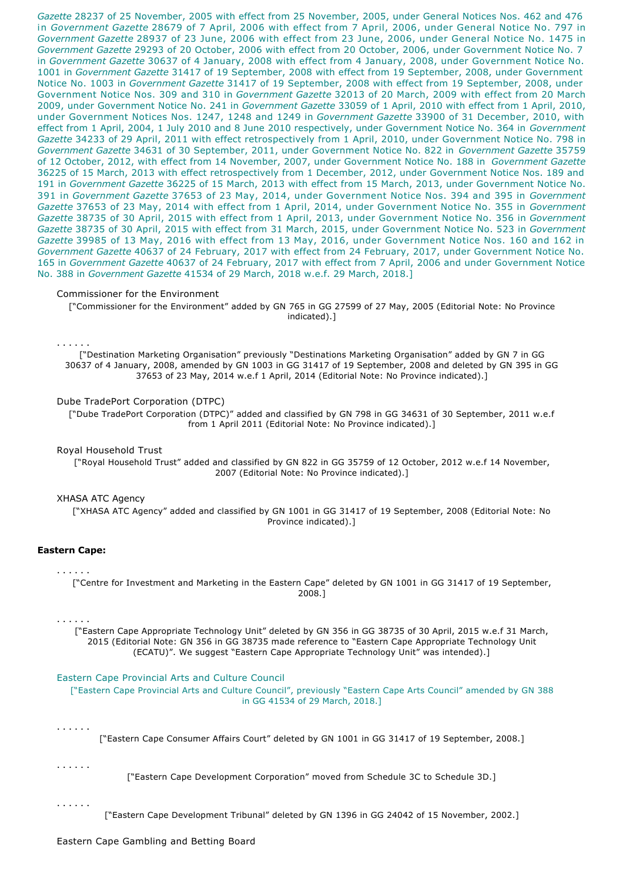*Gazette* 28237 of 25 November, 2005 with effect from 25 November, 2005, under General Notices Nos. 462 and 476 in *Government Gazette* 28679 of 7 April, 2006 with effect from 7 April, 2006, under General Notice No. 797 in *Government Gazette* 28937 of 23 June, 2006 with effect from 23 June, 2006, under General Notice No. 1475 in *Government Gazette* 29293 of 20 October, 2006 with effect from 20 October, 2006, under Government Notice No. 7 in *Government Gazette* 30637 of 4 January, 2008 with effect from 4 January, 2008, under Government Notice No. 1001 in *Government Gazette* 31417 of 19 September, 2008 with effect from 19 September, 2008, under Government Notice No. 1003 in *Government Gazette* 31417 of 19 September, 2008 with effect from 19 September, 2008, under Government Notice Nos. 309 and 310 in *Government Gazette* 32013 of 20 March, 2009 with effect from 20 March 2009, under Government Notice No. 241 in *Government Gazette* 33059 of 1 April, 2010 with effect from 1 April, 2010, under Government Notices Nos. 1247, 1248 and 1249 in *Government Gazette* 33900 of 31 December, 2010, with effect from 1 April, 2004, 1 July 2010 and 8 June 2010 respectively, under Government Notice No. 364 in *Government Gazette* 34233 of 29 April, 2011 with effect retrospectively from 1 April, 2010, under Government Notice No. 798 in *Government Gazette* 34631 of 30 September, 2011, under Government Notice No. 822 in *Government Gazette* 35759 of 12 October, 2012, with effect from 14 November, 2007, under Government Notice No. 188 in *Government Gazette* 36225 of 15 March, 2013 with effect retrospectively from 1 December, 2012, under Government Notice Nos. 189 and 191 in *Government Gazette* 36225 of 15 March, 2013 with effect from 15 March, 2013, under Government Notice No. 391 in *Government Gazette* 37653 of 23 May, 2014, under Government Notice Nos. 394 and 395 in *Government Gazette* 37653 of 23 May, 2014 with effect from 1 April, 2014, under Government Notice No. 355 in *Government Gazette* 38735 of 30 April, 2015 with effect from 1 April, 2013, under Government Notice No. 356 in *Government Gazette* 38735 of 30 April, 2015 with effect from 31 March, 2015, under Government Notice No. 523 in *Government Gazette* 39985 of 13 May, 2016 with effect from 13 May, 2016, under Government Notice Nos. 160 and 162 in *Government Gazette* 40637 of 24 February, 2017 with effect from 24 February, 2017, under Government Notice No. 165 in *Government Gazette* 40637 of 24 February, 2017 with effect from 7 April, 2006 and under Government Notice No. 388 in *Government Gazette* 41534 of 29 March, 2018 w.e.f. 29 March, 2018.]

Commissioner for the Environment

["Commissioner for the Environment" added by GN 765 in GG 27599 of 27 May, 2005 (Editorial Note: No Province indicated).]

. . . . . .

["Destination Marketing Organisation" previously "Destinations Marketing Organisation" added by GN 7 in GG 30637 of 4 January, 2008, amended by GN 1003 in GG 31417 of 19 September, 2008 and deleted by GN 395 in GG 37653 of 23 May, 2014 w.e.f 1 April, 2014 (Editorial Note: No Province indicated).]

Dube TradePort Corporation (DTPC)

["Dube TradePort Corporation (DTPC)" added and classified by GN 798 in GG 34631 of 30 September, 2011 w.e.f from 1 April 2011 (Editorial Note: No Province indicated).]

Royal Household Trust

["Royal Household Trust" added and classified by GN 822 in GG 35759 of 12 October, 2012 w.e.f 14 November, 2007 (Editorial Note: No Province indicated).]

XHASA ATC Agency

["XHASA ATC Agency" added and classified by GN 1001 in GG 31417 of 19 September, 2008 (Editorial Note: No Province indicated).]

**Eastern Cape:**

. . . . . .

["Centre for Investment and Marketing in the Eastern Cape" deleted by GN 1001 in GG 31417 of 19 September, 2008.]

. . . . . .

["Eastern Cape Appropriate Technology Unit" deleted by GN 356 in GG 38735 of 30 April, 2015 w.e.f 31 March, 2015 (Editorial Note: GN 356 in GG 38735 made reference to "Eastern Cape Appropriate Technology Unit (ECATU)". We suggest "Eastern Cape Appropriate Technology Unit" was intended).]

Eastern Cape Provincial Arts and Culture Council

["Eastern Cape Provincial Arts and Culture Council", previously "Eastern Cape Arts Council" amended by GN 388 in GG 41534 of 29 March, 2018.]

. . . . . .

["Eastern Cape Consumer Affairs Court" deleted by GN 1001 in GG 31417 of 19 September, 2008.]

. . . . . .

["Eastern Cape Development Corporation" moved from Schedule 3C to Schedule 3D.]

. . . . . .

["Eastern Cape Development Tribunal" deleted by GN 1396 in GG 24042 of 15 November, 2002.]

Eastern Cape Gambling and Betting Board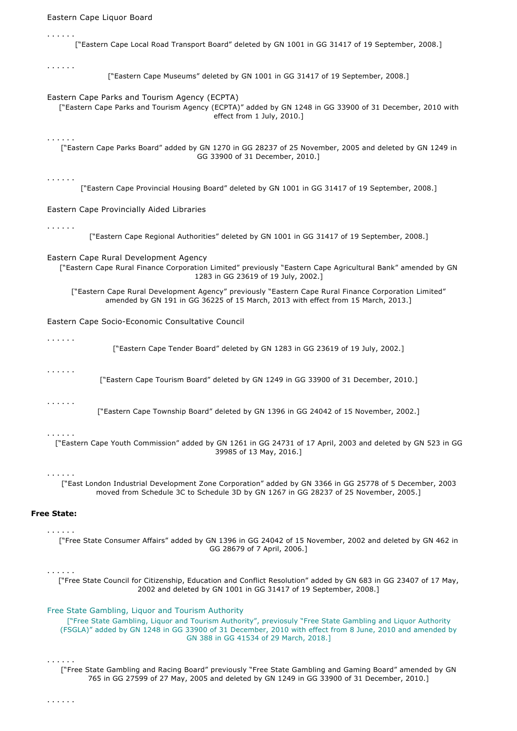Eastern Cape Liquor Board

. . . . . .

["Eastern Cape Local Road Transport Board" deleted by GN 1001 in GG 31417 of 19 September, 2008.]

. . . . . .

["Eastern Cape Museums" deleted by GN 1001 in GG 31417 of 19 September, 2008.]

Eastern Cape Parks and Tourism Agency (ECPTA)

["Eastern Cape Parks and Tourism Agency (ECPTA)" added by GN 1248 in GG 33900 of 31 December, 2010 with effect from 1 July, 2010.]

. . . . . .

["Eastern Cape Parks Board" added by GN 1270 in GG 28237 of 25 November, 2005 and deleted by GN 1249 in GG 33900 of 31 December, 2010.]

. . . . . .

["Eastern Cape Provincial Housing Board" deleted by GN 1001 in GG 31417 of 19 September, 2008.]

Eastern Cape Provincially Aided Libraries

. . . . . .

["Eastern Cape Regional Authorities" deleted by GN 1001 in GG 31417 of 19 September, 2008.]

Eastern Cape Rural Development Agency

["Eastern Cape Rural Finance Corporation Limited" previously "Eastern Cape Agricultural Bank" amended by GN 1283 in GG 23619 of 19 July, 2002.]

["Eastern Cape Rural Development Agency" previously "Eastern Cape Rural Finance Corporation Limited" amended by GN 191 in GG 36225 of 15 March, 2013 with effect from 15 March, 2013.]

Eastern Cape Socio-Economic Consultative Council

. . . . . .

["Eastern Cape Tender Board" deleted by GN 1283 in GG 23619 of 19 July, 2002.]

. . . . . .

["Eastern Cape Tourism Board" deleted by GN 1249 in GG 33900 of 31 December, 2010.]

. . . . . .

["Eastern Cape Township Board" deleted by GN 1396 in GG 24042 of 15 November, 2002.]

. . . . . .

["Eastern Cape Youth Commission" added by GN 1261 in GG 24731 of 17 April, 2003 and deleted by GN 523 in GG 39985 of 13 May, 2016.]

. . . . . .

["East London Industrial Development Zone Corporation" added by GN 3366 in GG 25778 of 5 December, 2003 moved from Schedule 3C to Schedule 3D by GN 1267 in GG 28237 of 25 November, 2005.]

**Free State:**

. . . . . .

["Free State Consumer Affairs" added by GN 1396 in GG 24042 of 15 November, 2002 and deleted by GN 462 in GG 28679 of 7 April, 2006.]

. . . . . .

["Free State Council for Citizenship, Education and Conflict Resolution" added by GN 683 in GG 23407 of 17 May, 2002 and deleted by GN 1001 in GG 31417 of 19 September, 2008.]

Free State Gambling, Liquor and Tourism Authority

["Free State Gambling, Liquor and Tourism Authority", previosuly "Free State Gambling and Liquor Authority (FSGLA)" added by GN 1248 in GG 33900 of 31 December, 2010 with effect from 8 June, 2010 and amended by GN 388 in GG 41534 of 29 March, 2018.]

. . . . . .

["Free State Gambling and Racing Board" previously "Free State Gambling and Gaming Board" amended by GN 765 in GG 27599 of 27 May, 2005 and deleted by GN 1249 in GG 33900 of 31 December, 2010.]

. . . . . .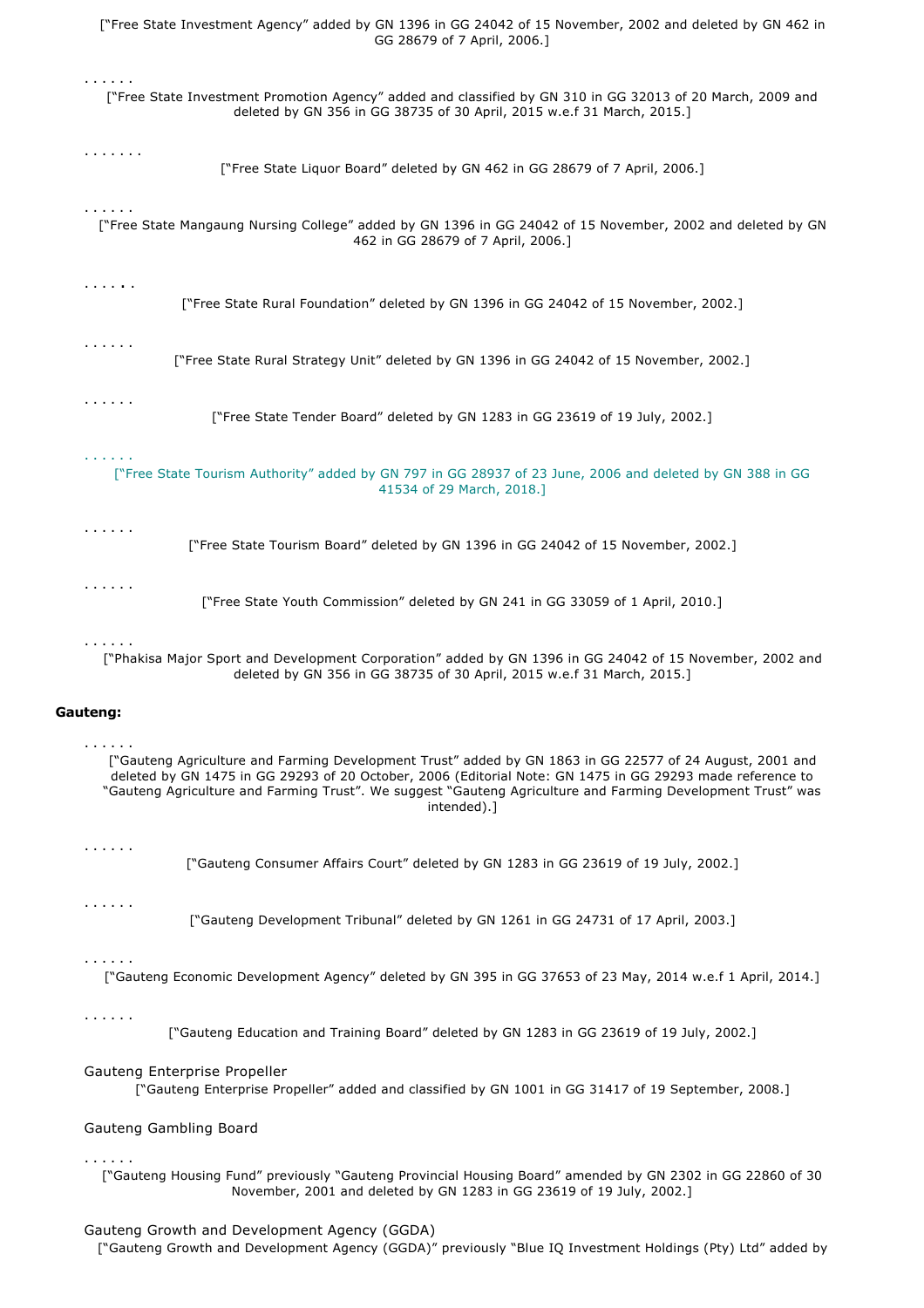["Free State Investment Agency" added by GN 1396 in GG 24042 of 15 November, 2002 and deleted by GN 462 in GG 28679 of 7 April, 2006.]

. . . . . .

["Free State Investment Promotion Agency" added and classified by GN 310 in GG 32013 of 20 March, 2009 and deleted by GN 356 in GG 38735 of 30 April, 2015 w.e.f 31 March, 2015.]

. . . . . . .

["Free State Liquor Board" deleted by GN 462 in GG 28679 of 7 April, 2006.]

. . . . . .

["Free State Mangaung Nursing College" added by GN 1396 in GG 24042 of 15 November, 2002 and deleted by GN 462 in GG 28679 of 7 April, 2006.]

. . . . . .

["Free State Rural Foundation" deleted by GN 1396 in GG 24042 of 15 November, 2002.]

. . . . . .

["Free State Rural Strategy Unit" deleted by GN 1396 in GG 24042 of 15 November, 2002.]

. . . . . .

["Free State Tender Board" deleted by GN 1283 in GG 23619 of 19 July, 2002.]

. . . . . .

["Free State Tourism Authority" added by GN 797 in GG 28937 of 23 June, 2006 and deleted by GN 388 in GG 41534 of 29 March, 2018.]

. . . . . .

["Free State Tourism Board" deleted by GN 1396 in GG 24042 of 15 November, 2002.]

. . . . . .

["Free State Youth Commission" deleted by GN 241 in GG 33059 of 1 April, 2010.]

. . . . . .

["Phakisa Major Sport and Development Corporation" added by GN 1396 in GG 24042 of 15 November, 2002 and deleted by GN 356 in GG 38735 of 30 April, 2015 w.e.f 31 March, 2015.]

**Gauteng:**

. . . . . .

["Gauteng Agriculture and Farming Development Trust" added by GN 1863 in GG 22577 of 24 August, 2001 and deleted by GN 1475 in GG 29293 of 20 October, 2006 (Editorial Note: GN 1475 in GG 29293 made reference to "Gauteng Agriculture and Farming Trust". We suggest "Gauteng Agriculture and Farming Development Trust" was intended).]

. . . . . .

["Gauteng Consumer Affairs Court" deleted by GN 1283 in GG 23619 of 19 July, 2002.]

. . . . . .

["Gauteng Development Tribunal" deleted by GN 1261 in GG 24731 of 17 April, 2003.]

. . . . . .

["Gauteng Economic Development Agency" deleted by GN 395 in GG 37653 of 23 May, 2014 w.e.f 1 April, 2014.]

. . . . . .

["Gauteng Education and Training Board" deleted by GN 1283 in GG 23619 of 19 July, 2002.]

Gauteng Enterprise Propeller

["Gauteng Enterprise Propeller" added and classified by GN 1001 in GG 31417 of 19 September, 2008.]

Gauteng Gambling Board

. . . . . .

["Gauteng Housing Fund" previously "Gauteng Provincial Housing Board" amended by GN 2302 in GG 22860 of 30 November, 2001 and deleted by GN 1283 in GG 23619 of 19 July, 2002.]

Gauteng Growth and Development Agency (GGDA)

["Gauteng Growth and Development Agency (GGDA)" previously "Blue IQ Investment Holdings (Pty) Ltd" added by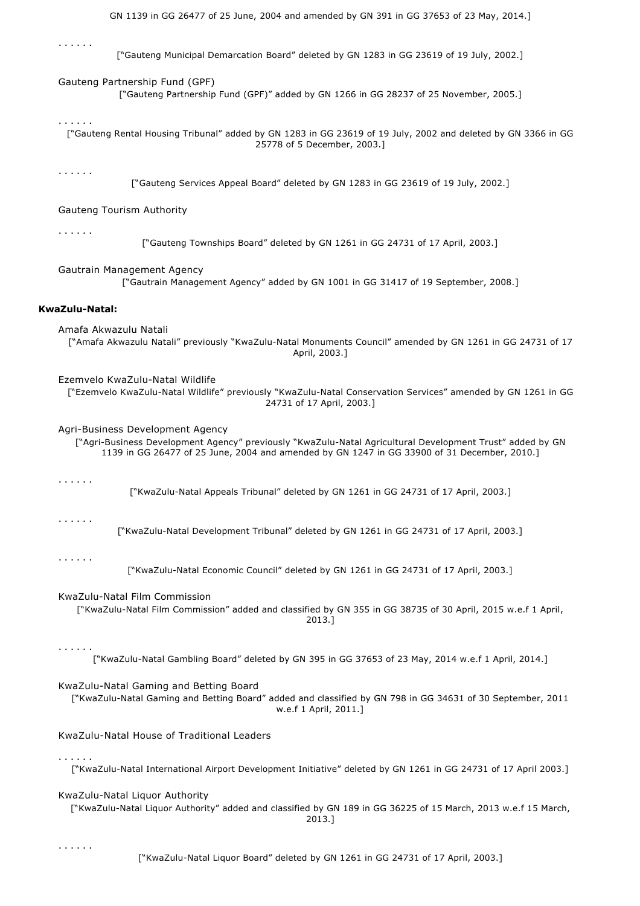GN 1139 in GG 26477 of 25 June, 2004 and amended by GN 391 in GG 37653 of 23 May, 2014.]

. . . . . .

["Gauteng Municipal Demarcation Board" deleted by GN 1283 in GG 23619 of 19 July, 2002.]

Gauteng Partnership Fund (GPF)

["Gauteng Partnership Fund (GPF)" added by GN 1266 in GG 28237 of 25 November, 2005.]

. . . . . .

["Gauteng Rental Housing Tribunal" added by GN 1283 in GG 23619 of 19 July, 2002 and deleted by GN 3366 in GG 25778 of 5 December, 2003.]

. . . . . .

["Gauteng Services Appeal Board" deleted by GN 1283 in GG 23619 of 19 July, 2002.]

Gauteng Tourism Authority

. . . . . .

["Gauteng Townships Board" deleted by GN 1261 in GG 24731 of 17 April, 2003.]

Gautrain Management Agency

["Gautrain Management Agency" added by GN 1001 in GG 31417 of 19 September, 2008.]

**KwaZulu-Natal:**

Amafa Akwazulu Natali

["Amafa Akwazulu Natali" previously "KwaZulu-Natal Monuments Council" amended by GN 1261 in GG 24731 of 17 April, 2003.]

Ezemvelo KwaZulu-Natal Wildlife

["Ezemvelo KwaZulu-Natal Wildlife" previously "KwaZulu-Natal Conservation Services" amended by GN 1261 in GG 24731 of 17 April, 2003.]

Agri-Business Development Agency

["Agri-Business Development Agency" previously "KwaZulu-Natal Agricultural Development Trust" added by GN 1139 in GG 26477 of 25 June, 2004 and amended by GN 1247 in GG 33900 of 31 December, 2010.]

. . . . . .

["KwaZulu-Natal Appeals Tribunal" deleted by GN 1261 in GG 24731 of 17 April, 2003.]

. . . . . .

["KwaZulu-Natal Development Tribunal" deleted by GN 1261 in GG 24731 of 17 April, 2003.]

. . . . . .

["KwaZulu-Natal Economic Council" deleted by GN 1261 in GG 24731 of 17 April, 2003.]

KwaZulu-Natal Film Commission

["KwaZulu-Natal Film Commission" added and classified by GN 355 in GG 38735 of 30 April, 2015 w.e.f 1 April, 2013.]

. . . . . .

["KwaZulu-Natal Gambling Board" deleted by GN 395 in GG 37653 of 23 May, 2014 w.e.f 1 April, 2014.]

KwaZulu-Natal Gaming and Betting Board

["KwaZulu-Natal Gaming and Betting Board" added and classified by GN 798 in GG 34631 of 30 September, 2011 w.e.f 1 April, 2011.]

KwaZulu-Natal House of Traditional Leaders

. . . . . .

["KwaZulu-Natal International Airport Development Initiative" deleted by GN 1261 in GG 24731 of 17 April 2003.]

KwaZulu-Natal Liquor Authority

["KwaZulu-Natal Liquor Authority" added and classified by GN 189 in GG 36225 of 15 March, 2013 w.e.f 15 March, 2013.]

. . . . . .

["KwaZulu-Natal Liquor Board" deleted by GN 1261 in GG 24731 of 17 April, 2003.]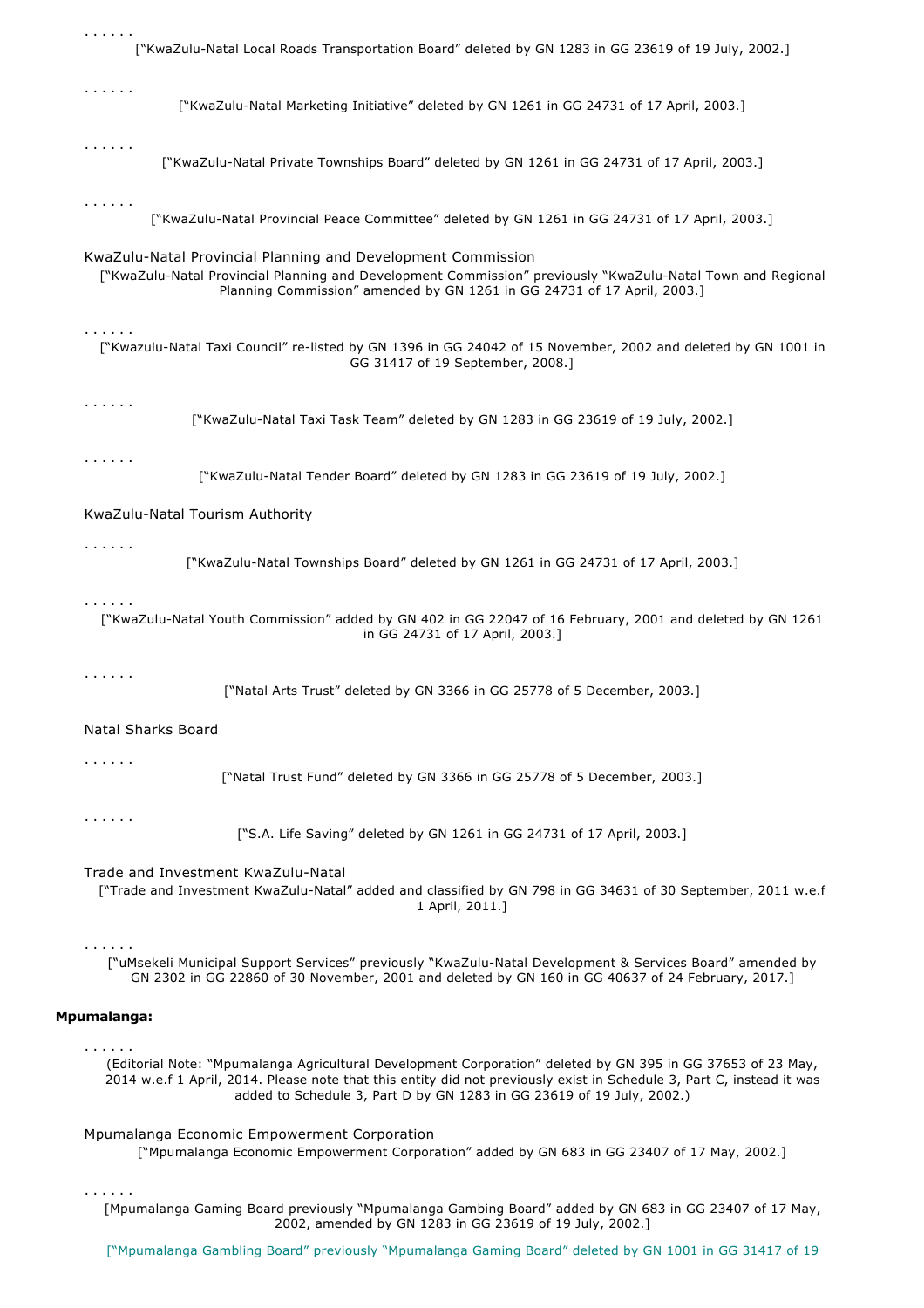. . . . . .

["KwaZulu-Natal Local Roads Transportation Board" deleted by GN 1283 in GG 23619 of 19 July, 2002.]

. . . . . .

["KwaZulu-Natal Marketing Initiative" deleted by GN 1261 in GG 24731 of 17 April, 2003.]

. . . . . .

["KwaZulu-Natal Private Townships Board" deleted by GN 1261 in GG 24731 of 17 April, 2003.]

. . . . . .

["KwaZulu-Natal Provincial Peace Committee" deleted by GN 1261 in GG 24731 of 17 April, 2003.]

KwaZulu-Natal Provincial Planning and Development Commission

["KwaZulu-Natal Provincial Planning and Development Commission" previously "KwaZulu-Natal Town and Regional Planning Commission" amended by GN 1261 in GG 24731 of 17 April, 2003.]

. . . . . .

["Kwazulu-Natal Taxi Council" re-listed by GN 1396 in GG 24042 of 15 November, 2002 and deleted by GN 1001 in GG 31417 of 19 September, 2008.]

. . . . . .

["KwaZulu-Natal Taxi Task Team" deleted by GN 1283 in GG 23619 of 19 July, 2002.]

. . . . . .

["KwaZulu-Natal Tender Board" deleted by GN 1283 in GG 23619 of 19 July, 2002.]

KwaZulu-Natal Tourism Authority

. . . . . .

["KwaZulu-Natal Townships Board" deleted by GN 1261 in GG 24731 of 17 April, 2003.]

. . . . . .

["KwaZulu-Natal Youth Commission" added by GN 402 in GG 22047 of 16 February, 2001 and deleted by GN 1261 in GG 24731 of 17 April, 2003.]

. . . . . .

["Natal Arts Trust" deleted by GN 3366 in GG 25778 of 5 December, 2003.]

Natal Sharks Board

. . . . . .

["Natal Trust Fund" deleted by GN 3366 in GG 25778 of 5 December, 2003.]

. . . . . .

["S.A. Life Saving" deleted by GN 1261 in GG 24731 of 17 April, 2003.]

Trade and Investment KwaZulu-Natal

["Trade and Investment KwaZulu-Natal" added and classified by GN 798 in GG 34631 of 30 September, 2011 w.e.f 1 April, 2011.]

. . . . . .

["uMsekeli Municipal Support Services" previously "KwaZulu-Natal Development & Services Board" amended by GN 2302 in GG 22860 of 30 November, 2001 and deleted by GN 160 in GG 40637 of 24 February, 2017.]

**Mpumalanga:**

. . . . . .

(Editorial Note: "Mpumalanga Agricultural Development Corporation" deleted by GN 395 in GG 37653 of 23 May, 2014 w.e.f 1 April, 2014. Please note that this entity did not previously exist in Schedule 3, Part C, instead it was added to Schedule 3, Part D by GN 1283 in GG 23619 of 19 July, 2002.)

Mpumalanga Economic Empowerment Corporation

["Mpumalanga Economic Empowerment Corporation" added by GN 683 in GG 23407 of 17 May, 2002.]

. . . . . .

[Mpumalanga Gaming Board previously "Mpumalanga Gambing Board" added by GN 683 in GG 23407 of 17 May, 2002, amended by GN 1283 in GG 23619 of 19 July, 2002.]

["Mpumalanga Gambling Board" previously "Mpumalanga Gaming Board" deleted by GN 1001 in GG 31417 of 19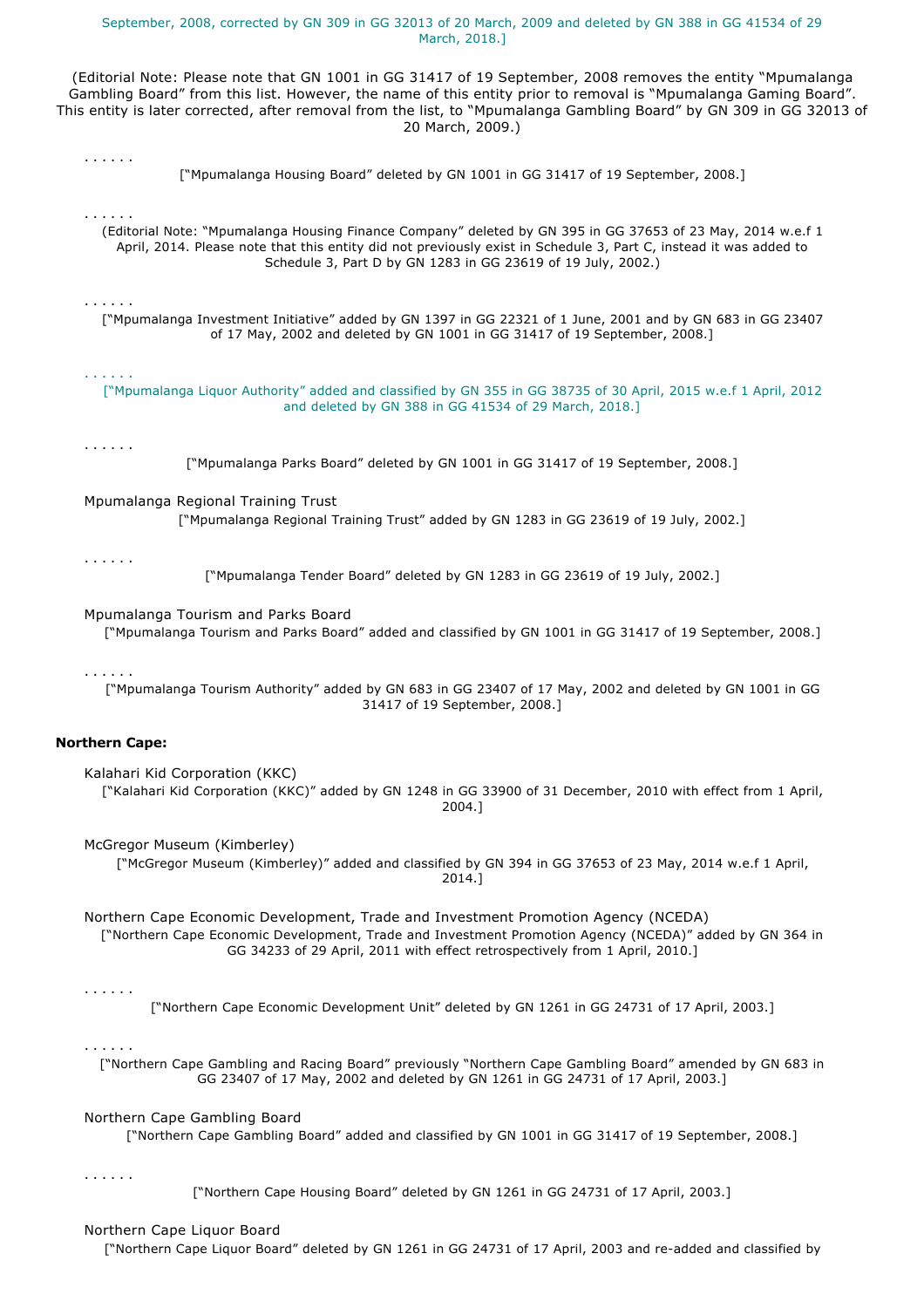September, 2008, corrected by GN 309 in GG 32013 of 20 March, 2009 and deleted by GN 388 in GG 41534 of 29 March, 2018.]

(Editorial Note: Please note that GN 1001 in GG 31417 of 19 September, 2008 removes the entity "Mpumalanga Gambling Board" from this list. However, the name of this entity prior to removal is "Mpumalanga Gaming Board". This entity is later corrected, after removal from the list, to "Mpumalanga Gambling Board" by GN 309 in GG 32013 of 20 March, 2009.)

. . . . . .

["Mpumalanga Housing Board" deleted by GN 1001 in GG 31417 of 19 September, 2008.]

. . . . . .

(Editorial Note: "Mpumalanga Housing Finance Company" deleted by GN 395 in GG 37653 of 23 May, 2014 w.e.f 1 April, 2014. Please note that this entity did not previously exist in Schedule 3, Part C, instead it was added to Schedule 3, Part D by GN 1283 in GG 23619 of 19 July, 2002.)

. . . . . .

["Mpumalanga Investment Initiative" added by GN 1397 in GG 22321 of 1 June, 2001 and by GN 683 in GG 23407 of 17 May, 2002 and deleted by GN 1001 in GG 31417 of 19 September, 2008.]

. . . . . .

["Mpumalanga Liquor Authority" added and classified by GN 355 in GG 38735 of 30 April, 2015 w.e.f 1 April, 2012 and deleted by GN 388 in GG 41534 of 29 March, 2018.]

. . . . . .

["Mpumalanga Parks Board" deleted by GN 1001 in GG 31417 of 19 September, 2008.]

Mpumalanga Regional Training Trust

["Mpumalanga Regional Training Trust" added by GN 1283 in GG 23619 of 19 July, 2002.]

. . . . . .

["Mpumalanga Tender Board" deleted by GN 1283 in GG 23619 of 19 July, 2002.]

Mpumalanga Tourism and Parks Board

["Mpumalanga Tourism and Parks Board" added and classified by GN 1001 in GG 31417 of 19 September, 2008.]

. . . . . .

["Mpumalanga Tourism Authority" added by GN 683 in GG 23407 of 17 May, 2002 and deleted by GN 1001 in GG 31417 of 19 September, 2008.]

**Northern Cape:**

Kalahari Kid Corporation (KKC)

["Kalahari Kid Corporation (KKC)" added by GN 1248 in GG 33900 of 31 December, 2010 with effect from 1 April, 2004.]

McGregor Museum (Kimberley)

["McGregor Museum (Kimberley)" added and classified by GN 394 in GG 37653 of 23 May, 2014 w.e.f 1 April, 2014.]

Northern Cape Economic Development, Trade and Investment Promotion Agency (NCEDA)

["Northern Cape Economic Development, Trade and Investment Promotion Agency (NCEDA)" added by GN 364 in GG 34233 of 29 April, 2011 with effect retrospectively from 1 April, 2010.]

. . . . . .

["Northern Cape Economic Development Unit" deleted by GN 1261 in GG 24731 of 17 April, 2003.]

. . . . . .

["Northern Cape Gambling and Racing Board" previously "Northern Cape Gambling Board" amended by GN 683 in GG 23407 of 17 May, 2002 and deleted by GN 1261 in GG 24731 of 17 April, 2003.]

Northern Cape Gambling Board

["Northern Cape Gambling Board" added and classified by GN 1001 in GG 31417 of 19 September, 2008.]

. . . . . .

["Northern Cape Housing Board" deleted by GN 1261 in GG 24731 of 17 April, 2003.]

Northern Cape Liquor Board

["Northern Cape Liquor Board" deleted by GN 1261 in GG 24731 of 17 April, 2003 and re-added and classified by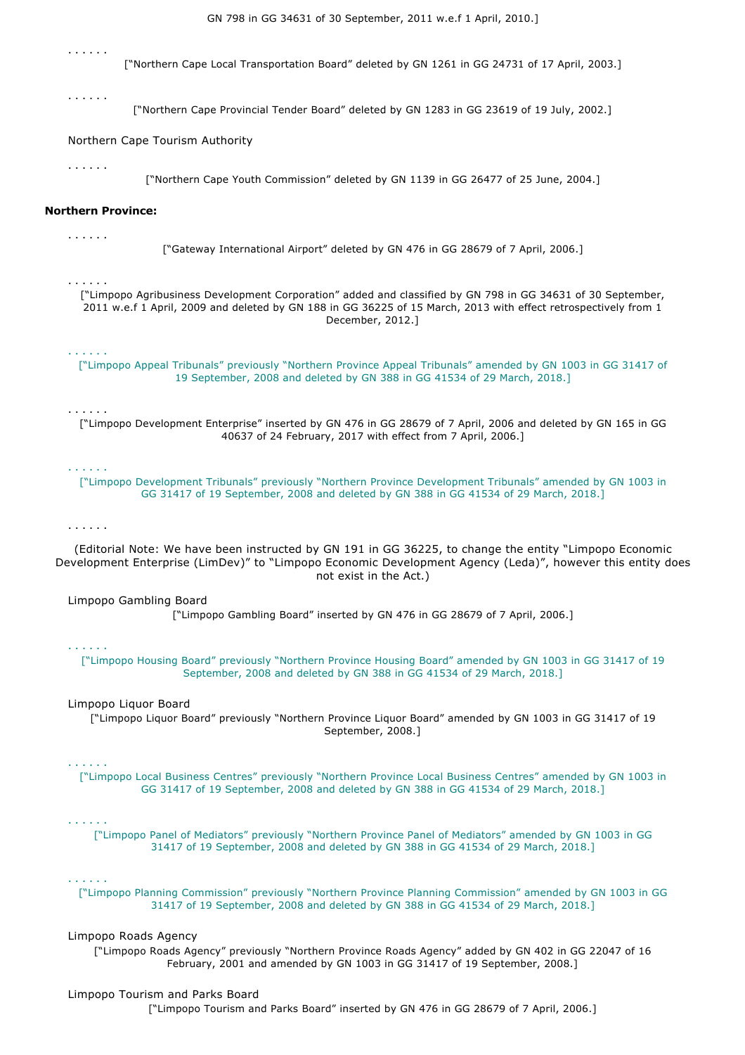GN 798 in GG 34631 of 30 September, 2011 w.e.f 1 April, 2010.]

. . . . . .

["Northern Cape Local Transportation Board" deleted by GN 1261 in GG 24731 of 17 April, 2003.]

. . . . . .

["Northern Cape Provincial Tender Board" deleted by GN 1283 in GG 23619 of 19 July, 2002.]

Northern Cape Tourism Authority

. . . . . .

["Northern Cape Youth Commission" deleted by GN 1139 in GG 26477 of 25 June, 2004.]

**Northern Province:**

. . . . . .

["Gateway International Airport" deleted by GN 476 in GG 28679 of 7 April, 2006.]

. . . . . .

["Limpopo Agribusiness Development Corporation" added and classified by GN 798 in GG 34631 of 30 September, 2011 w.e.f 1 April, 2009 and deleted by GN 188 in GG 36225 of 15 March, 2013 with effect retrospectively from 1 December, 2012.]

. . . . . .

["Limpopo Appeal Tribunals" previously "Northern Province Appeal Tribunals" amended by GN 1003 in GG 31417 of 19 September, 2008 and deleted by GN 388 in GG 41534 of 29 March, 2018.]

. . . . . .

["Limpopo Development Enterprise" inserted by GN 476 in GG 28679 of 7 April, 2006 and deleted by GN 165 in GG 40637 of 24 February, 2017 with effect from 7 April, 2006.]

. . . . . .

["Limpopo Development Tribunals" previously "Northern Province Development Tribunals" amended by GN 1003 in GG 31417 of 19 September, 2008 and deleted by GN 388 in GG 41534 of 29 March, 2018.]

. . . . . .

(Editorial Note: We have been instructed by GN 191 in GG 36225, to change the entity "Limpopo Economic Development Enterprise (LimDev)" to "Limpopo Economic Development Agency (Leda)", however this entity does not exist in the Act.)

Limpopo Gambling Board

["Limpopo Gambling Board" inserted by GN 476 in GG 28679 of 7 April, 2006.]

. . . . . .

["Limpopo Housing Board" previously "Northern Province Housing Board" amended by GN 1003 in GG 31417 of 19 September, 2008 and deleted by GN 388 in GG 41534 of 29 March, 2018.]

Limpopo Liquor Board

["Limpopo Liquor Board" previously "Northern Province Liquor Board" amended by GN 1003 in GG 31417 of 19 September, 2008.]

. . . . . .

["Limpopo Local Business Centres" previously "Northern Province Local Business Centres" amended by GN 1003 in GG 31417 of 19 September, 2008 and deleted by GN 388 in GG 41534 of 29 March, 2018.]

. . . . . .

["Limpopo Panel of Mediators" previously "Northern Province Panel of Mediators" amended by GN 1003 in GG 31417 of 19 September, 2008 and deleted by GN 388 in GG 41534 of 29 March, 2018.]

. . . . . .

["Limpopo Planning Commission" previously "Northern Province Planning Commission" amended by GN 1003 in GG 31417 of 19 September, 2008 and deleted by GN 388 in GG 41534 of 29 March, 2018.]

Limpopo Roads Agency

["Limpopo Roads Agency" previously "Northern Province Roads Agency" added by GN 402 in GG 22047 of 16 February, 2001 and amended by GN 1003 in GG 31417 of 19 September, 2008.]

Limpopo Tourism and Parks Board

["Limpopo Tourism and Parks Board" inserted by GN 476 in GG 28679 of 7 April, 2006.]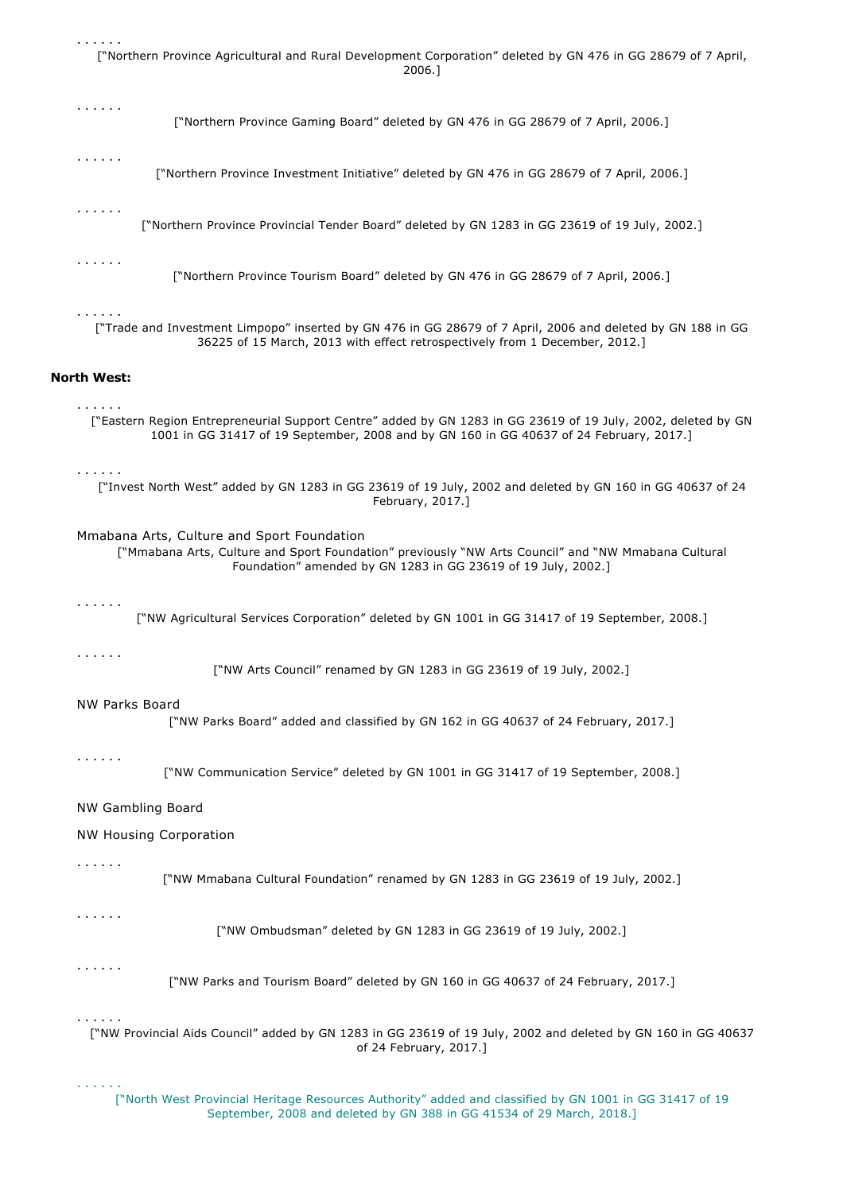. . . . . .

["Northern Province Agricultural and Rural Development Corporation" deleted by GN 476 in GG 28679 of 7 April, 2006.]

. . . . . .

["Northern Province Gaming Board" deleted by GN 476 in GG 28679 of 7 April, 2006.]

. . . . . .

["Northern Province Investment Initiative" deleted by GN 476 in GG 28679 of 7 April, 2006.]

. . . . . .

["Northern Province Provincial Tender Board" deleted by GN 1283 in GG 23619 of 19 July, 2002.]

. . . . . .

["Northern Province Tourism Board" deleted by GN 476 in GG 28679 of 7 April, 2006.]

. . . . . .

["Trade and Investment Limpopo" inserted by GN 476 in GG 28679 of 7 April, 2006 and deleted by GN 188 in GG 36225 of 15 March, 2013 with effect retrospectively from 1 December, 2012.]

**North West:**

. . . . . .

["Eastern Region Entrepreneurial Support Centre" added by GN 1283 in GG 23619 of 19 July, 2002, deleted by GN 1001 in GG 31417 of 19 September, 2008 and by GN 160 in GG 40637 of 24 February, 2017.]

. . . . . .

["Invest North West" added by GN 1283 in GG 23619 of 19 July, 2002 and deleted by GN 160 in GG 40637 of 24 February, 2017.]

Mmabana Arts, Culture and Sport Foundation

["Mmabana Arts, Culture and Sport Foundation" previously "NW Arts Council" and "NW Mmabana Cultural Foundation" amended by GN 1283 in GG 23619 of 19 July, 2002.]

. . . . . .

["NW Agricultural Services Corporation" deleted by GN 1001 in GG 31417 of 19 September, 2008.]

. . . . . .

["NW Arts Council" renamed by GN 1283 in GG 23619 of 19 July, 2002.]

NW Parks Board

["NW Parks Board" added and classified by GN 162 in GG 40637 of 24 February, 2017.]

. . . . . .

["NW Communication Service" deleted by GN 1001 in GG 31417 of 19 September, 2008.]

NW Gambling Board

NW Housing Corporation

. . . . . .

["NW Mmabana Cultural Foundation" renamed by GN 1283 in GG 23619 of 19 July, 2002.]

. . . . . .

["NW Ombudsman" deleted by GN 1283 in GG 23619 of 19 July, 2002.]

. . . . . .

["NW Parks and Tourism Board" deleted by GN 160 in GG 40637 of 24 February, 2017.]

. . . . . .

["NW Provincial Aids Council" added by GN 1283 in GG 23619 of 19 July, 2002 and deleted by GN 160 in GG 40637 of 24 February, 2017.]

. . . . . .

["North West Provincial Heritage Resources Authority" added and classified by GN 1001 in GG 31417 of 19 September, 2008 and deleted by GN 388 in GG 41534 of 29 March, 2018.]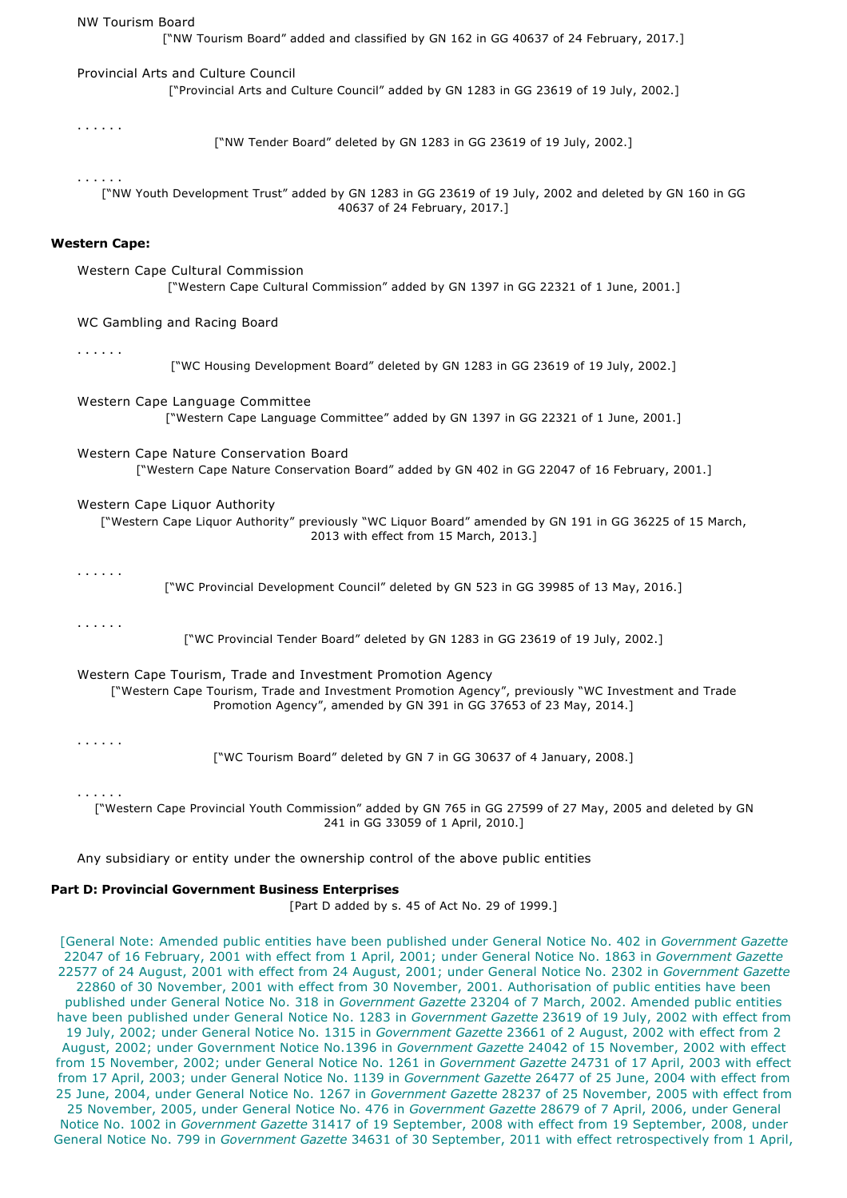NW Tourism Board

["NW Tourism Board" added and classified by GN 162 in GG 40637 of 24 February, 2017.]

Provincial Arts and Culture Council

["Provincial Arts and Culture Council" added by GN 1283 in GG 23619 of 19 July, 2002.]

. . . . . .

["NW Tender Board" deleted by GN 1283 in GG 23619 of 19 July, 2002.]

. . . . . .

["NW Youth Development Trust" added by GN 1283 in GG 23619 of 19 July, 2002 and deleted by GN 160 in GG 40637 of 24 February, 2017.]

**Western Cape:**

Western Cape Cultural Commission

["Western Cape Cultural Commission" added by GN 1397 in GG 22321 of 1 June, 2001.]

WC Gambling and Racing Board

. . . . . .

["WC Housing Development Board" deleted by GN 1283 in GG 23619 of 19 July, 2002.]

Western Cape Language Committee

["Western Cape Language Committee" added by GN 1397 in GG 22321 of 1 June, 2001.]

Western Cape Nature Conservation Board

["Western Cape Nature Conservation Board" added by GN 402 in GG 22047 of 16 February, 2001.]

Western Cape Liquor Authority

["Western Cape Liquor Authority" previously "WC Liquor Board" amended by GN 191 in GG 36225 of 15 March, 2013 with effect from 15 March, 2013.]

. . . . . .

["WC Provincial Development Council" deleted by GN 523 in GG 39985 of 13 May, 2016.]

. . . . . .

["WC Provincial Tender Board" deleted by GN 1283 in GG 23619 of 19 July, 2002.]

Western Cape Tourism, Trade and Investment Promotion Agency

["Western Cape Tourism, Trade and Investment Promotion Agency", previously "WC Investment and Trade Promotion Agency", amended by GN 391 in GG 37653 of 23 May, 2014.]

. . . . . .

["WC Tourism Board" deleted by GN 7 in GG 30637 of 4 January, 2008.]

. . . . . .

["Western Cape Provincial Youth Commission" added by GN 765 in GG 27599 of 27 May, 2005 and deleted by GN 241 in GG 33059 of 1 April, 2010.]

Any subsidiary or entity under the ownership control of the above public entities

**Part D: Provincial Government Business Enterprises**

[Part D added by s. 45 of Act No. 29 of 1999.]

[General Note: Amended public entities have been published under General Notice No. 402 in *Government Gazette* 22047 of 16 February, 2001 with effect from 1 April, 2001; under General Notice No. 1863 in *Government Gazette* 22577 of 24 August, 2001 with effect from 24 August, 2001; under General Notice No. 2302 in *Government Gazette* 22860 of 30 November, 2001 with effect from 30 November, 2001. Authorisation of public entities have been published under General Notice No. 318 in *Government Gazette* 23204 of 7 March, 2002. Amended public entities have been published under General Notice No. 1283 in *Government Gazette* 23619 of 19 July, 2002 with effect from 19 July, 2002; under General Notice No. 1315 in *Government Gazette* 23661 of 2 August, 2002 with effect from 2 August, 2002; under Government Notice No.1396 in *Government Gazette* 24042 of 15 November, 2002 with effect from 15 November, 2002; under General Notice No. 1261 in *Government Gazette* 24731 of 17 April, 2003 with effect from 17 April, 2003; under General Notice No. 1139 in *Government Gazette* 26477 of 25 June, 2004 with effect from 25 June, 2004, under General Notice No. 1267 in *Government Gazette* 28237 of 25 November, 2005 with effect from 25 November, 2005, under General Notice No. 476 in *Government Gazette* 28679 of 7 April, 2006, under General Notice No. 1002 in *Government Gazette* 31417 of 19 September, 2008 with effect from 19 September, 2008, under General Notice No. 799 in *Government Gazette* 34631 of 30 September, 2011 with effect retrospectively from 1 April,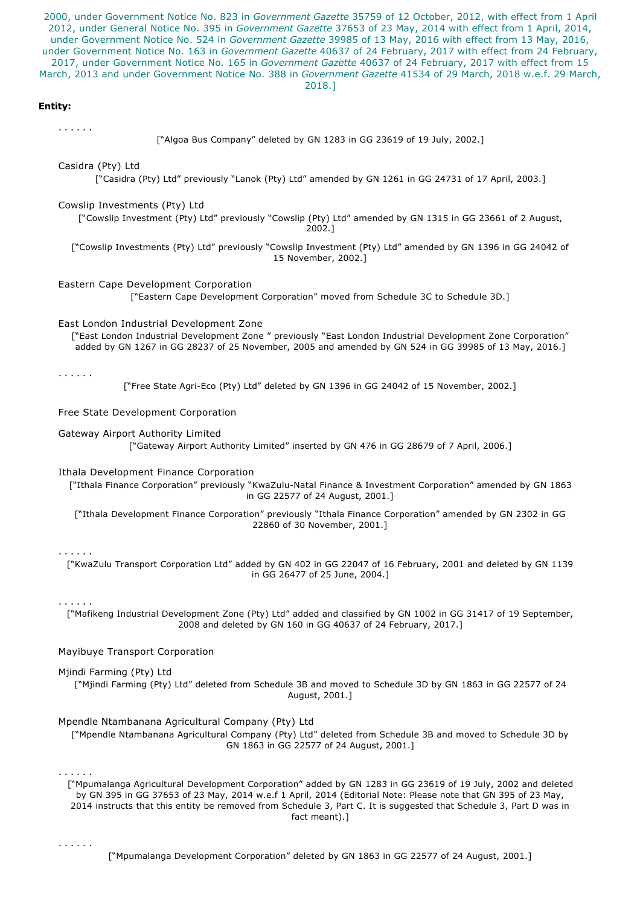2000, under Government Notice No. 823 in *Government Gazette* 35759 of 12 October, 2012, with effect from 1 April 2012, under General Notice No. 395 in *Government Gazette* 37653 of 23 May, 2014 with effect from 1 April, 2014, under Government Notice No. 524 in *Government Gazette* 39985 of 13 May, 2016 with effect from 13 May, 2016, under Government Notice No. 163 in *Government Gazette* 40637 of 24 February, 2017 with effect from 24 February, 2017, under Government Notice No. 165 in *Government Gazette* 40637 of 24 February, 2017 with effect from 15 March, 2013 and under Government Notice No. 388 in *Government Gazette* 41534 of 29 March, 2018 w.e.f. 29 March, 2018.]

**Entity:**

. . . . . .

["Algoa Bus Company" deleted by GN 1283 in GG 23619 of 19 July, 2002.]

Casidra (Pty) Ltd

["Casidra (Pty) Ltd" previously "Lanok (Pty) Ltd" amended by GN 1261 in GG 24731 of 17 April, 2003.]

Cowslip Investments (Pty) Ltd

["Cowslip Investment (Pty) Ltd" previously "Cowslip (Pty) Ltd" amended by GN 1315 in GG 23661 of 2 August, 2002.]

["Cowslip Investments (Pty) Ltd" previously "Cowslip Investment (Pty) Ltd" amended by GN 1396 in GG 24042 of 15 November, 2002.]

Eastern Cape Development Corporation

["Eastern Cape Development Corporation" moved from Schedule 3C to Schedule 3D.]

East London Industrial Development Zone

["East London Industrial Development Zone " previously "East London Industrial Development Zone Corporation" added by GN 1267 in GG 28237 of 25 November, 2005 and amended by GN 524 in GG 39985 of 13 May, 2016.]

. . . . . .

["Free State Agri-Eco (Pty) Ltd" deleted by GN 1396 in GG 24042 of 15 November, 2002.]

Free State Development Corporation

Gateway Airport Authority Limited

["Gateway Airport Authority Limited" inserted by GN 476 in GG 28679 of 7 April, 2006.]

Ithala Development Finance Corporation

["Ithala Finance Corporation" previously "KwaZulu-Natal Finance & Investment Corporation" amended by GN 1863 in GG 22577 of 24 August, 2001.]

["Ithala Development Finance Corporation" previously "Ithala Finance Corporation" amended by GN 2302 in GG 22860 of 30 November, 2001.]

. . . . . .

["KwaZulu Transport Corporation Ltd" added by GN 402 in GG 22047 of 16 February, 2001 and deleted by GN 1139 in GG 26477 of 25 June, 2004.]

. . . . . .

["Mafikeng Industrial Development Zone (Pty) Ltd" added and classified by GN 1002 in GG 31417 of 19 September, 2008 and deleted by GN 160 in GG 40637 of 24 February, 2017.]

Mayibuye Transport Corporation

Mjindi Farming (Pty) Ltd

["Mjindi Farming (Pty) Ltd" deleted from Schedule 3B and moved to Schedule 3D by GN 1863 in GG 22577 of 24 August, 2001.]

Mpendle Ntambanana Agricultural Company (Pty) Ltd

["Mpendle Ntambanana Agricultural Company (Pty) Ltd" deleted from Schedule 3B and moved to Schedule 3D by GN 1863 in GG 22577 of 24 August, 2001.]

. . . . . .

["Mpumalanga Agricultural Development Corporation" added by GN 1283 in GG 23619 of 19 July, 2002 and deleted by GN 395 in GG 37653 of 23 May, 2014 w.e.f 1 April, 2014 (Editorial Note: Please note that GN 395 of 23 May, 2014 instructs that this entity be removed from Schedule 3, Part C. It is suggested that Schedule 3, Part D was in fact meant).]

. . . . . .

["Mpumalanga Development Corporation" deleted by GN 1863 in GG 22577 of 24 August, 2001.]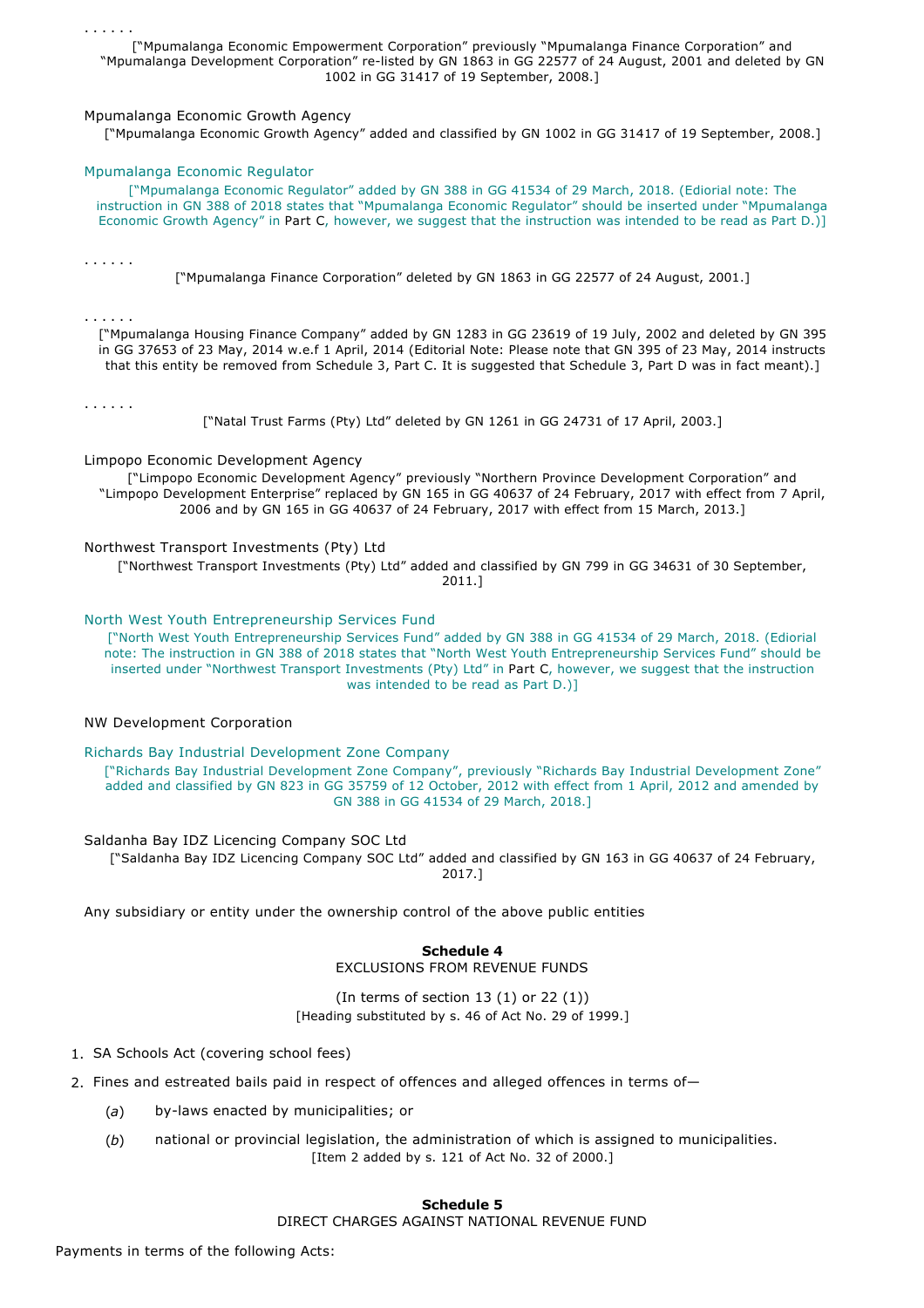. . . . . .

["Mpumalanga Economic Empowerment Corporation" previously "Mpumalanga Finance Corporation" and "Mpumalanga Development Corporation" re-listed by GN 1863 in GG 22577 of 24 August, 2001 and deleted by GN 1002 in GG 31417 of 19 September, 2008.]

Mpumalanga Economic Growth Agency

["Mpumalanga Economic Growth Agency" added and classified by GN 1002 in GG 31417 of 19 September, 2008.]

Mpumalanga Economic Regulator

["Mpumalanga Economic Regulator" added by GN 388 in GG 41534 of 29 March, 2018. (Edorial note: The instruction in GN 388 of 2018 states that "Mpumalanga Economic Regulator" should be inserted under "Mpumalanga Economic Growth Agency" in Part C, however, we suggest that the instruction was intended to be read as Part D.)]

. . . . . .

["Mpumalanga Finance Corporation" deleted by GN 1863 in GG 22577 of 24 August, 2001.]

. . . . . .

["Mpumalanga Housing Finance Company" added by GN 1283 in GG 23619 of 19 July, 2002 and deleted by GN 395 in GG 37653 of 23 May, 2014 w.e.f 1 April, 2014 (Editorial Note: Please note that GN 395 of 23 May, 2014 instructs that this entity be removed from Schedule 3, Part C. It is suggested that Schedule 3, Part D was in fact meant).]

. . . . . .

["Natal Trust Farms (Pty) Ltd" deleted by GN 1261 in GG 24731 of 17 April, 2003.]

Limpopo Economic Development Agency

["Limpopo Economic Development Agency" previously "Northern Province Development Corporation" and "Limpopo Development Enterprise" replaced by GN 165 in GG 40637 of 24 February, 2017 with effect from 7 April, 2006 and by GN 165 in GG 40637 of 24 February, 2017 with effect from 15 March, 2013.]

Northwest Transport Investments (Pty) Ltd

["Northwest Transport Investments (Pty) Ltd" added and classified by GN 799 in GG 34631 of 30 September, 2011.]

North West Youth Entrepreneurship Services Fund

["North West Youth Entrepreneurship Services Fund" added by GN 388 in GG 41534 of 29 March, 2018. (Edorial note: The instruction in GN 388 of 2018 states that "North West Youth Entrepreneurship Services Fund" should be inserted under "Northwest Transport Investments (Pty) Ltd" in Part C, however, we suggest that the instruction was intended to be read as Part D.)]

NW Development Corporation

Richards Bay Industrial Development Zone Company

["Richards Bay Industrial Development Zone Company", previously "Richards Bay Industrial Development Zone" added and classified by GN 823 in GG 35759 of 12 October, 2012 with effect from 1 April, 2012 and amended by GN 388 in GG 41534 of 29 March, 2018.]

Saldanha Bay IDZ Licencing Company SOC Ltd

["Saldanha Bay IDZ Licencing Company SOC Ltd" added and classified by GN 163 in GG 40637 of 24 February, 2017.]

Any subsidiary or entity under the ownership control of the above public entities

## Schedule 4
EXCLUSIONS FROM REVENUE FUNDS

(In terms of section 13 (1) or 22 (1))

[Heading substituted by s. 46 of Act No. 29 of 1999.]

1. SA Schools Act (covering school fees)
2. Fines and estreated bails paid in respect of offences and alleged offences in terms of—
   (*a*) by-laws enacted by municipalities; or
   (*b*) national or provincial legislation, the administration of which is assigned to municipalities.

[Item 2 added by s. 121 of Act No. 32 of 2000.]

## Schedule 5
DIRECT CHARGES AGAINST NATIONAL REVENUE FUND

Payments in terms of the following Acts: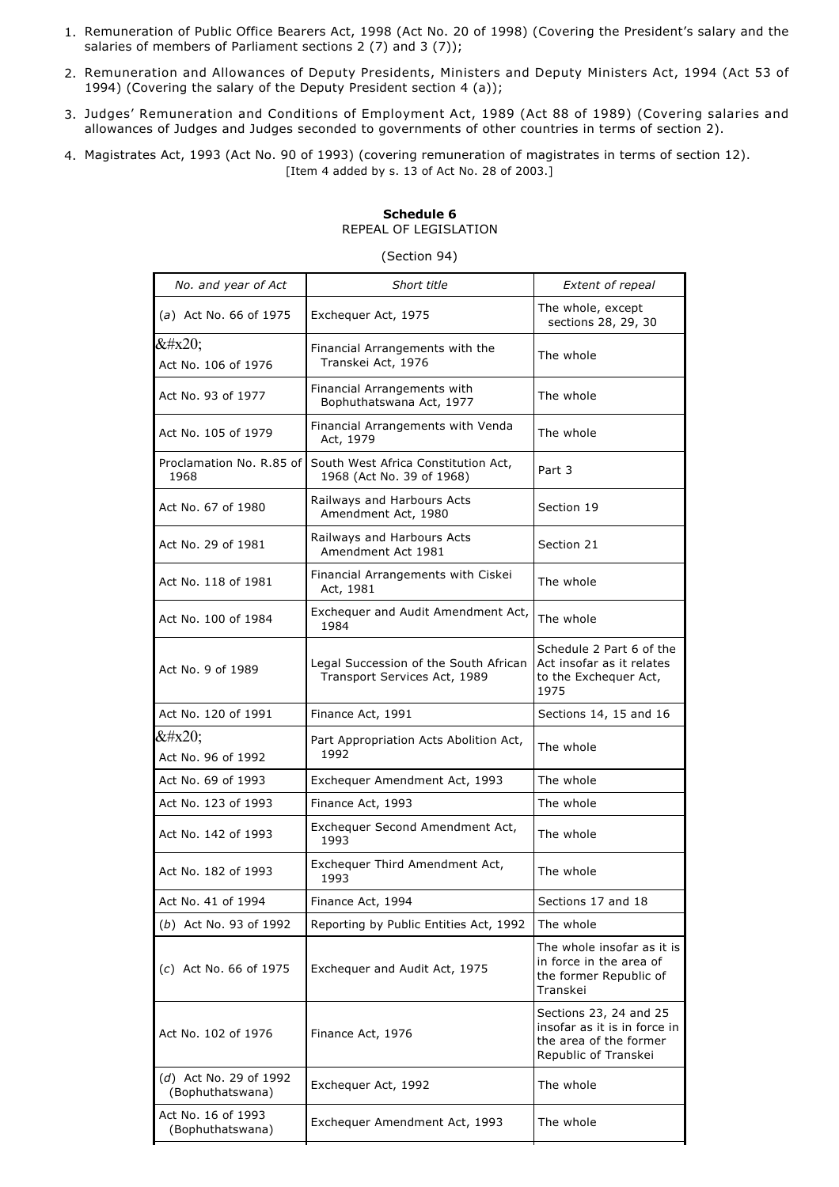1. Remuneration of Public Office Bearers Act, 1998 (Act No. 20 of 1998) (Covering the President's salary and the salaries of members of Parliament sections 2 (7) and 3 (7));
2. Remuneration and Allowances of Deputy Presidents, Ministers and Deputy Ministers Act, 1994 (Act 53 of 1994) (Covering the salary of the Deputy President section 4 (a));
3. Judges' Remuneration and Conditions of Employment Act, 1989 (Act 88 of 1989) (Covering salaries and allowances of Judges and Judges seconded to governments of other countries in terms of section 2).
4. Magistrates Act, 1993 (Act No. 90 of 1993) (covering remuneration of magistrates in terms of section 12).
   [Item 4 added by s. 13 of Act No. 28 of 2003.]

**Schedule 6**
REPEAL OF LEGISLATION

(Section 94)

| *No. and year of Act* | *Short title* | *Extent of repeal* |
| --- | --- | --- |
| (*a*) Act No. 66 of 1975 | Exchequer Act, 1975 | The whole, except sections 28, 29, 30 |
| Act No. 106 of 1976 | Financial Arrangements with the Transkei Act, 1976 | The whole |
| Act No. 93 of 1977 | Financial Arrangements with Bophuthatswana Act, 1977 | The whole |
| Act No. 105 of 1979 | Financial Arrangements with Venda Act, 1979 | The whole |
| Proclamation No. R.85 of 1968 | South West Africa Constitution Act, 1968 (Act No. 39 of 1968) | Part 3 |
| Act No. 67 of 1980 | Railways and Harbours Acts Amendment Act, 1980 | Section 19 |
| Act No. 29 of 1981 | Railways and Harbours Acts Amendment Act 1981 | Section 21 |
| Act No. 118 of 1981 | Financial Arrangements with Ciskei Act, 1981 | The whole |
| Act No. 100 of 1984 | Exchequer and Audit Amendment Act, 1984 | The whole |
| Act No. 9 of 1989 | Legal Succession of the South African Transport Services Act, 1989 | Schedule 2 Part 6 of the Act insofar as it relates to the Exchequer Act, 1975 |
| Act No. 120 of 1991 | Finance Act, 1991 | Sections 14, 15 and 16 |
| Act No. 96 of 1992 | Part Appropriation Acts Abolition Act, 1992 | The whole |
| Act No. 69 of 1993 | Exchequer Amendment Act, 1993 | The whole |
| Act No. 123 of 1993 | Finance Act, 1993 | The whole |
| Act No. 142 of 1993 | Exchequer Second Amendment Act, 1993 | The whole |
| Act No. 182 of 1993 | Exchequer Third Amendment Act, 1993 | The whole |
| Act No. 41 of 1994 | Finance Act, 1994 | Sections 17 and 18 |
| (*b*) Act No. 93 of 1992 | Reporting by Public Entities Act, 1992 | The whole |
| (*c*) Act No. 66 of 1975 | Exchequer and Audit Act, 1975 | The whole insofar as it is in force in the area of the former Republic of Transkei |
| Act No. 102 of 1976 | Finance Act, 1976 | Sections 23, 24 and 25 insofar as it is in force in the area of the former Republic of Transkei |
| (*d*) Act No. 29 of 1992 (Bophuthatswana) | Exchequer Act, 1992 | The whole |
| Act No. 16 of 1993 (Bophuthatswana) | Exchequer Amendment Act, 1993 | The whole |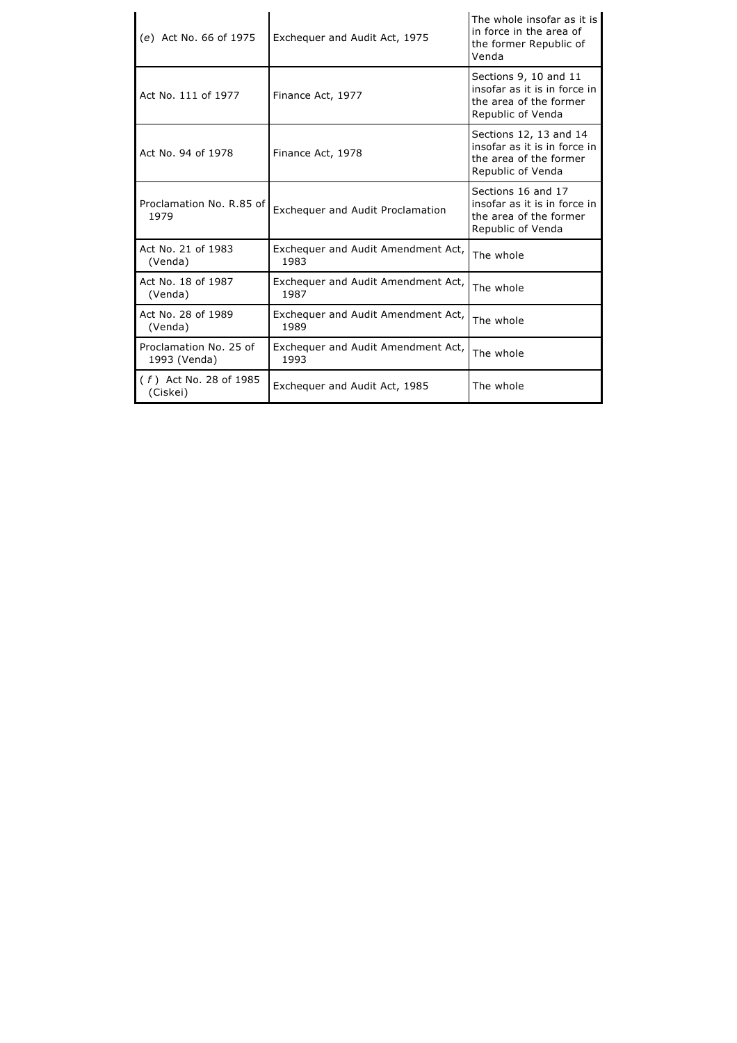| | | |
|---|---|---|
| (*e*) Act No. 66 of 1975 | Exchequer and Audit Act, 1975 | The whole insofar as it is in force in the area of the former Republic of Venda |
| Act No. 111 of 1977 | Finance Act, 1977 | Sections 9, 10 and 11 insofar as it is in force in the area of the former Republic of Venda |
| Act No. 94 of 1978 | Finance Act, 1978 | Sections 12, 13 and 14 insofar as it is in force in the area of the former Republic of Venda |
| Proclamation No. R.85 of 1979 | Exchequer and Audit Proclamation | Sections 16 and 17 insofar as it is in force in the area of the former Republic of Venda |
| Act No. 21 of 1983 (Venda) | Exchequer and Audit Amendment Act, 1983 | The whole |
| Act No. 18 of 1987 (Venda) | Exchequer and Audit Amendment Act, 1987 | The whole |
| Act No. 28 of 1989 (Venda) | Exchequer and Audit Amendment Act, 1989 | The whole |
| Proclamation No. 25 of 1993 (Venda) | Exchequer and Audit Amendment Act, 1993 | The whole |
| (*f*) Act No. 28 of 1985 (Ciskei) | Exchequer and Audit Act, 1985 | The whole |